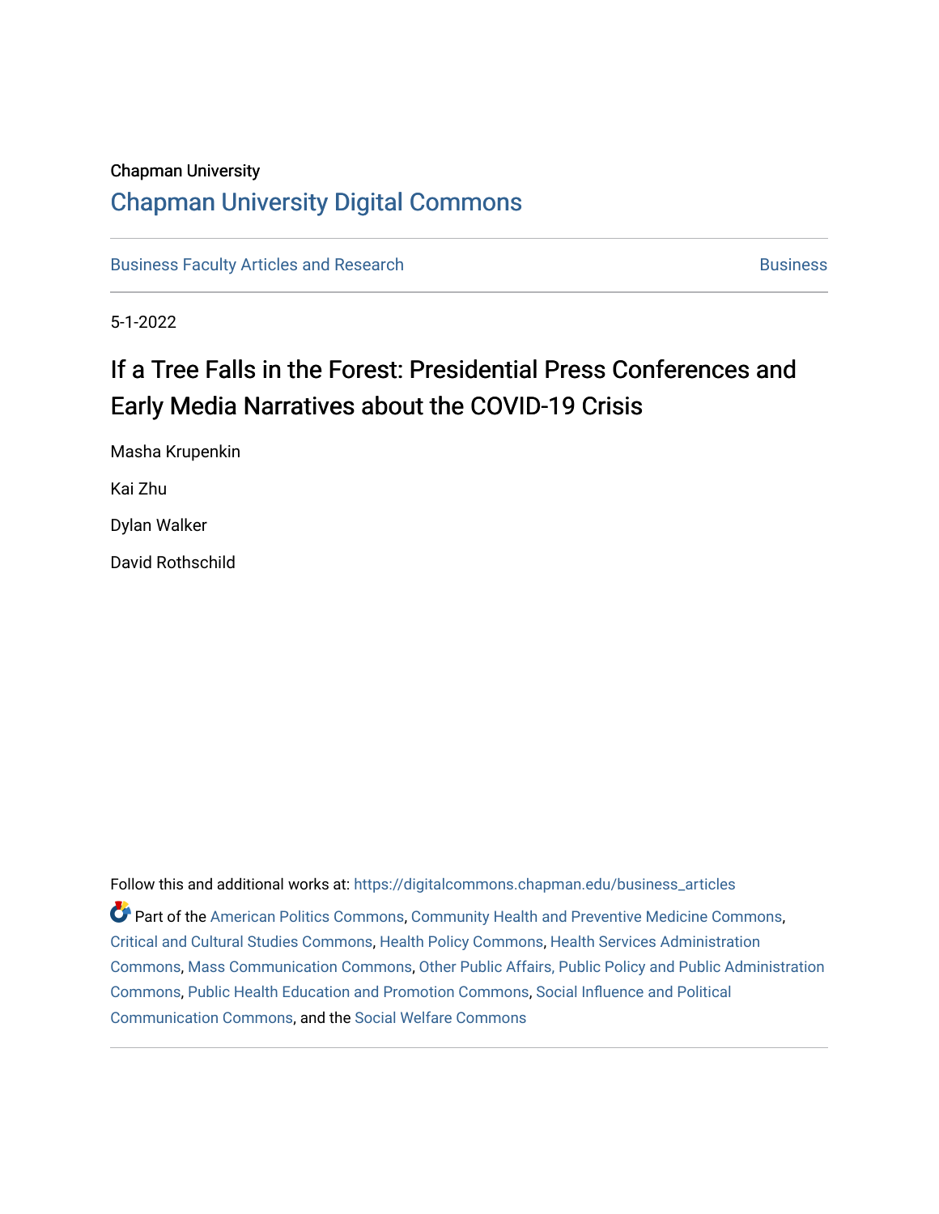Chapman University

## Chapman University Digital Commons

Business Faculty Articles and Research

Business

5-1-2022

# If a Tree Falls in the Forest: Presidential Press Conferences and Early Media Narratives about the COVID-19 Crisis

Masha Krupenkin

Kai Zhu

Dylan Walker

David Rothschild

Follow this and additional works at: https://digitalcommons.chapman.edu/business_articles

Part of the American Politics Commons, Community Health and Preventive Medicine Commons, Critical and Cultural Studies Commons, Health Policy Commons, Health Services Administration Commons, Mass Communication Commons, Other Public Affairs, Public Policy and Public Administration Commons, Public Health Education and Promotion Commons, Social Influence and Political Communication Commons, and the Social Welfare Commons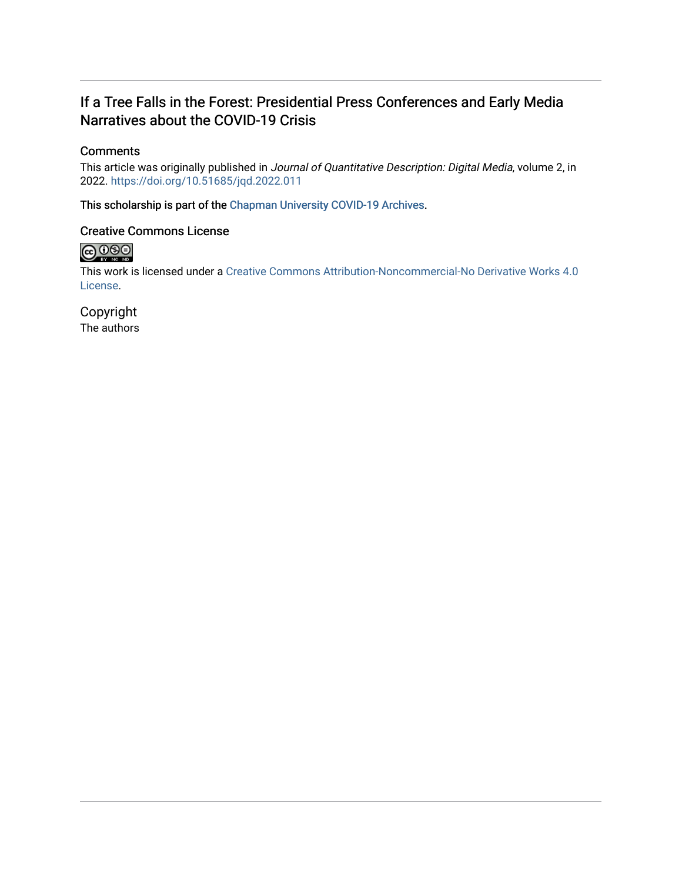# If a Tree Falls in the Forest: Presidential Press Conferences and Early Media Narratives about the COVID-19 Crisis

## Comments

This article was originally published in *Journal of Quantitative Description: Digital Media*, volume 2, in 2022. https://doi.org/10.51685/jqd.2022.011

This scholarship is part of the Chapman University COVID-19 Archives.

## Creative Commons License

This work is licensed under a Creative Commons Attribution-Noncommercial-No Derivative Works 4.0 License.

## Copyright

The authors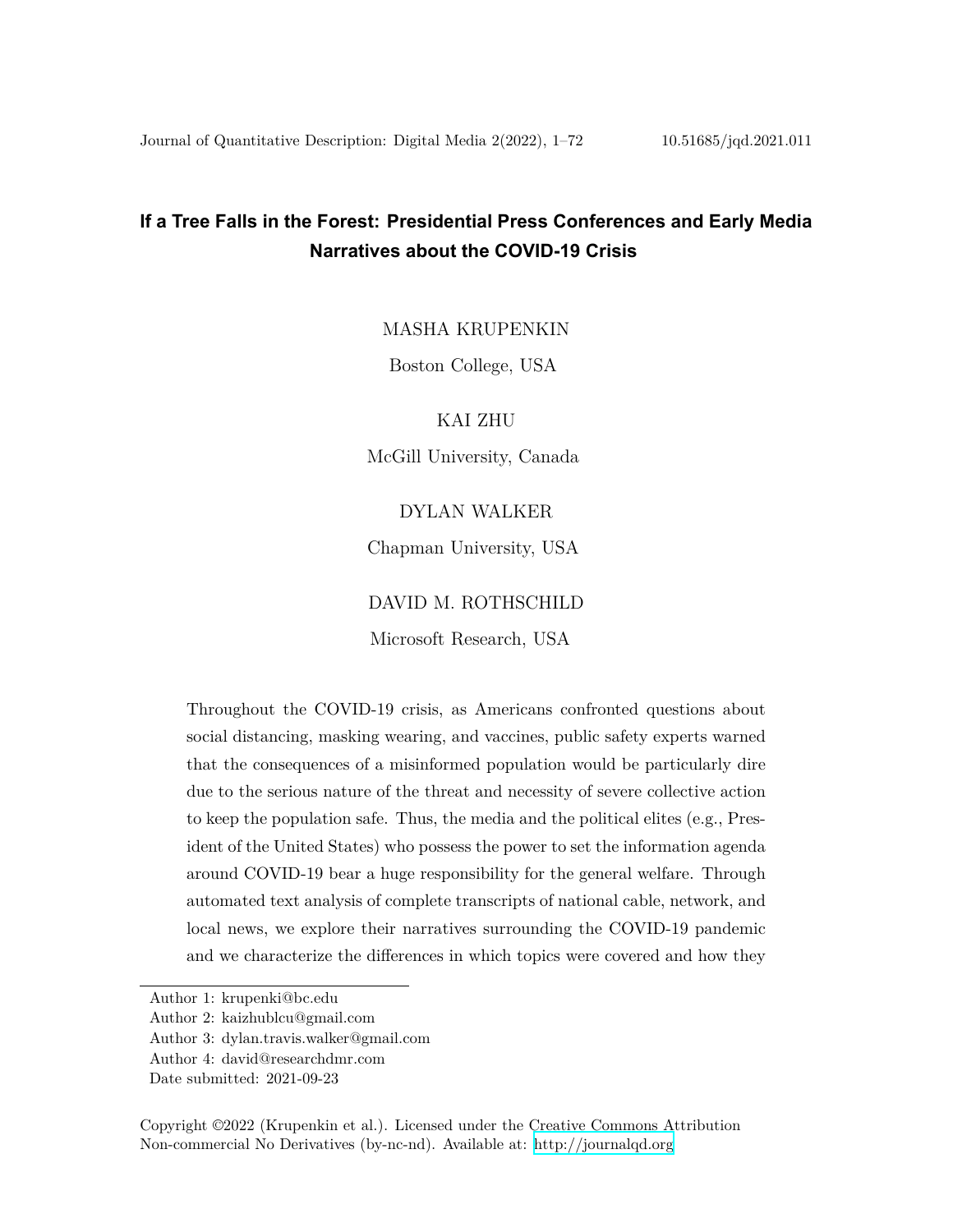# If a Tree Falls in the Forest: Presidential Press Conferences and Early Media Narratives about the COVID-19 Crisis

MASHA KRUPENKIN

Boston College, USA

KAI ZHU

McGill University, Canada

DYLAN WALKER

Chapman University, USA

DAVID M. ROTHSCHILD

Microsoft Research, USA

Throughout the COVID-19 crisis, as Americans confronted questions about social distancing, masking wearing, and vaccines, public safety experts warned that the consequences of a misinformed population would be particularly dire due to the serious nature of the threat and necessity of severe collective action to keep the population safe. Thus, the media and the political elites (e.g., President of the United States) who possess the power to set the information agenda around COVID-19 bear a huge responsibility for the general welfare. Through automated text analysis of complete transcripts of national cable, network, and local news, we explore their narratives surrounding the COVID-19 pandemic and we characterize the differences in which topics were covered and how they

Author 1: krupenki@bc.edu

Author 2: kaizhublcu@gmail.com

Author 3: dylan.travis.walker@gmail.com

Author 4: david@researchdmr.com

Date submitted: 2021-09-23

Copyright ©2022 (Krupenkin et al.). Licensed under the Creative Commons Attribution Non-commercial No Derivatives (by-nc-nd). Available at: http://journalqd.org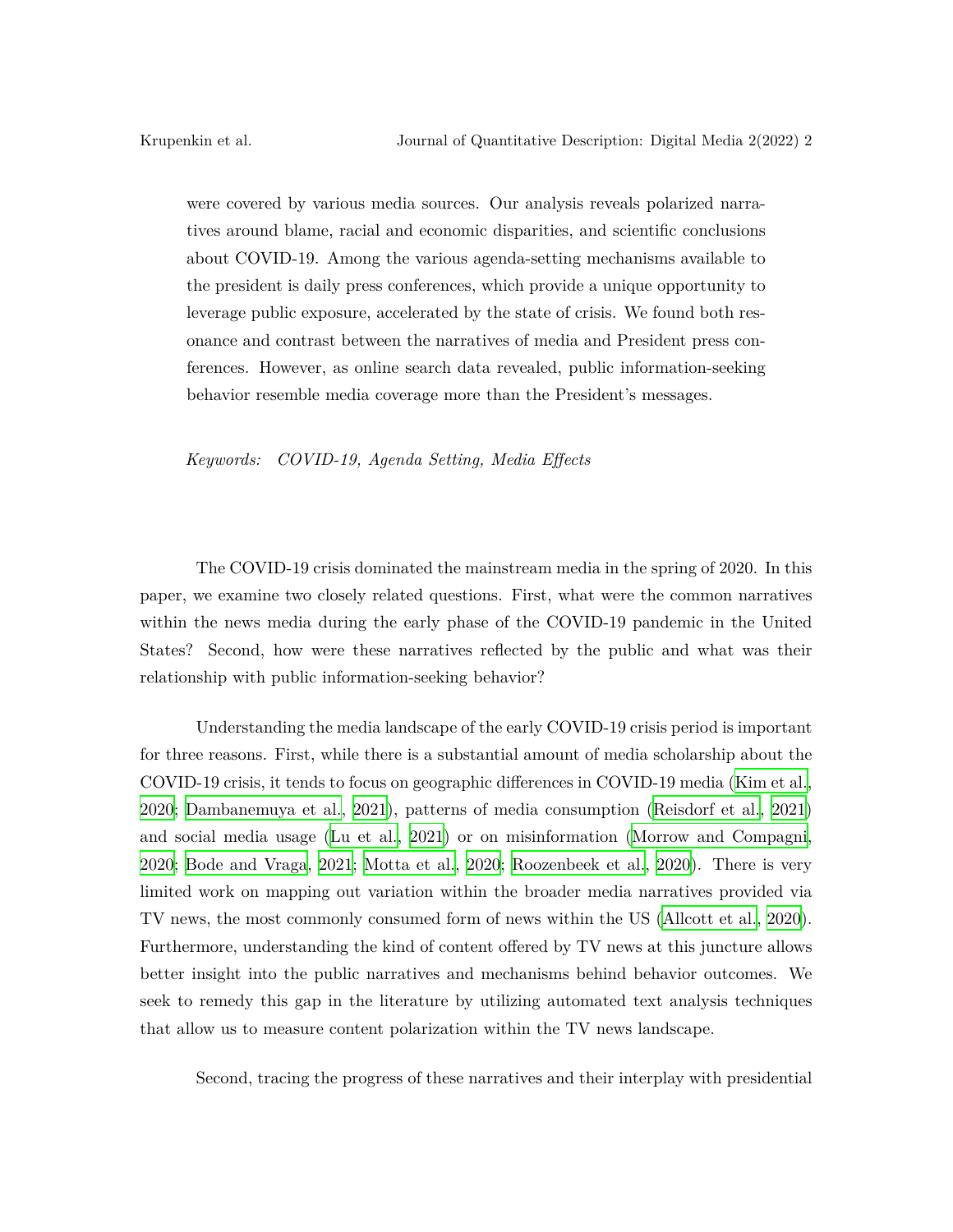were covered by various media sources. Our analysis reveals polarized narratives around blame, racial and economic disparities, and scientific conclusions about COVID-19. Among the various agenda-setting mechanisms available to the president is daily press conferences, which provide a unique opportunity to leverage public exposure, accelerated by the state of crisis. We found both resonance and contrast between the narratives of media and President press conferences. However, as online search data revealed, public information-seeking behavior resemble media coverage more than the President's messages.

*Keywords: COVID-19, Agenda Setting, Media Effects*

The COVID-19 crisis dominated the mainstream media in the spring of 2020. In this paper, we examine two closely related questions. First, what were the common narratives within the news media during the early phase of the COVID-19 pandemic in the United States? Second, how were these narratives reflected by the public and what was their relationship with public information-seeking behavior?

Understanding the media landscape of the early COVID-19 crisis period is important for three reasons. First, while there is a substantial amount of media scholarship about the COVID-19 crisis, it tends to focus on geographic differences in COVID-19 media (Kim et al., 2020; Dambanemuya et al., 2021), patterns of media consumption (Reisdorf et al., 2021) and social media usage (Lu et al., 2021) or on misinformation (Morrow and Compagni, 2020; Bode and Vraga, 2021; Motta et al., 2020; Roozenbeek et al., 2020). There is very limited work on mapping out variation within the broader media narratives provided via TV news, the most commonly consumed form of news within the US (Allcott et al., 2020). Furthermore, understanding the kind of content offered by TV news at this juncture allows better insight into the public narratives and mechanisms behind behavior outcomes. We seek to remedy this gap in the literature by utilizing automated text analysis techniques that allow us to measure content polarization within the TV news landscape.

Second, tracing the progress of these narratives and their interplay with presidential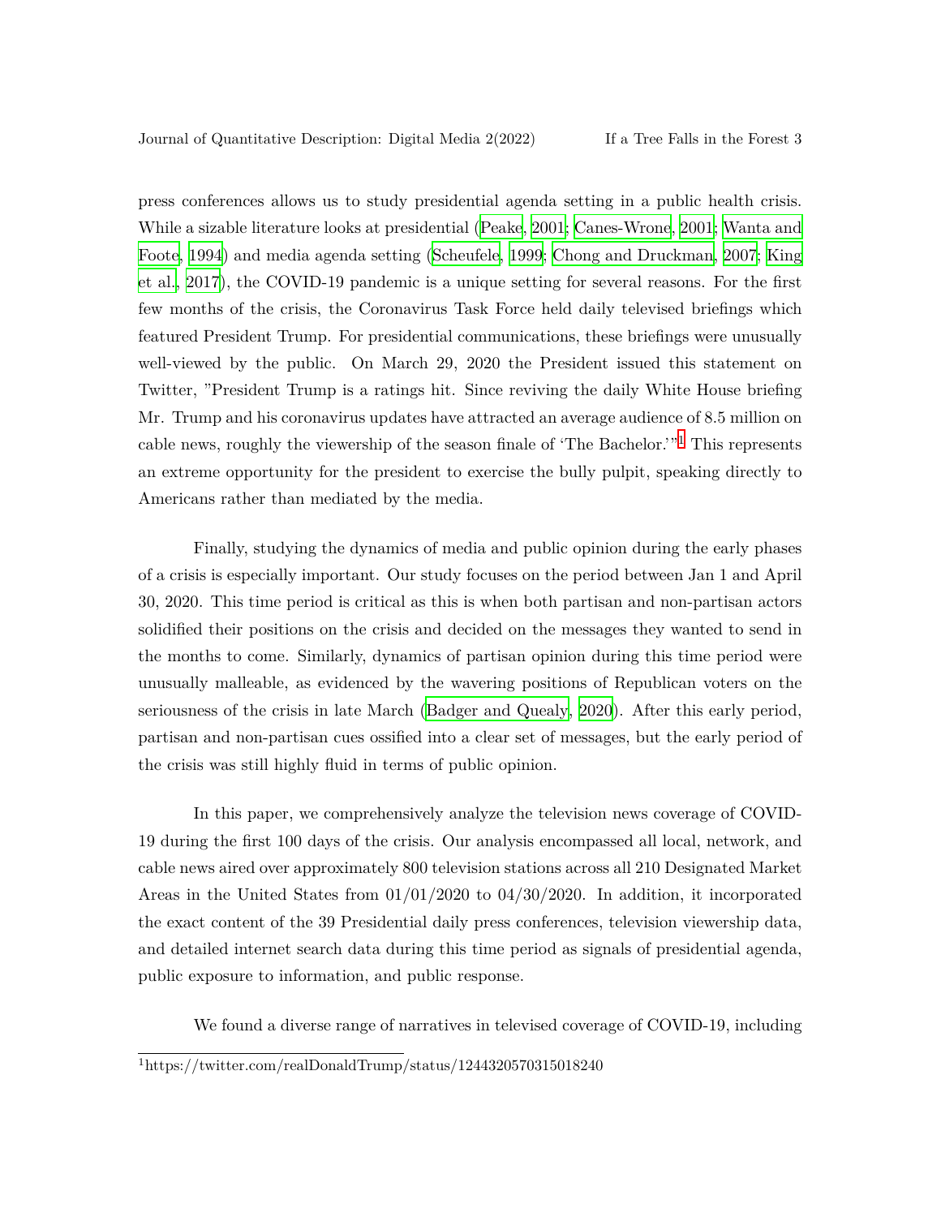press conferences allows us to study presidential agenda setting in a public health crisis. While a sizable literature looks at presidential (Peake, 2001; Canes-Wrone, 2001; Wanta and Foote, 1994) and media agenda setting (Scheufele, 1999; Chong and Druckman, 2007; King et al., 2017), the COVID-19 pandemic is a unique setting for several reasons. For the first few months of the crisis, the Coronavirus Task Force held daily televised briefings which featured President Trump. For presidential communications, these briefings were unusually well-viewed by the public. On March 29, 2020 the President issued this statement on Twitter, "President Trump is a ratings hit. Since reviving the daily White House briefing Mr. Trump and his coronavirus updates have attracted an average audience of 8.5 million on cable news, roughly the viewership of the season finale of 'The Bachelor.'"[1] This represents an extreme opportunity for the president to exercise the bully pulpit, speaking directly to Americans rather than mediated by the media.

Finally, studying the dynamics of media and public opinion during the early phases of a crisis is especially important. Our study focuses on the period between Jan 1 and April 30, 2020. This time period is critical as this is when both partisan and non-partisan actors solidified their positions on the crisis and decided on the messages they wanted to send in the months to come. Similarly, dynamics of partisan opinion during this time period were unusually malleable, as evidenced by the wavering positions of Republican voters on the seriousness of the crisis in late March (Badger and Quealy, 2020). After this early period, partisan and non-partisan cues ossified into a clear set of messages, but the early period of the crisis was still highly fluid in terms of public opinion.

In this paper, we comprehensively analyze the television news coverage of COVID-19 during the first 100 days of the crisis. Our analysis encompassed all local, network, and cable news aired over approximately 800 television stations across all 210 Designated Market Areas in the United States from 01/01/2020 to 04/30/2020. In addition, it incorporated the exact content of the 39 Presidential daily press conferences, television viewership data, and detailed internet search data during this time period as signals of presidential agenda, public exposure to information, and public response.

We found a diverse range of narratives in televised coverage of COVID-19, including

[1] https://twitter.com/realDonaldTrump/status/1244320570315018240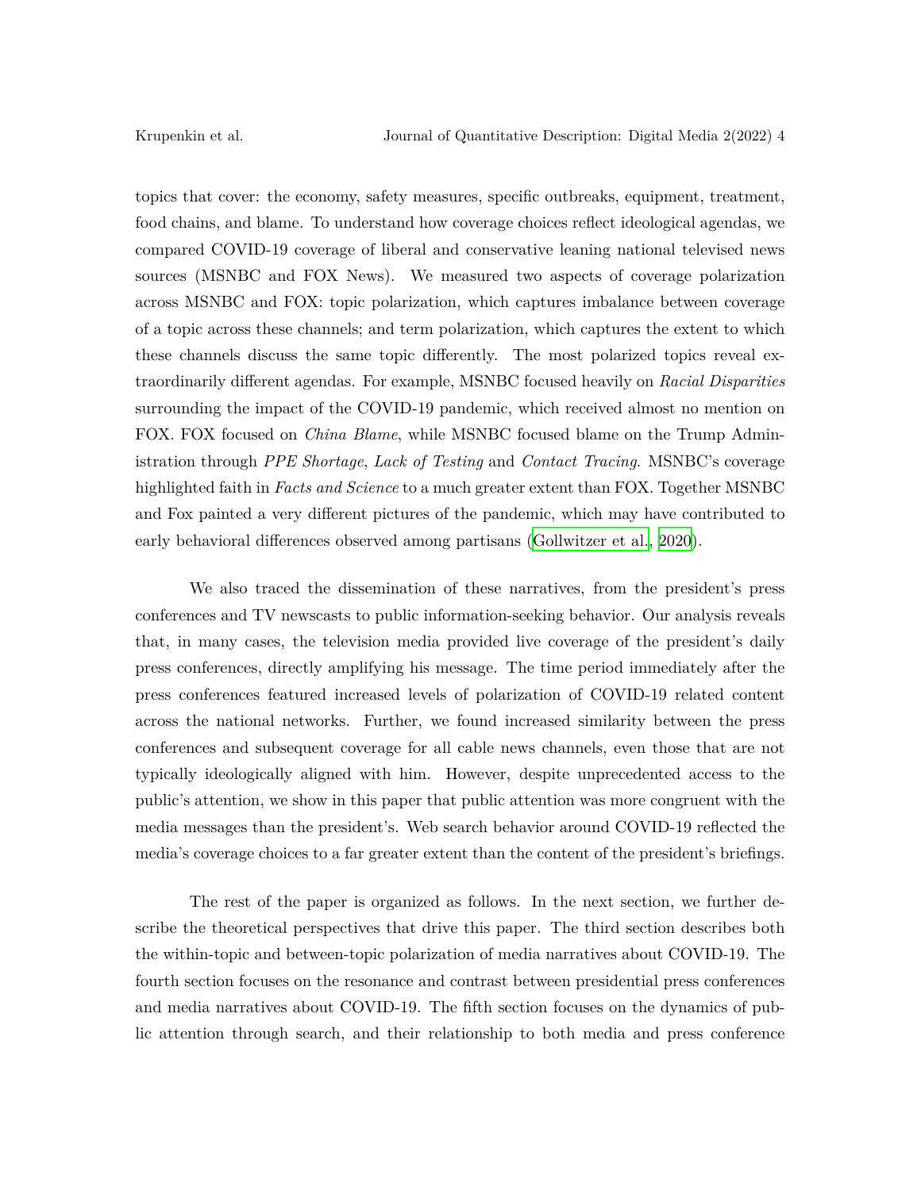topics that cover: the economy, safety measures, specific outbreaks, equipment, treatment, food chains, and blame. To understand how coverage choices reflect ideological agendas, we compared COVID-19 coverage of liberal and conservative leaning national televised news sources (MSNBC and FOX News). We measured two aspects of coverage polarization across MSNBC and FOX: topic polarization, which captures imbalance between coverage of a topic across these channels; and term polarization, which captures the extent to which these channels discuss the same topic differently. The most polarized topics reveal extraordinarily different agendas. For example, MSNBC focused heavily on *Racial Disparities* surrounding the impact of the COVID-19 pandemic, which received almost no mention on FOX. FOX focused on *China Blame*, while MSNBC focused blame on the Trump Administration through *PPE Shortage*, *Lack of Testing* and *Contact Tracing*. MSNBC's coverage highlighted faith in *Facts and Science* to a much greater extent than FOX. Together MSNBC and Fox painted a very different pictures of the pandemic, which may have contributed to early behavioral differences observed among partisans (Gollwitzer et al., 2020).

We also traced the dissemination of these narratives, from the president's press conferences and TV newscasts to public information-seeking behavior. Our analysis reveals that, in many cases, the television media provided live coverage of the president's daily press conferences, directly amplifying his message. The time period immediately after the press conferences featured increased levels of polarization of COVID-19 related content across the national networks. Further, we found increased similarity between the press conferences and subsequent coverage for all cable news channels, even those that are not typically ideologically aligned with him. However, despite unprecedented access to the public's attention, we show in this paper that public attention was more congruent with the media messages than the president's. Web search behavior around COVID-19 reflected the media's coverage choices to a far greater extent than the content of the president's briefings.

The rest of the paper is organized as follows. In the next section, we further describe the theoretical perspectives that drive this paper. The third section describes both the within-topic and between-topic polarization of media narratives about COVID-19. The fourth section focuses on the resonance and contrast between presidential press conferences and media narratives about COVID-19. The fifth section focuses on the dynamics of public attention through search, and their relationship to both media and press conference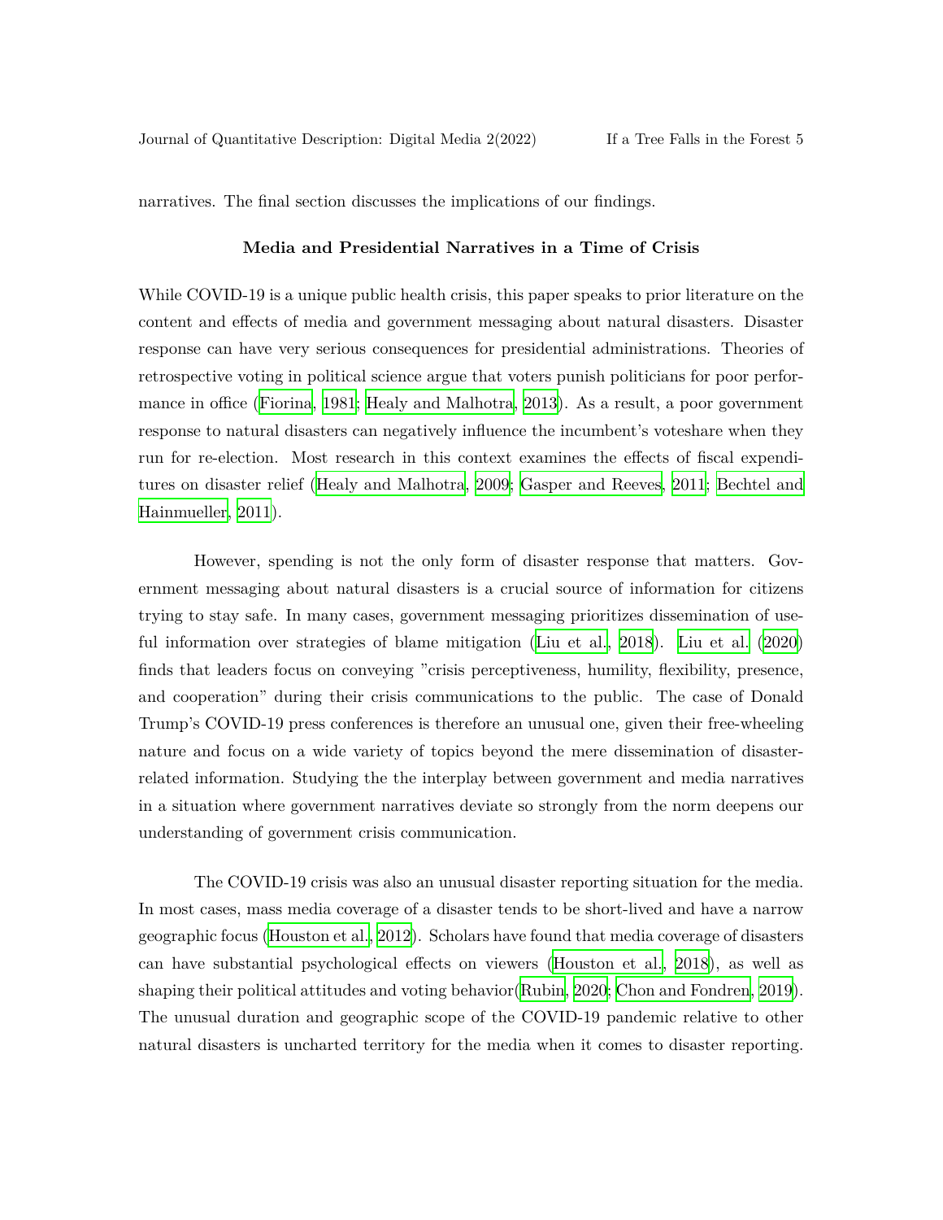narratives. The final section discusses the implications of our findings.

## Media and Presidential Narratives in a Time of Crisis

While COVID-19 is a unique public health crisis, this paper speaks to prior literature on the content and effects of media and government messaging about natural disasters. Disaster response can have very serious consequences for presidential administrations. Theories of retrospective voting in political science argue that voters punish politicians for poor performance in office (Fiorina, 1981; Healy and Malhotra, 2013). As a result, a poor government response to natural disasters can negatively influence the incumbent's voteshare when they run for re-election. Most research in this context examines the effects of fiscal expenditures on disaster relief (Healy and Malhotra, 2009; Gasper and Reeves, 2011; Bechtel and Hainmueller, 2011).

However, spending is not the only form of disaster response that matters. Government messaging about natural disasters is a crucial source of information for citizens trying to stay safe. In many cases, government messaging prioritizes dissemination of useful information over strategies of blame mitigation (Liu et al., 2018). Liu et al. (2020) finds that leaders focus on conveying "crisis perceptiveness, humility, flexibility, presence, and cooperation" during their crisis communications to the public. The case of Donald Trump's COVID-19 press conferences is therefore an unusual one, given their free-wheeling nature and focus on a wide variety of topics beyond the mere dissemination of disaster-related information. Studying the the interplay between government and media narratives in a situation where government narratives deviate so strongly from the norm deepens our understanding of government crisis communication.

The COVID-19 crisis was also an unusual disaster reporting situation for the media. In most cases, mass media coverage of a disaster tends to be short-lived and have a narrow geographic focus (Houston et al., 2012). Scholars have found that media coverage of disasters can have substantial psychological effects on viewers (Houston et al., 2018), as well as shaping their political attitudes and voting behavior(Rubin, 2020; Chon and Fondren, 2019). The unusual duration and geographic scope of the COVID-19 pandemic relative to other natural disasters is uncharted territory for the media when it comes to disaster reporting.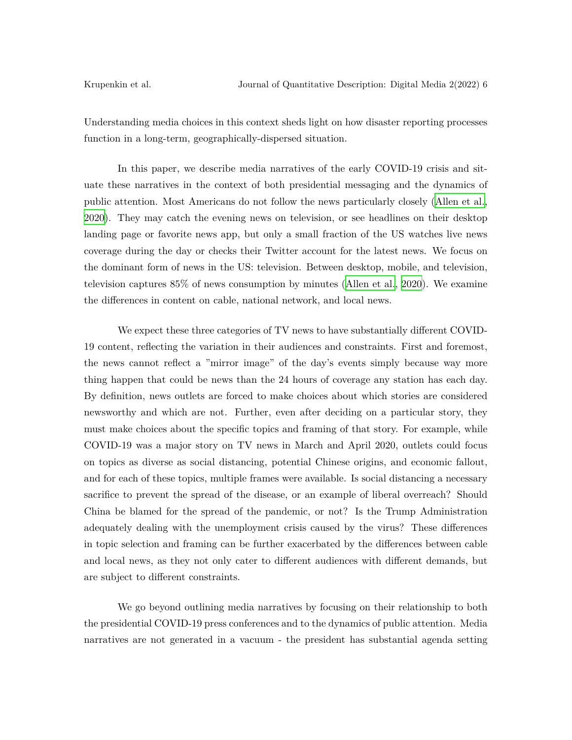Understanding media choices in this context sheds light on how disaster reporting processes function in a long-term, geographically-dispersed situation.

In this paper, we describe media narratives of the early COVID-19 crisis and situate these narratives in the context of both presidential messaging and the dynamics of public attention. Most Americans do not follow the news particularly closely (Allen et al., 2020). They may catch the evening news on television, or see headlines on their desktop landing page or favorite news app, but only a small fraction of the US watches live news coverage during the day or checks their Twitter account for the latest news. We focus on the dominant form of news in the US: television. Between desktop, mobile, and television, television captures 85% of news consumption by minutes (Allen et al., 2020). We examine the differences in content on cable, national network, and local news.

We expect these three categories of TV news to have substantially different COVID-19 content, reflecting the variation in their audiences and constraints. First and foremost, the news cannot reflect a "mirror image" of the day's events simply because way more thing happen that could be news than the 24 hours of coverage any station has each day. By definition, news outlets are forced to make choices about which stories are considered newsworthy and which are not. Further, even after deciding on a particular story, they must make choices about the specific topics and framing of that story. For example, while COVID-19 was a major story on TV news in March and April 2020, outlets could focus on topics as diverse as social distancing, potential Chinese origins, and economic fallout, and for each of these topics, multiple frames were available. Is social distancing a necessary sacrifice to prevent the spread of the disease, or an example of liberal overreach? Should China be blamed for the spread of the pandemic, or not? Is the Trump Administration adequately dealing with the unemployment crisis caused by the virus? These differences in topic selection and framing can be further exacerbated by the differences between cable and local news, as they not only cater to different audiences with different demands, but are subject to different constraints.

We go beyond outlining media narratives by focusing on their relationship to both the presidential COVID-19 press conferences and to the dynamics of public attention. Media narratives are not generated in a vacuum - the president has substantial agenda setting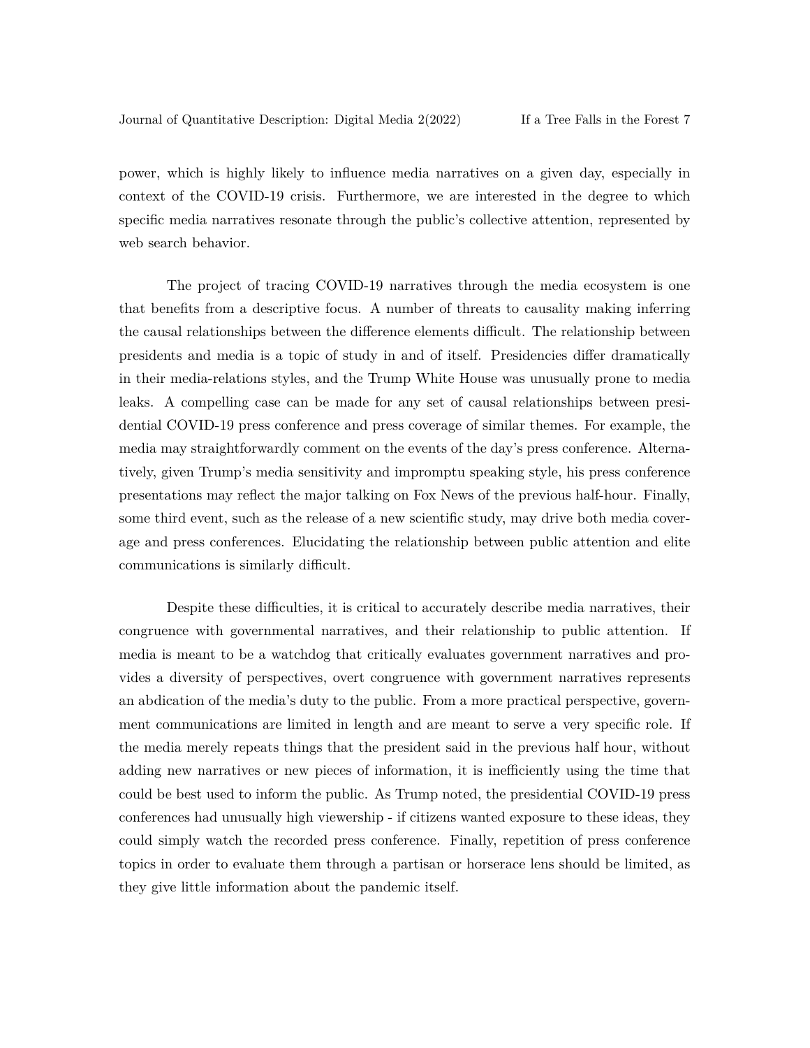power, which is highly likely to influence media narratives on a given day, especially in context of the COVID-19 crisis. Furthermore, we are interested in the degree to which specific media narratives resonate through the public's collective attention, represented by web search behavior.

The project of tracing COVID-19 narratives through the media ecosystem is one that benefits from a descriptive focus. A number of threats to causality making inferring the causal relationships between the difference elements difficult. The relationship between presidents and media is a topic of study in and of itself. Presidencies differ dramatically in their media-relations styles, and the Trump White House was unusually prone to media leaks. A compelling case can be made for any set of causal relationships between presidential COVID-19 press conference and press coverage of similar themes. For example, the media may straightforwardly comment on the events of the day's press conference. Alternatively, given Trump's media sensitivity and impromptu speaking style, his press conference presentations may reflect the major talking on Fox News of the previous half-hour. Finally, some third event, such as the release of a new scientific study, may drive both media coverage and press conferences. Elucidating the relationship between public attention and elite communications is similarly difficult.

Despite these difficulties, it is critical to accurately describe media narratives, their congruence with governmental narratives, and their relationship to public attention. If media is meant to be a watchdog that critically evaluates government narratives and provides a diversity of perspectives, overt congruence with government narratives represents an abdication of the media's duty to the public. From a more practical perspective, government communications are limited in length and are meant to serve a very specific role. If the media merely repeats things that the president said in the previous half hour, without adding new narratives or new pieces of information, it is inefficiently using the time that could be best used to inform the public. As Trump noted, the presidential COVID-19 press conferences had unusually high viewership - if citizens wanted exposure to these ideas, they could simply watch the recorded press conference. Finally, repetition of press conference topics in order to evaluate them through a partisan or horserace lens should be limited, as they give little information about the pandemic itself.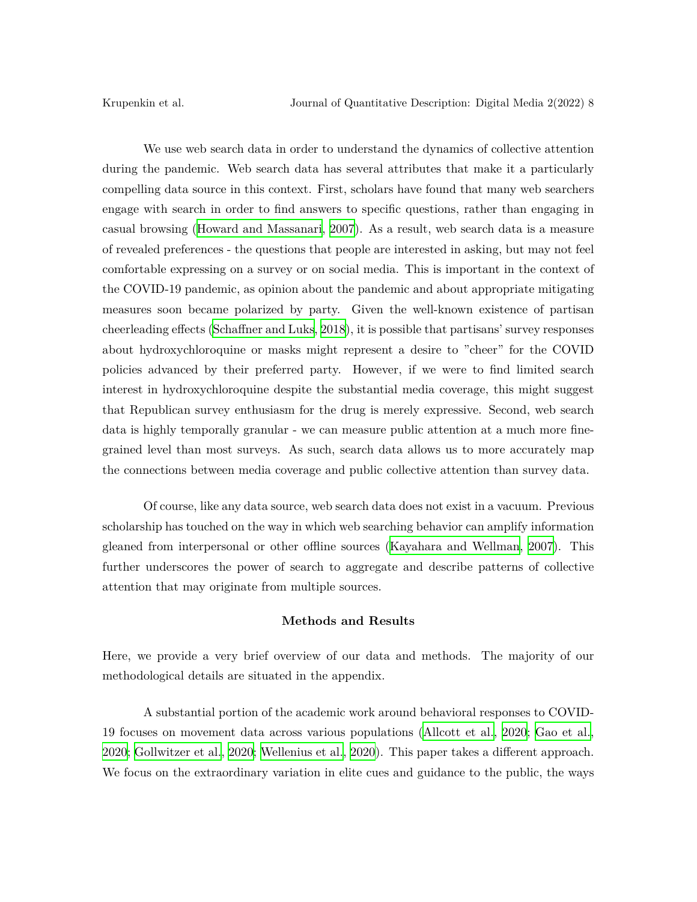We use web search data in order to understand the dynamics of collective attention during the pandemic. Web search data has several attributes that make it a particularly compelling data source in this context. First, scholars have found that many web searchers engage with search in order to find answers to specific questions, rather than engaging in casual browsing (Howard and Massanari, 2007). As a result, web search data is a measure of revealed preferences - the questions that people are interested in asking, but may not feel comfortable expressing on a survey or on social media. This is important in the context of the COVID-19 pandemic, as opinion about the pandemic and about appropriate mitigating measures soon became polarized by party. Given the well-known existence of partisan cheerleading effects (Schaffner and Luks, 2018), it is possible that partisans' survey responses about hydroxychloroquine or masks might represent a desire to "cheer" for the COVID policies advanced by their preferred party. However, if we were to find limited search interest in hydroxychloroquine despite the substantial media coverage, this might suggest that Republican survey enthusiasm for the drug is merely expressive. Second, web search data is highly temporally granular - we can measure public attention at a much more fine-grained level than most surveys. As such, search data allows us to more accurately map the connections between media coverage and public collective attention than survey data.

Of course, like any data source, web search data does not exist in a vacuum. Previous scholarship has touched on the way in which web searching behavior can amplify information gleaned from interpersonal or other offline sources (Kayahara and Wellman, 2007). This further underscores the power of search to aggregate and describe patterns of collective attention that may originate from multiple sources.

## Methods and Results

Here, we provide a very brief overview of our data and methods. The majority of our methodological details are situated in the appendix.

A substantial portion of the academic work around behavioral responses to COVID-19 focuses on movement data across various populations (Allcott et al., 2020; Gao et al., 2020; Gollwitzer et al., 2020; Wellenius et al., 2020). This paper takes a different approach. We focus on the extraordinary variation in elite cues and guidance to the public, the ways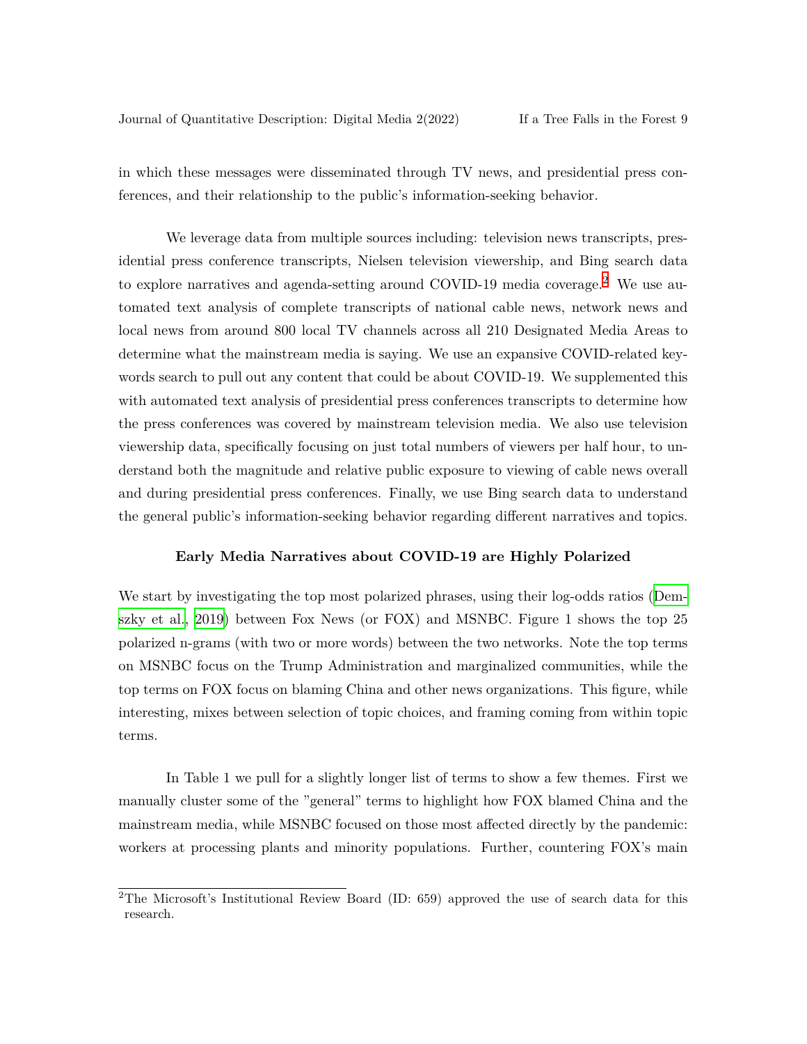in which these messages were disseminated through TV news, and presidential press conferences, and their relationship to the public's information-seeking behavior.

We leverage data from multiple sources including: television news transcripts, presidential press conference transcripts, Nielsen television viewership, and Bing search data to explore narratives and agenda-setting around COVID-19 media coverage.[2] We use automated text analysis of complete transcripts of national cable news, network news and local news from around 800 local TV channels across all 210 Designated Media Areas to determine what the mainstream media is saying. We use an expansive COVID-related keywords search to pull out any content that could be about COVID-19. We supplemented this with automated text analysis of presidential press conferences transcripts to determine how the press conferences was covered by mainstream television media. We also use television viewership data, specifically focusing on just total numbers of viewers per half hour, to understand both the magnitude and relative public exposure to viewing of cable news overall and during presidential press conferences. Finally, we use Bing search data to understand the general public's information-seeking behavior regarding different narratives and topics.

### Early Media Narratives about COVID-19 are Highly Polarized

We start by investigating the top most polarized phrases, using their log-odds ratios (Demszky et al., 2019) between Fox News (or FOX) and MSNBC. Figure 1 shows the top 25 polarized n-grams (with two or more words) between the two networks. Note the top terms on MSNBC focus on the Trump Administration and marginalized communities, while the top terms on FOX focus on blaming China and other news organizations. This figure, while interesting, mixes between selection of topic choices, and framing coming from within topic terms.

In Table 1 we pull for a slightly longer list of terms to show a few themes. First we manually cluster some of the "general" terms to highlight how FOX blamed China and the mainstream media, while MSNBC focused on those most affected directly by the pandemic: workers at processing plants and minority populations. Further, countering FOX's main

[2]The Microsoft's Institutional Review Board (ID: 659) approved the use of search data for this research.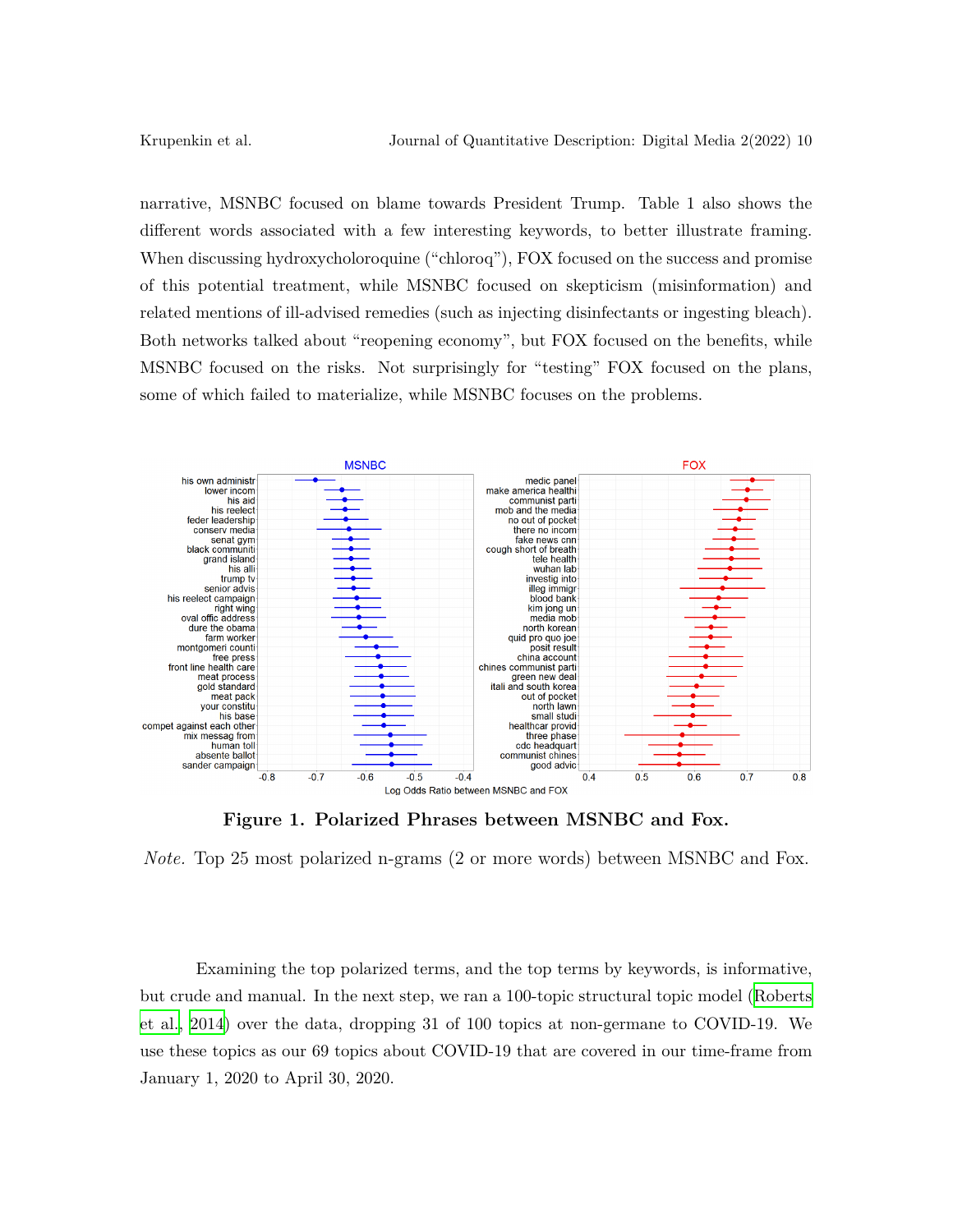narrative, MSNBC focused on blame towards President Trump. Table 1 also shows the different words associated with a few interesting keywords, to better illustrate framing. When discussing hydroxycholoroquine ("chloroq"), FOX focused on the success and promise of this potential treatment, while MSNBC focused on skepticism (misinformation) and related mentions of ill-advised remedies (such as injecting disinfectants or ingesting bleach). Both networks talked about "reopening economy", but FOX focused on the benefits, while MSNBC focused on the risks. Not surprisingly for "testing" FOX focused on the plans, some of which failed to materialize, while MSNBC focuses on the problems.

**Figure 1. Polarized Phrases between MSNBC and Fox.**

*Note.* Top 25 most polarized n-grams (2 or more words) between MSNBC and Fox.

Examining the top polarized terms, and the top terms by keywords, is informative, but crude and manual. In the next step, we ran a 100-topic structural topic model (Roberts et al., 2014) over the data, dropping 31 of 100 topics at non-germane to COVID-19. We use these topics as our 69 topics about COVID-19 that are covered in our time-frame from January 1, 2020 to April 30, 2020.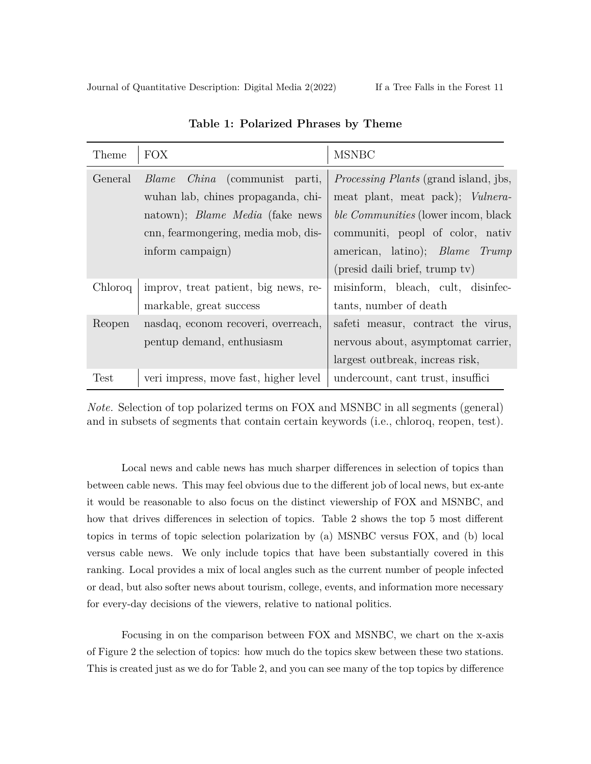**Table 1: Polarized Phrases by Theme**

| Theme | FOX | MSNBC |
| --- | --- | --- |
| General | *Blame China* (communist parti, wuhan lab, chines propaganda, chinatown); *Blame Media* (fake news cnn, fearmongering, media mob, disinform campaign) | *Processing Plants* (grand island, jbs, meat plant, meat pack); *Vulnerable Communities* (lower incom, black communiti, peopl of color, nativ american, latino); *Blame Trump* (presid daili brief, trump tv) |
| Chloroq | improv, treat patient, big news, remarkable, great success | misinform, bleach, cult, disinfectants, number of death |
| Reopen | nasdaq, econom recoveri, overreach, pentup demand, enthusiasm | safeti measur, contract the virus, nervous about, asymptomat carrier, largest outbreak, increas risk, |
| Test | veri impress, move fast, higher level | undercount, cant trust, insuffici |

*Note.* Selection of top polarized terms on FOX and MSNBC in all segments (general) and in subsets of segments that contain certain keywords (i.e., chloroq, reopen, test).

Local news and cable news has much sharper differences in selection of topics than between cable news. This may feel obvious due to the different job of local news, but ex-ante it would be reasonable to also focus on the distinct viewership of FOX and MSNBC, and how that drives differences in selection of topics. Table 2 shows the top 5 most different topics in terms of topic selection polarization by (a) MSNBC versus FOX, and (b) local versus cable news. We only include topics that have been substantially covered in this ranking. Local provides a mix of local angles such as the current number of people infected or dead, but also softer news about tourism, college, events, and information more necessary for every-day decisions of the viewers, relative to national politics.

Focusing in on the comparison between FOX and MSNBC, we chart on the x-axis of Figure 2 the selection of topics: how much do the topics skew between these two stations. This is created just as we do for Table 2, and you can see many of the top topics by difference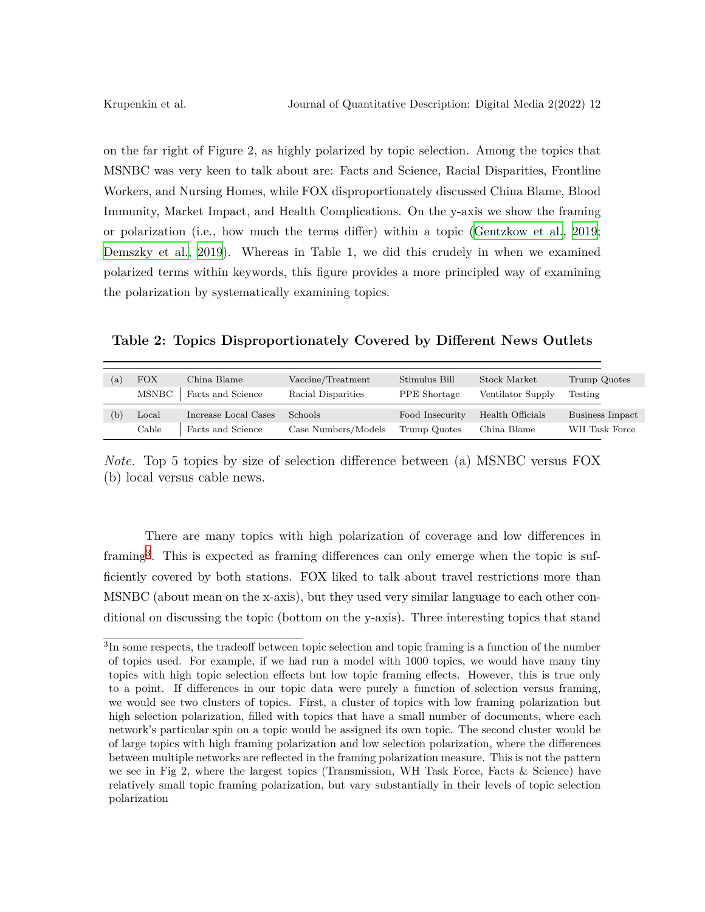on the far right of Figure 2, as highly polarized by topic selection. Among the topics that MSNBC was very keen to talk about are: Facts and Science, Racial Disparities, Frontline Workers, and Nursing Homes, while FOX disproportionately discussed China Blame, Blood Immunity, Market Impact, and Health Complications. On the y-axis we show the framing or polarization (i.e., how much the terms differ) within a topic (Gentzkow et al., 2019; Demszky et al., 2019). Whereas in Table 1, we did this crudely in when we examined polarized terms within keywords, this figure provides a more principled way of examining the polarization by systematically examining topics.

**Table 2: Topics Disproportionately Covered by Different News Outlets**

| | | | | | | |
|---|---|---|---|---|---|---|
| (a) | FOX | China Blame | Vaccine/Treatment | Stimulus Bill | Stock Market | Trump Quotes |
| | MSNBC | Facts and Science | Racial Disparities | PPE Shortage | Ventilator Supply | Testing |
| (b) | Local | Increase Local Cases | Schools | Food Insecurity | Health Officials | Business Impact |
| | Cable | Facts and Science | Case Numbers/Models | Trump Quotes | China Blame | WH Task Force |

*Note.* Top 5 topics by size of selection difference between (a) MSNBC versus FOX (b) local versus cable news.

There are many topics with high polarization of coverage and low differences in framing[3]. This is expected as framing differences can only emerge when the topic is sufficiently covered by both stations. FOX liked to talk about travel restrictions more than MSNBC (about mean on the x-axis), but they used very similar language to each other conditional on discussing the topic (bottom on the y-axis). Three interesting topics that stand

[3]In some respects, the tradeoff between topic selection and topic framing is a function of the number of topics used. For example, if we had run a model with 1000 topics, we would have many tiny topics with high topic selection effects but low topic framing effects. However, this is true only to a point. If differences in our topic data were purely a function of selection versus framing, we would see two clusters of topics. First, a cluster of topics with low framing polarization but high selection polarization, filled with topics that have a small number of documents, where each network's particular spin on a topic would be assigned its own topic. The second cluster would be of large topics with high framing polarization and low selection polarization, where the differences between multiple networks are reflected in the framing polarization measure. This is not the pattern we see in Fig 2, where the largest topics (Transmission, WH Task Force, Facts & Science) have relatively small topic framing polarization, but vary substantially in their levels of topic selection polarization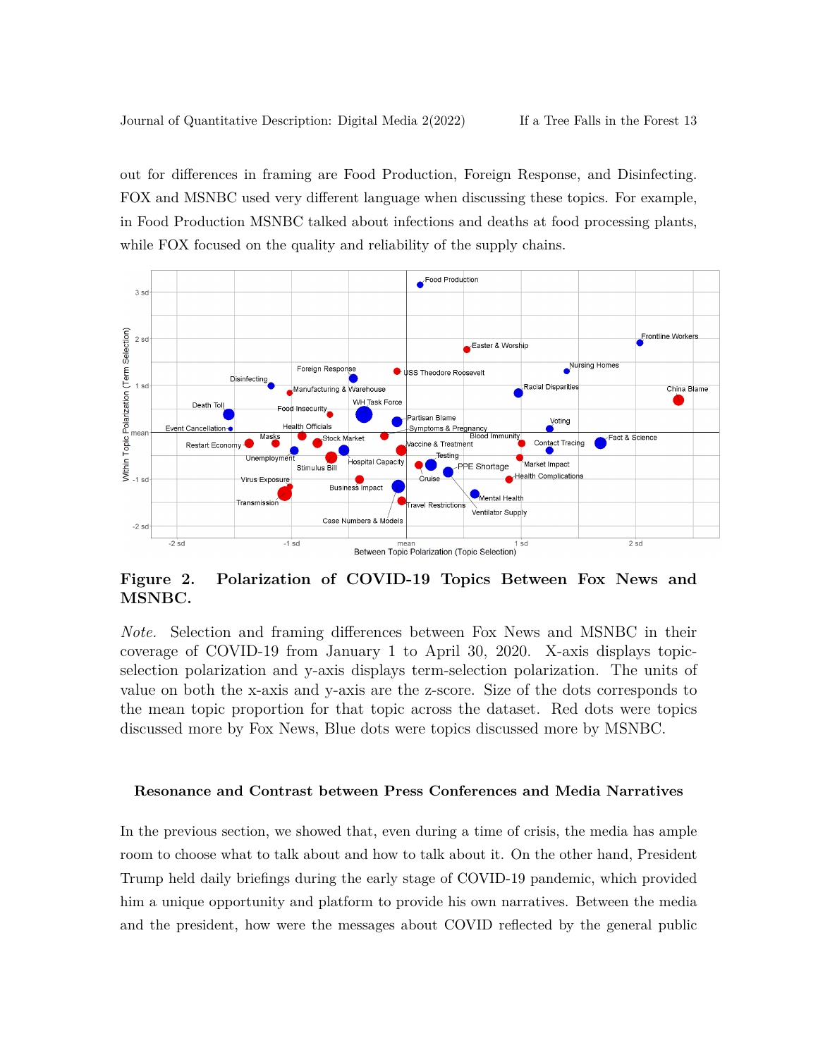out for differences in framing are Food Production, Foreign Response, and Disinfecting. FOX and MSNBC used very different language when discussing these topics. For example, in Food Production MSNBC talked about infections and deaths at food processing plants, while FOX focused on the quality and reliability of the supply chains.

**Figure 2. Polarization of COVID-19 Topics Between Fox News and MSNBC.**

*Note.* Selection and framing differences between Fox News and MSNBC in their coverage of COVID-19 from January 1 to April 30, 2020. X-axis displays topic-selection polarization and y-axis displays term-selection polarization. The units of value on both the x-axis and y-axis are the z-score. Size of the dots corresponds to the mean topic proportion for that topic across the dataset. Red dots were topics discussed more by Fox News, Blue dots were topics discussed more by MSNBC.

### Resonance and Contrast between Press Conferences and Media Narratives

In the previous section, we showed that, even during a time of crisis, the media has ample room to choose what to talk about and how to talk about it. On the other hand, President Trump held daily briefings during the early stage of COVID-19 pandemic, which provided him a unique opportunity and platform to provide his own narratives. Between the media and the president, how were the messages about COVID reflected by the general public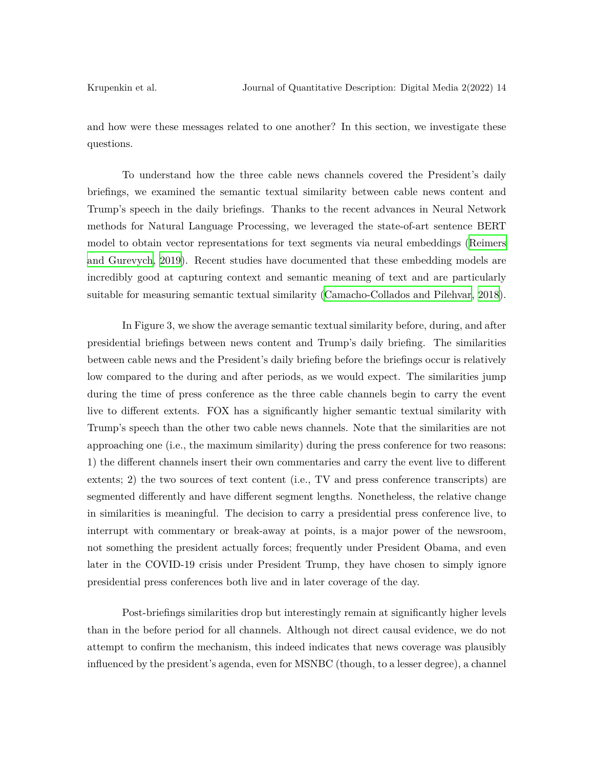and how were these messages related to one another? In this section, we investigate these questions.

To understand how the three cable news channels covered the President's daily briefings, we examined the semantic textual similarity between cable news content and Trump's speech in the daily briefings. Thanks to the recent advances in Neural Network methods for Natural Language Processing, we leveraged the state-of-art sentence BERT model to obtain vector representations for text segments via neural embeddings (Reimers and Gurevych, 2019). Recent studies have documented that these embedding models are incredibly good at capturing context and semantic meaning of text and are particularly suitable for measuring semantic textual similarity (Camacho-Collados and Pilehvar, 2018).

In Figure 3, we show the average semantic textual similarity before, during, and after presidential briefings between news content and Trump's daily briefing. The similarities between cable news and the President's daily briefing before the briefings occur is relatively low compared to the during and after periods, as we would expect. The similarities jump during the time of press conference as the three cable channels begin to carry the event live to different extents. FOX has a significantly higher semantic textual similarity with Trump's speech than the other two cable news channels. Note that the similarities are not approaching one (i.e., the maximum similarity) during the press conference for two reasons: 1) the different channels insert their own commentaries and carry the event live to different extents; 2) the two sources of text content (i.e., TV and press conference transcripts) are segmented differently and have different segment lengths. Nonetheless, the relative change in similarities is meaningful. The decision to carry a presidential press conference live, to interrupt with commentary or break-away at points, is a major power of the newsroom, not something the president actually forces; frequently under President Obama, and even later in the COVID-19 crisis under President Trump, they have chosen to simply ignore presidential press conferences both live and in later coverage of the day.

Post-briefings similarities drop but interestingly remain at significantly higher levels than in the before period for all channels. Although not direct causal evidence, we do not attempt to confirm the mechanism, this indeed indicates that news coverage was plausibly influenced by the president's agenda, even for MSNBC (though, to a lesser degree), a channel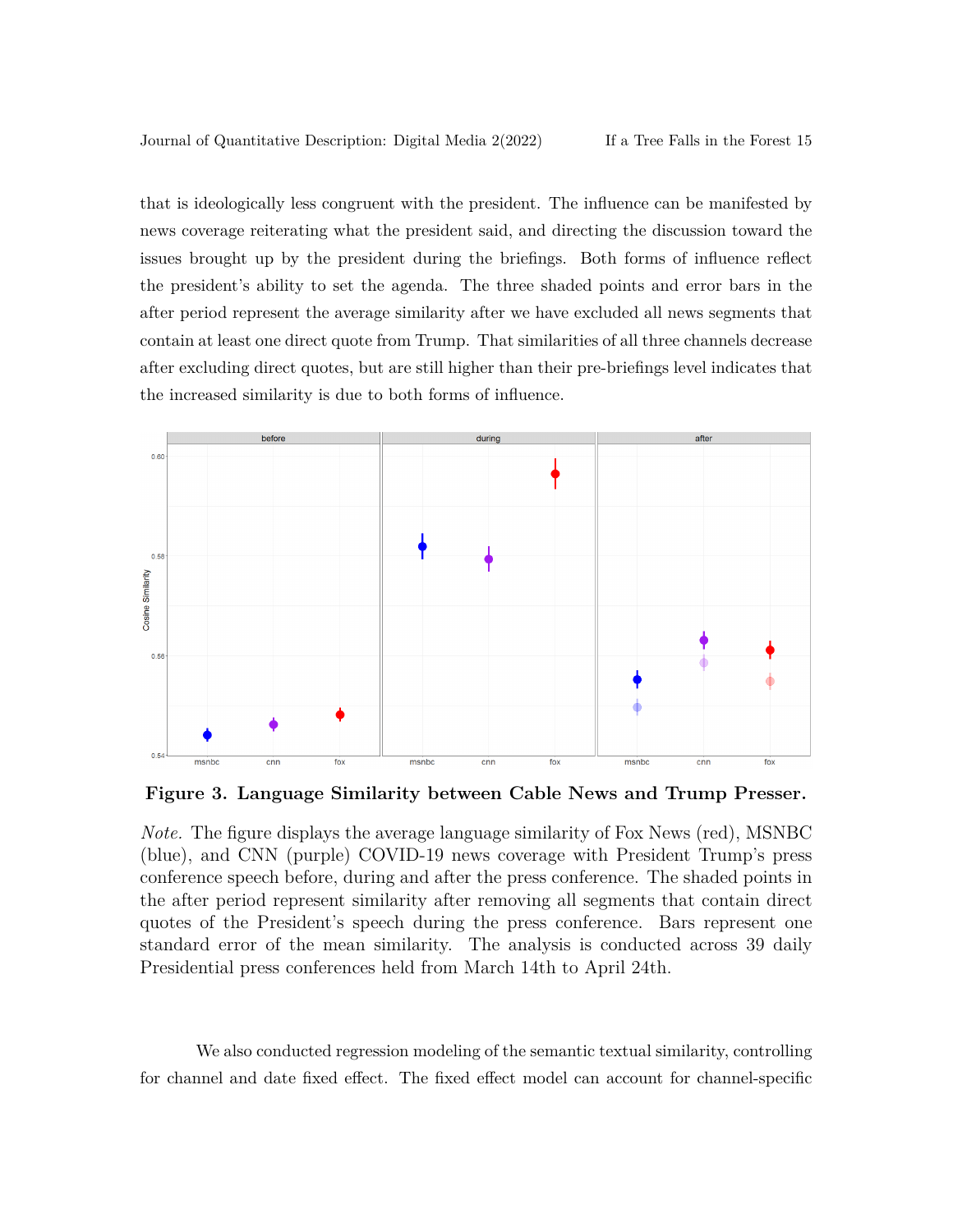that is ideologically less congruent with the president. The influence can be manifested by news coverage reiterating what the president said, and directing the discussion toward the issues brought up by the president during the briefings. Both forms of influence reflect the president's ability to set the agenda. The three shaded points and error bars in the after period represent the average similarity after we have excluded all news segments that contain at least one direct quote from Trump. That similarities of all three channels decrease after excluding direct quotes, but are still higher than their pre-briefings level indicates that the increased similarity is due to both forms of influence.

**Figure 3. Language Similarity between Cable News and Trump Presser.**

*Note.* The figure displays the average language similarity of Fox News (red), MSNBC (blue), and CNN (purple) COVID-19 news coverage with President Trump's press conference speech before, during and after the press conference. The shaded points in the after period represent similarity after removing all segments that contain direct quotes of the President's speech during the press conference. Bars represent one standard error of the mean similarity. The analysis is conducted across 39 daily Presidential press conferences held from March 14th to April 24th.

We also conducted regression modeling of the semantic textual similarity, controlling for channel and date fixed effect. The fixed effect model can account for channel-specific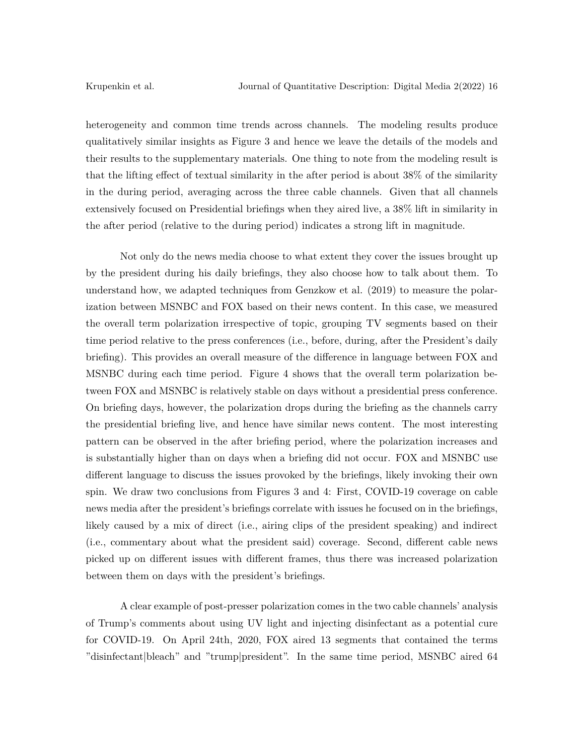heterogeneity and common time trends across channels. The modeling results produce qualitatively similar insights as Figure 3 and hence we leave the details of the models and their results to the supplementary materials. One thing to note from the modeling result is that the lifting effect of textual similarity in the after period is about 38% of the similarity in the during period, averaging across the three cable channels. Given that all channels extensively focused on Presidential briefings when they aired live, a 38% lift in similarity in the after period (relative to the during period) indicates a strong lift in magnitude.

Not only do the news media choose to what extent they cover the issues brought up by the president during his daily briefings, they also choose how to talk about them. To understand how, we adapted techniques from Genzkow et al. (2019) to measure the polarization between MSNBC and FOX based on their news content. In this case, we measured the overall term polarization irrespective of topic, grouping TV segments based on their time period relative to the press conferences (i.e., before, during, after the President's daily briefing). This provides an overall measure of the difference in language between FOX and MSNBC during each time period. Figure 4 shows that the overall term polarization between FOX and MSNBC is relatively stable on days without a presidential press conference. On briefing days, however, the polarization drops during the briefing as the channels carry the presidential briefing live, and hence have similar news content. The most interesting pattern can be observed in the after briefing period, where the polarization increases and is substantially higher than on days when a briefing did not occur. FOX and MSNBC use different language to discuss the issues provoked by the briefings, likely invoking their own spin. We draw two conclusions from Figures 3 and 4: First, COVID-19 coverage on cable news media after the president's briefings correlate with issues he focused on in the briefings, likely caused by a mix of direct (i.e., airing clips of the president speaking) and indirect (i.e., commentary about what the president said) coverage. Second, different cable news picked up on different issues with different frames, thus there was increased polarization between them on days with the president's briefings.

A clear example of post-presser polarization comes in the two cable channels' analysis of Trump's comments about using UV light and injecting disinfectant as a potential cure for COVID-19. On April 24th, 2020, FOX aired 13 segments that contained the terms "disinfectant|bleach" and "trump|president". In the same time period, MSNBC aired 64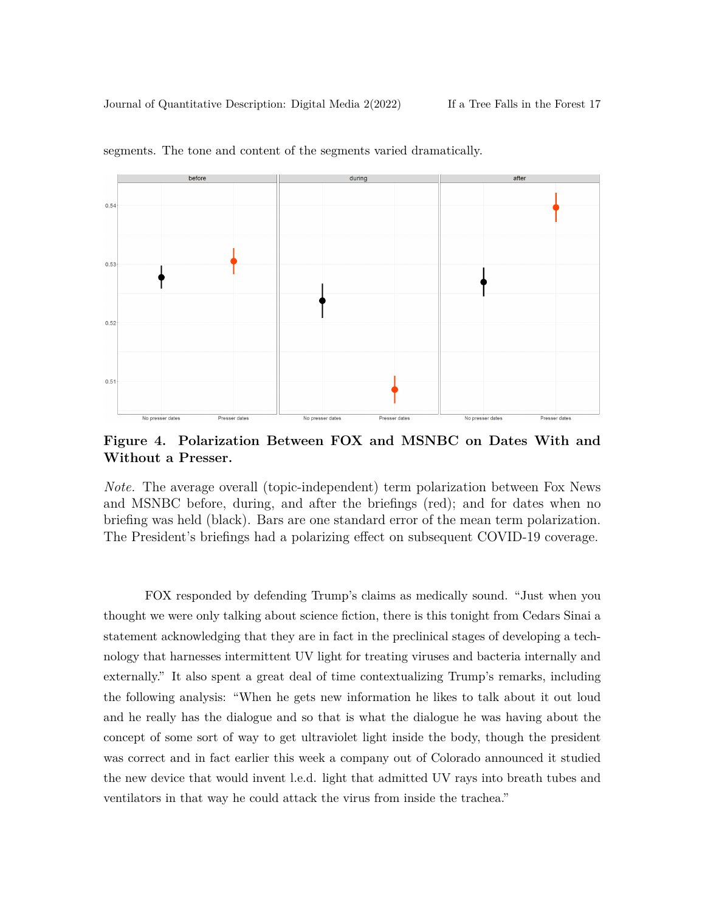segments. The tone and content of the segments varied dramatically.

**Figure 4. Polarization Between FOX and MSNBC on Dates With and Without a Presser.**

*Note.* The average overall (topic-independent) term polarization between Fox News and MSNBC before, during, and after the briefings (red); and for dates when no briefing was held (black). Bars are one standard error of the mean term polarization. The President's briefings had a polarizing effect on subsequent COVID-19 coverage.

FOX responded by defending Trump's claims as medically sound. "Just when you thought we were only talking about science fiction, there is this tonight from Cedars Sinai a statement acknowledging that they are in fact in the preclinical stages of developing a technology that harnesses intermittent UV light for treating viruses and bacteria internally and externally." It also spent a great deal of time contextualizing Trump's remarks, including the following analysis: "When he gets new information he likes to talk about it out loud and he really has the dialogue and so that is what the dialogue he was having about the concept of some sort of way to get ultraviolet light inside the body, though the president was correct and in fact earlier this week a company out of Colorado announced it studied the new device that would invent l.e.d. light that admitted UV rays into breath tubes and ventilators in that way he could attack the virus from inside the trachea."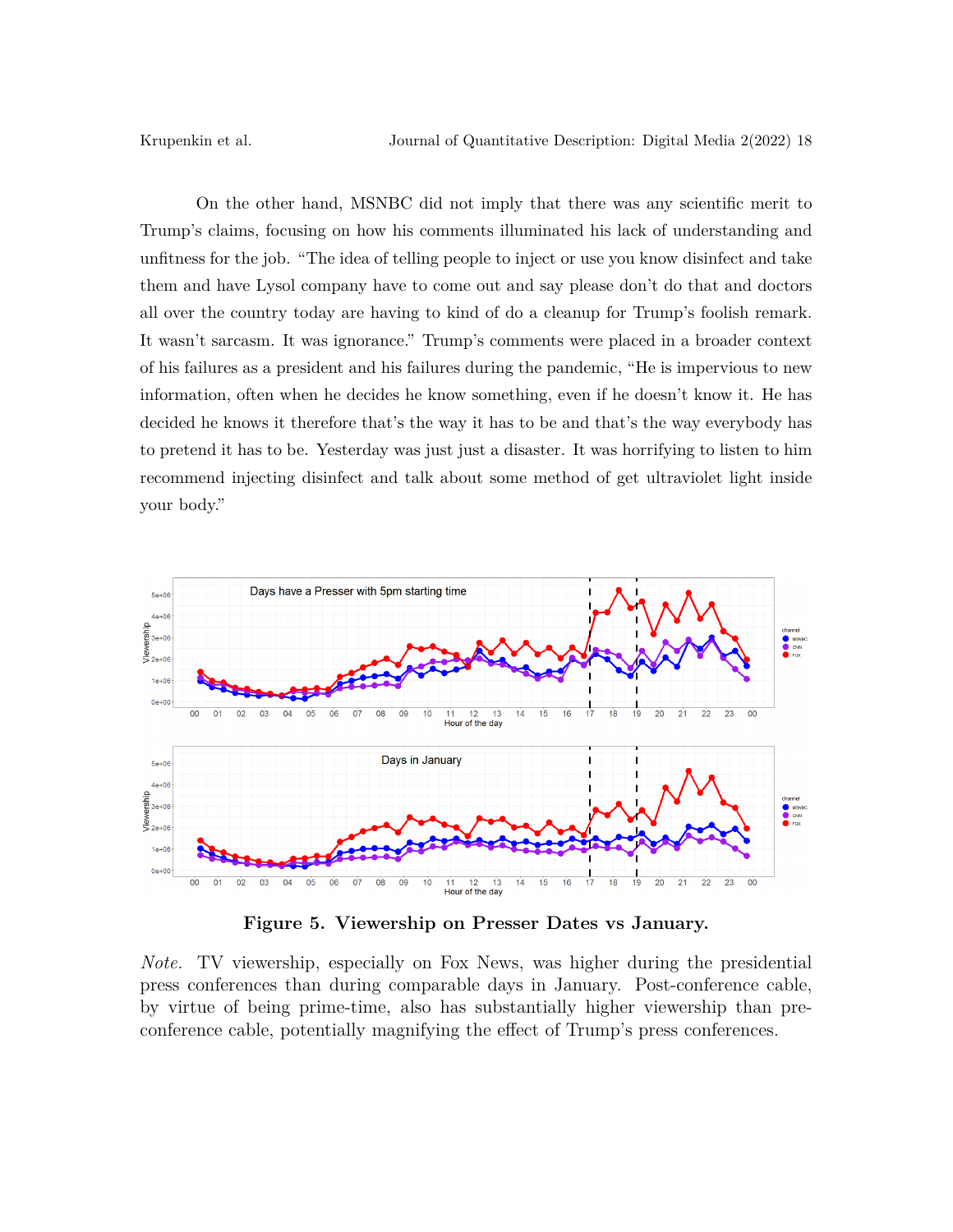On the other hand, MSNBC did not imply that there was any scientific merit to Trump's claims, focusing on how his comments illuminated his lack of understanding and unfitness for the job. "The idea of telling people to inject or use you know disinfect and take them and have Lysol company have to come out and say please don't do that and doctors all over the country today are having to kind of do a cleanup for Trump's foolish remark. It wasn't sarcasm. It was ignorance." Trump's comments were placed in a broader context of his failures as a president and his failures during the pandemic, "He is impervious to new information, often when he decides he know something, even if he doesn't know it. He has decided he knows it therefore that's the way it has to be and that's the way everybody has to pretend it has to be. Yesterday was just just a disaster. It was horrifying to listen to him recommend injecting disinfect and talk about some method of get ultraviolet light inside your body."

**Figure 5. Viewership on Presser Dates vs January.**

*Note.* TV viewership, especially on Fox News, was higher during the presidential press conferences than during comparable days in January. Post-conference cable, by virtue of being prime-time, also has substantially higher viewership than pre-conference cable, potentially magnifying the effect of Trump's press conferences.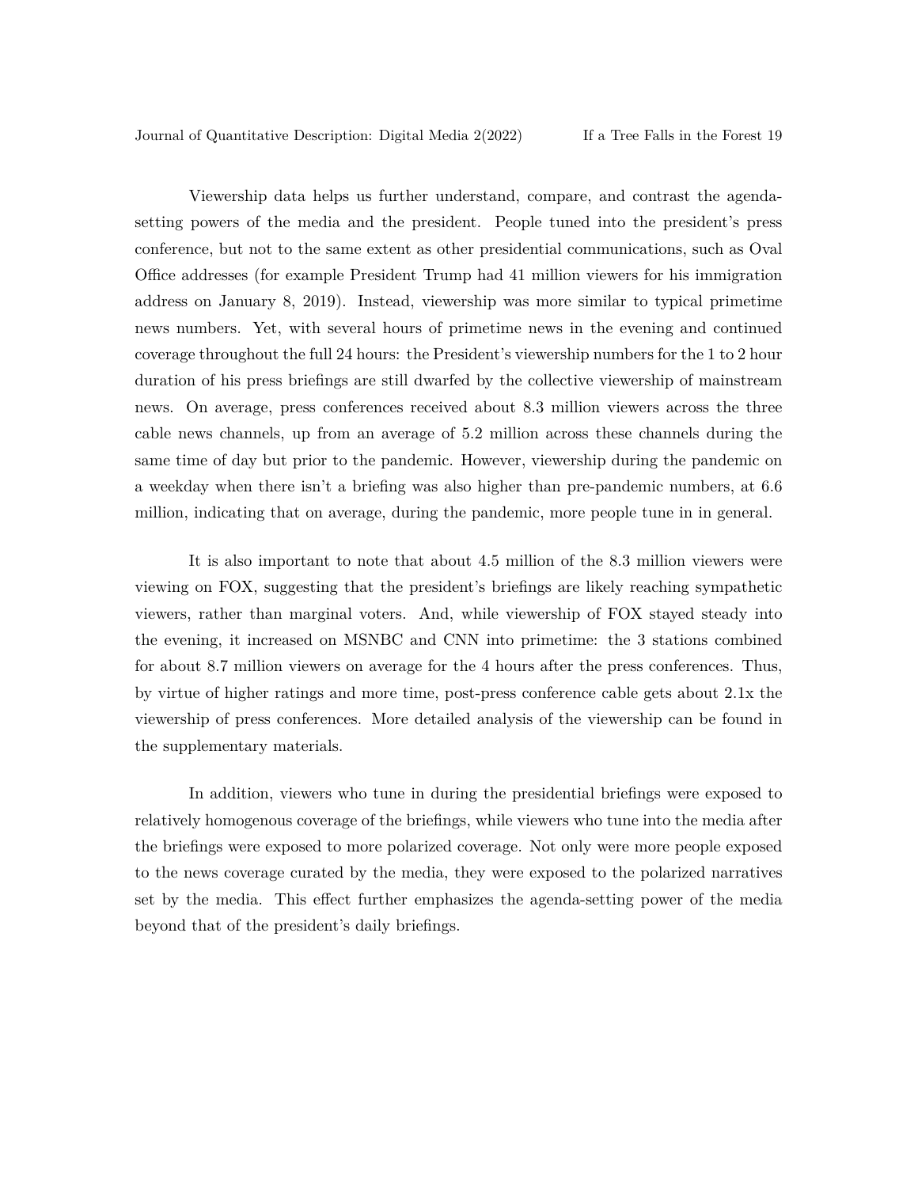Viewership data helps us further understand, compare, and contrast the agenda-setting powers of the media and the president. People tuned into the president's press conference, but not to the same extent as other presidential communications, such as Oval Office addresses (for example President Trump had 41 million viewers for his immigration address on January 8, 2019). Instead, viewership was more similar to typical primetime news numbers. Yet, with several hours of primetime news in the evening and continued coverage throughout the full 24 hours: the President's viewership numbers for the 1 to 2 hour duration of his press briefings are still dwarfed by the collective viewership of mainstream news. On average, press conferences received about 8.3 million viewers across the three cable news channels, up from an average of 5.2 million across these channels during the same time of day but prior to the pandemic. However, viewership during the pandemic on a weekday when there isn't a briefing was also higher than pre-pandemic numbers, at 6.6 million, indicating that on average, during the pandemic, more people tune in in general.

It is also important to note that about 4.5 million of the 8.3 million viewers were viewing on FOX, suggesting that the president's briefings are likely reaching sympathetic viewers, rather than marginal voters. And, while viewership of FOX stayed steady into the evening, it increased on MSNBC and CNN into primetime: the 3 stations combined for about 8.7 million viewers on average for the 4 hours after the press conferences. Thus, by virtue of higher ratings and more time, post-press conference cable gets about 2.1x the viewership of press conferences. More detailed analysis of the viewership can be found in the supplementary materials.

In addition, viewers who tune in during the presidential briefings were exposed to relatively homogenous coverage of the briefings, while viewers who tune into the media after the briefings were exposed to more polarized coverage. Not only were more people exposed to the news coverage curated by the media, they were exposed to the polarized narratives set by the media. This effect further emphasizes the agenda-setting power of the media beyond that of the president's daily briefings.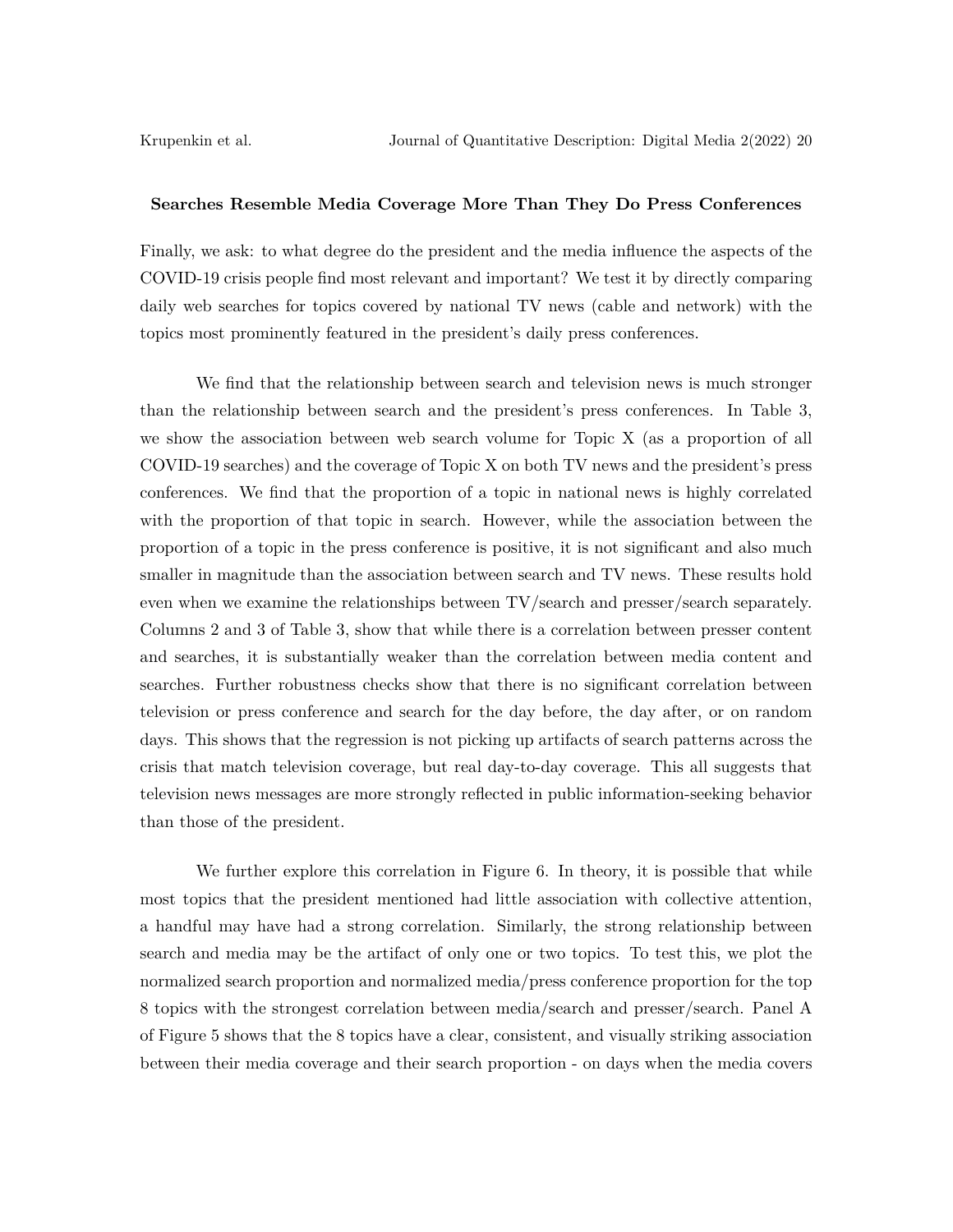**Searches Resemble Media Coverage More Than They Do Press Conferences**

Finally, we ask: to what degree do the president and the media influence the aspects of the COVID-19 crisis people find most relevant and important? We test it by directly comparing daily web searches for topics covered by national TV news (cable and network) with the topics most prominently featured in the president's daily press conferences.

We find that the relationship between search and television news is much stronger than the relationship between search and the president's press conferences. In Table 3, we show the association between web search volume for Topic X (as a proportion of all COVID-19 searches) and the coverage of Topic X on both TV news and the president's press conferences. We find that the proportion of a topic in national news is highly correlated with the proportion of that topic in search. However, while the association between the proportion of a topic in the press conference is positive, it is not significant and also much smaller in magnitude than the association between search and TV news. These results hold even when we examine the relationships between TV/search and presser/search separately. Columns 2 and 3 of Table 3, show that while there is a correlation between presser content and searches, it is substantially weaker than the correlation between media content and searches. Further robustness checks show that there is no significant correlation between television or press conference and search for the day before, the day after, or on random days. This shows that the regression is not picking up artifacts of search patterns across the crisis that match television coverage, but real day-to-day coverage. This all suggests that television news messages are more strongly reflected in public information-seeking behavior than those of the president.

We further explore this correlation in Figure 6. In theory, it is possible that while most topics that the president mentioned had little association with collective attention, a handful may have had a strong correlation. Similarly, the strong relationship between search and media may be the artifact of only one or two topics. To test this, we plot the normalized search proportion and normalized media/press conference proportion for the top 8 topics with the strongest correlation between media/search and presser/search. Panel A of Figure 5 shows that the 8 topics have a clear, consistent, and visually striking association between their media coverage and their search proportion - on days when the media covers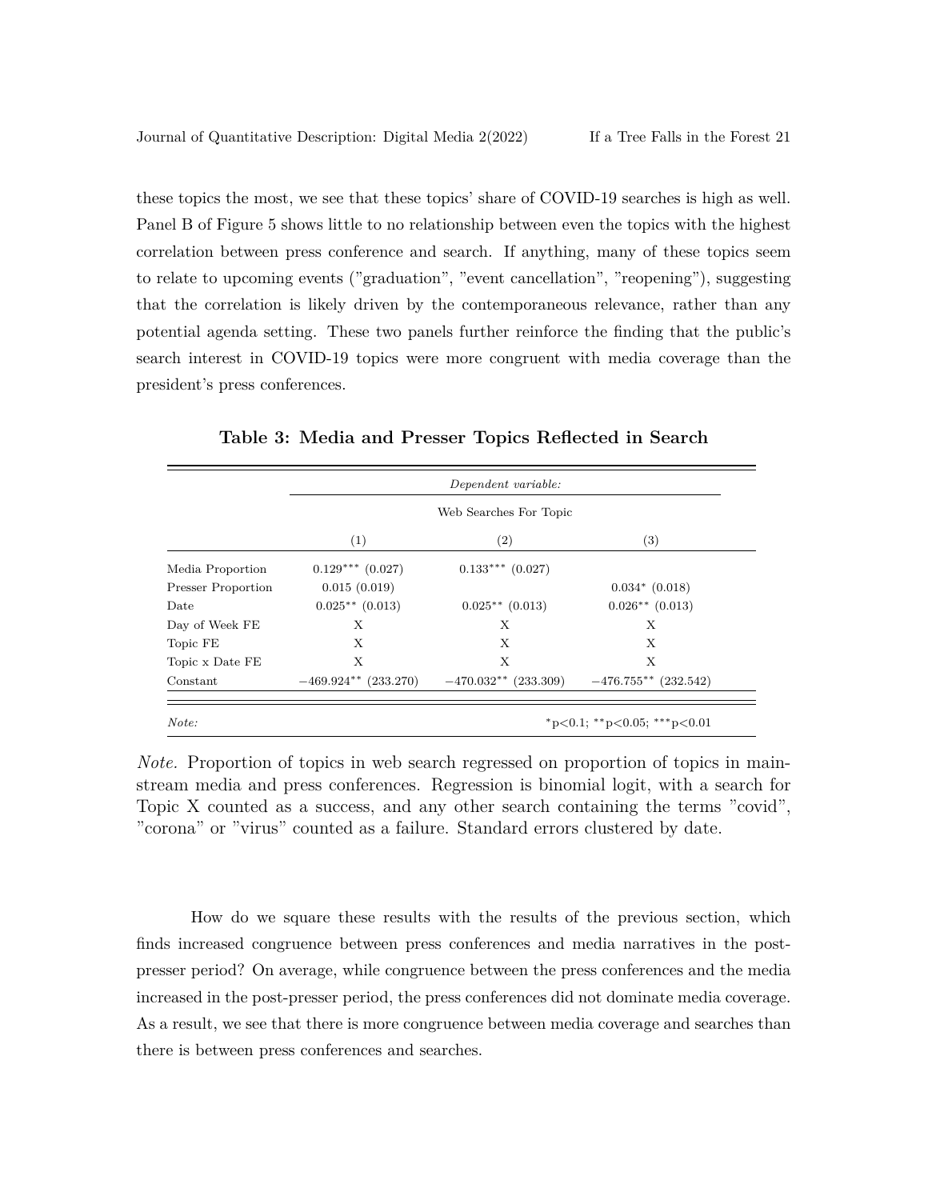these topics the most, we see that these topics' share of COVID-19 searches is high as well. Panel B of Figure 5 shows little to no relationship between even the topics with the highest correlation between press conference and search. If anything, many of these topics seem to relate to upcoming events ("graduation", "event cancellation", "reopening"), suggesting that the correlation is likely driven by the contemporaneous relevance, rather than any potential agenda setting. These two panels further reinforce the finding that the public's search interest in COVID-19 topics were more congruent with media coverage than the president's press conferences.

**Table 3: Media and Presser Topics Reflected in Search**

| | *Dependent variable:* | | |
|---|---|---|---|
| | Web Searches For Topic | | |
| | (1) | (2) | (3) |
| Media Proportion | $0.129^{***}$ (0.027) | $0.133^{***}$ (0.027) | |
| Presser Proportion | 0.015 (0.019) | | $0.034^{*}$ (0.018) |
| Date | $0.025^{**}$ (0.013) | $0.025^{**}$ (0.013) | $0.026^{**}$ (0.013) |
| Day of Week FE | X | X | X |
| Topic FE | X | X | X |
| Topic x Date FE | X | X | X |
| Constant | $-469.924^{**}$ (233.270) | $-470.032^{**}$ (233.309) | $-476.755^{**}$ (232.542) |
| *Note:* | | | $^{*}$p<0.1; $^{**}$p<0.05; $^{***}$p<0.01 |

*Note.* Proportion of topics in web search regressed on proportion of topics in mainstream media and press conferences. Regression is binomial logit, with a search for Topic X counted as a success, and any other search containing the terms "covid", "corona" or "virus" counted as a failure. Standard errors clustered by date.

How do we square these results with the results of the previous section, which finds increased congruence between press conferences and media narratives in the post-presser period? On average, while congruence between the press conferences and the media increased in the post-presser period, the press conferences did not dominate media coverage. As a result, we see that there is more congruence between media coverage and searches than there is between press conferences and searches.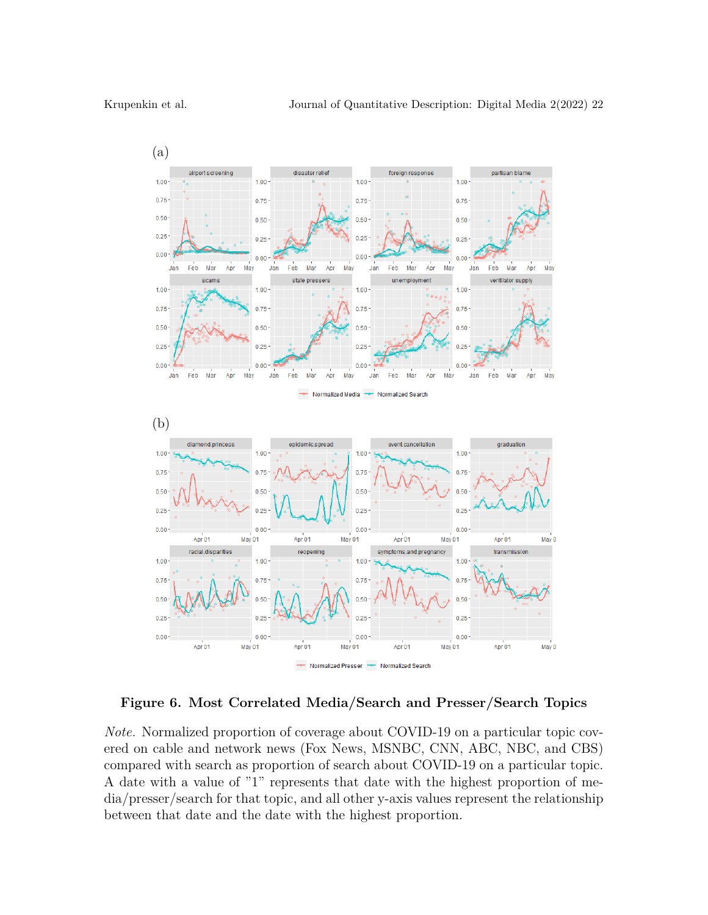(a)

(b)

**Figure 6. Most Correlated Media/Search and Presser/Search Topics**

*Note.* Normalized proportion of coverage about COVID-19 on a particular topic covered on cable and network news (Fox News, MSNBC, CNN, ABC, NBC, and CBS) compared with search as proportion of search about COVID-19 on a particular topic. A date with a value of "1" represents that date with the highest proportion of media/presser/search for that topic, and all other y-axis values represent the relationship between that date and the date with the highest proportion.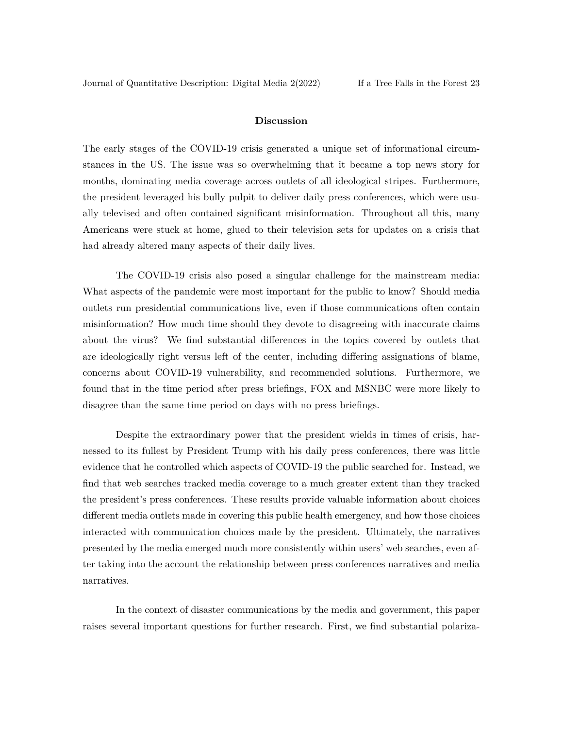## Discussion

The early stages of the COVID-19 crisis generated a unique set of informational circumstances in the US. The issue was so overwhelming that it became a top news story for months, dominating media coverage across outlets of all ideological stripes. Furthermore, the president leveraged his bully pulpit to deliver daily press conferences, which were usually televised and often contained significant misinformation. Throughout all this, many Americans were stuck at home, glued to their television sets for updates on a crisis that had already altered many aspects of their daily lives.

The COVID-19 crisis also posed a singular challenge for the mainstream media: What aspects of the pandemic were most important for the public to know? Should media outlets run presidential communications live, even if those communications often contain misinformation? How much time should they devote to disagreeing with inaccurate claims about the virus? We find substantial differences in the topics covered by outlets that are ideologically right versus left of the center, including differing assignations of blame, concerns about COVID-19 vulnerability, and recommended solutions. Furthermore, we found that in the time period after press briefings, FOX and MSNBC were more likely to disagree than the same time period on days with no press briefings.

Despite the extraordinary power that the president wields in times of crisis, harnessed to its fullest by President Trump with his daily press conferences, there was little evidence that he controlled which aspects of COVID-19 the public searched for. Instead, we find that web searches tracked media coverage to a much greater extent than they tracked the president's press conferences. These results provide valuable information about choices different media outlets made in covering this public health emergency, and how those choices interacted with communication choices made by the president. Ultimately, the narratives presented by the media emerged much more consistently within users' web searches, even after taking into the account the relationship between press conferences narratives and media narratives.

In the context of disaster communications by the media and government, this paper raises several important questions for further research. First, we find substantial polariza-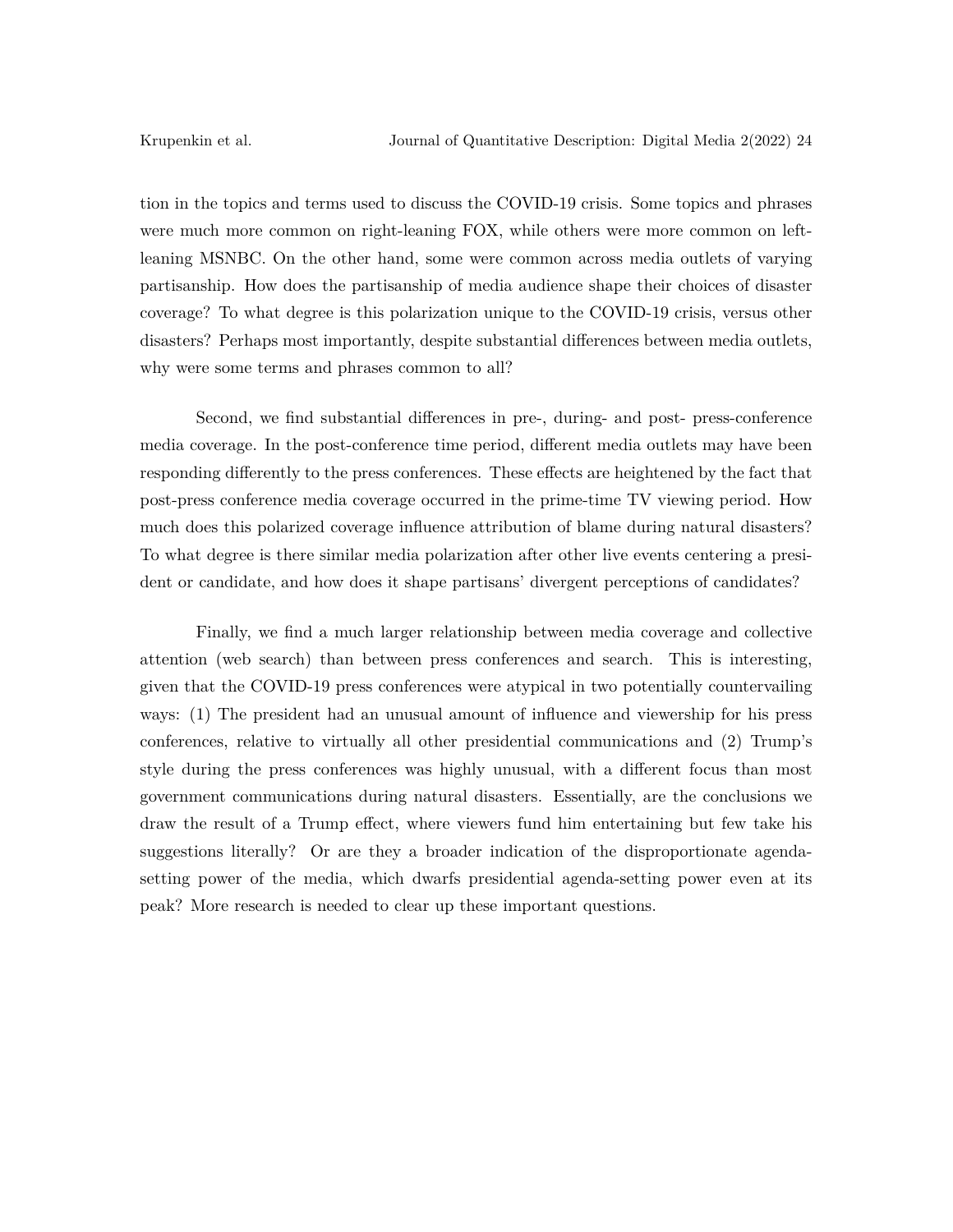tion in the topics and terms used to discuss the COVID-19 crisis. Some topics and phrases were much more common on right-leaning FOX, while others were more common on left-leaning MSNBC. On the other hand, some were common across media outlets of varying partisanship. How does the partisanship of media audience shape their choices of disaster coverage? To what degree is this polarization unique to the COVID-19 crisis, versus other disasters? Perhaps most importantly, despite substantial differences between media outlets, why were some terms and phrases common to all?

Second, we find substantial differences in pre-, during- and post- press-conference media coverage. In the post-conference time period, different media outlets may have been responding differently to the press conferences. These effects are heightened by the fact that post-press conference media coverage occurred in the prime-time TV viewing period. How much does this polarized coverage influence attribution of blame during natural disasters? To what degree is there similar media polarization after other live events centering a president or candidate, and how does it shape partisans' divergent perceptions of candidates?

Finally, we find a much larger relationship between media coverage and collective attention (web search) than between press conferences and search. This is interesting, given that the COVID-19 press conferences were atypical in two potentially countervailing ways: (1) The president had an unusual amount of influence and viewership for his press conferences, relative to virtually all other presidential communications and (2) Trump's style during the press conferences was highly unusual, with a different focus than most government communications during natural disasters. Essentially, are the conclusions we draw the result of a Trump effect, where viewers fund him entertaining but few take his suggestions literally? Or are they a broader indication of the disproportionate agenda-setting power of the media, which dwarfs presidential agenda-setting power even at its peak? More research is needed to clear up these important questions.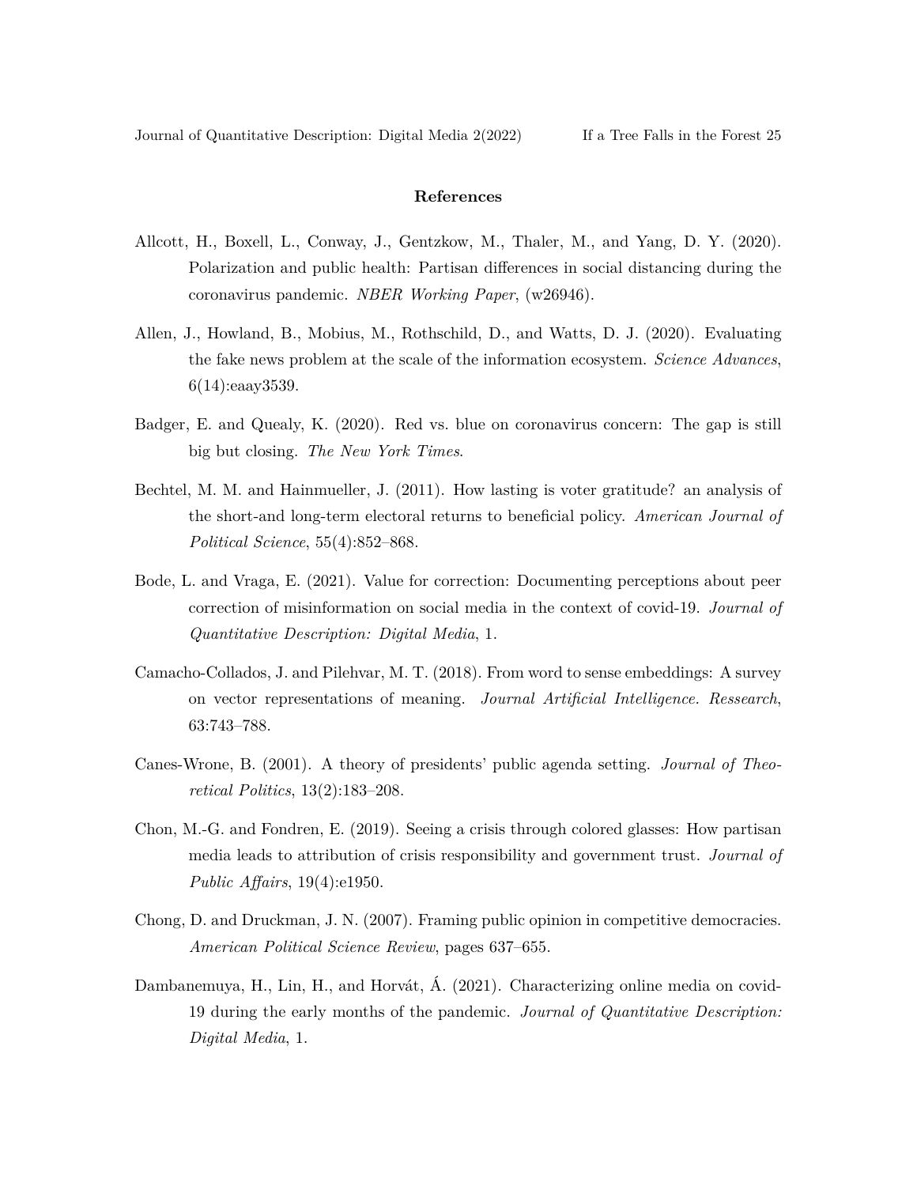## References

Allcott, H., Boxell, L., Conway, J., Gentzkow, M., Thaler, M., and Yang, D. Y. (2020). Polarization and public health: Partisan differences in social distancing during the coronavirus pandemic. *NBER Working Paper*, (w26946).

Allen, J., Howland, B., Mobius, M., Rothschild, D., and Watts, D. J. (2020). Evaluating the fake news problem at the scale of the information ecosystem. *Science Advances*, 6(14):eaay3539.

Badger, E. and Quealy, K. (2020). Red vs. blue on coronavirus concern: The gap is still big but closing. *The New York Times*.

Bechtel, M. M. and Hainmueller, J. (2011). How lasting is voter gratitude? an analysis of the short-and long-term electoral returns to beneficial policy. *American Journal of Political Science*, 55(4):852–868.

Bode, L. and Vraga, E. (2021). Value for correction: Documenting perceptions about peer correction of misinformation on social media in the context of covid-19. *Journal of Quantitative Description: Digital Media*, 1.

Camacho-Collados, J. and Pilehvar, M. T. (2018). From word to sense embeddings: A survey on vector representations of meaning. *Journal Artificial Intelligence. Ressearch*, 63:743–788.

Canes-Wrone, B. (2001). A theory of presidents' public agenda setting. *Journal of Theoretical Politics*, 13(2):183–208.

Chon, M.-G. and Fondren, E. (2019). Seeing a crisis through colored glasses: How partisan media leads to attribution of crisis responsibility and government trust. *Journal of Public Affairs*, 19(4):e1950.

Chong, D. and Druckman, J. N. (2007). Framing public opinion in competitive democracies. *American Political Science Review*, pages 637–655.

Dambanemuya, H., Lin, H., and Horvát, Á. (2021). Characterizing online media on covid-19 during the early months of the pandemic. *Journal of Quantitative Description: Digital Media*, 1.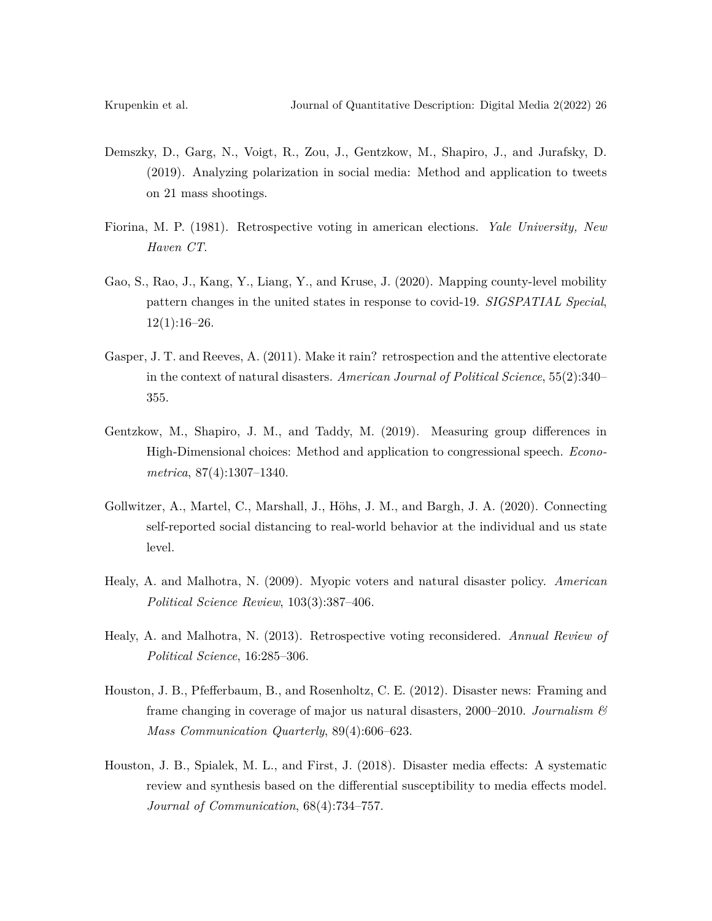Demszky, D., Garg, N., Voigt, R., Zou, J., Gentzkow, M., Shapiro, J., and Jurafsky, D. (2019). Analyzing polarization in social media: Method and application to tweets on 21 mass shootings.

Fiorina, M. P. (1981). Retrospective voting in american elections. *Yale University, New Haven CT*.

Gao, S., Rao, J., Kang, Y., Liang, Y., and Kruse, J. (2020). Mapping county-level mobility pattern changes in the united states in response to covid-19. *SIGSPATIAL Special*, 12(1):16–26.

Gasper, J. T. and Reeves, A. (2011). Make it rain? retrospection and the attentive electorate in the context of natural disasters. *American Journal of Political Science*, 55(2):340–355.

Gentzkow, M., Shapiro, J. M., and Taddy, M. (2019). Measuring group differences in High-Dimensional choices: Method and application to congressional speech. *Econometrica*, 87(4):1307–1340.

Gollwitzer, A., Martel, C., Marshall, J., Höhs, J. M., and Bargh, J. A. (2020). Connecting self-reported social distancing to real-world behavior at the individual and us state level.

Healy, A. and Malhotra, N. (2009). Myopic voters and natural disaster policy. *American Political Science Review*, 103(3):387–406.

Healy, A. and Malhotra, N. (2013). Retrospective voting reconsidered. *Annual Review of Political Science*, 16:285–306.

Houston, J. B., Pfefferbaum, B., and Rosenholtz, C. E. (2012). Disaster news: Framing and frame changing in coverage of major us natural disasters, 2000–2010. *Journalism & Mass Communication Quarterly*, 89(4):606–623.

Houston, J. B., Spialek, M. L., and First, J. (2018). Disaster media effects: A systematic review and synthesis based on the differential susceptibility to media effects model. *Journal of Communication*, 68(4):734–757.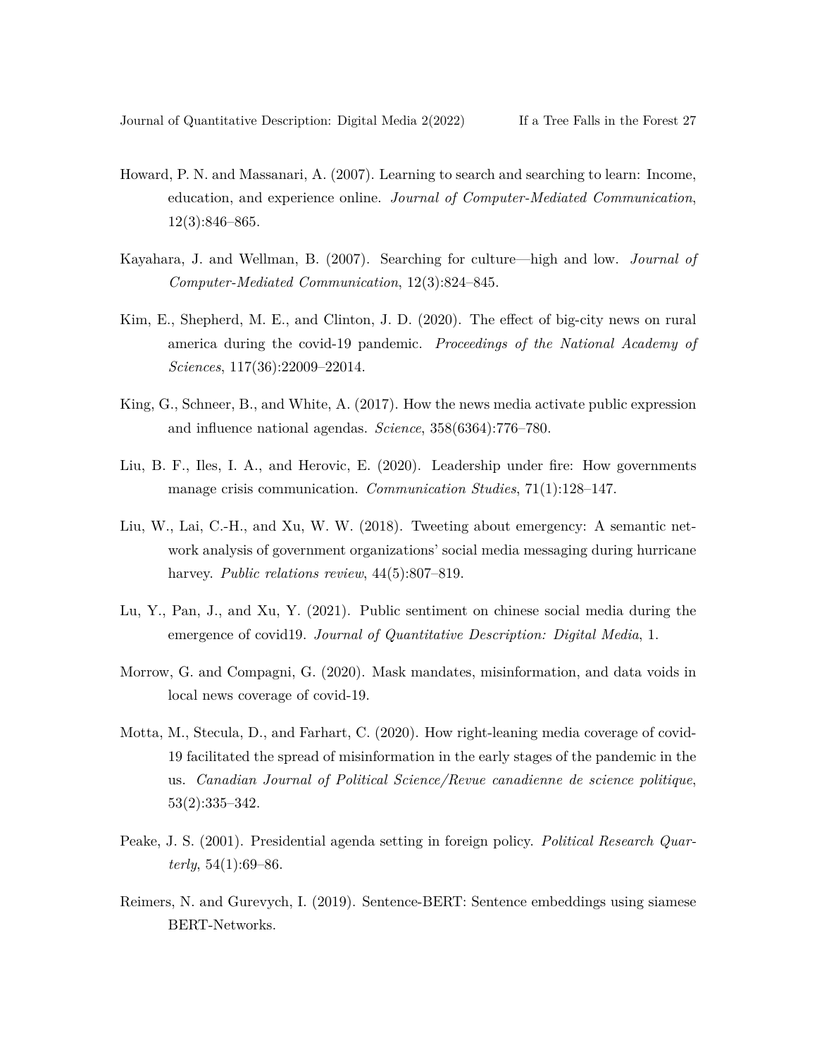Howard, P. N. and Massanari, A. (2007). Learning to search and searching to learn: Income, education, and experience online. *Journal of Computer-Mediated Communication*, 12(3):846–865.

Kayahara, J. and Wellman, B. (2007). Searching for culture—high and low. *Journal of Computer-Mediated Communication*, 12(3):824–845.

Kim, E., Shepherd, M. E., and Clinton, J. D. (2020). The effect of big-city news on rural america during the covid-19 pandemic. *Proceedings of the National Academy of Sciences*, 117(36):22009–22014.

King, G., Schneer, B., and White, A. (2017). How the news media activate public expression and influence national agendas. *Science*, 358(6364):776–780.

Liu, B. F., Iles, I. A., and Herovic, E. (2020). Leadership under fire: How governments manage crisis communication. *Communication Studies*, 71(1):128–147.

Liu, W., Lai, C.-H., and Xu, W. W. (2018). Tweeting about emergency: A semantic network analysis of government organizations' social media messaging during hurricane harvey. *Public relations review*, 44(5):807–819.

Lu, Y., Pan, J., and Xu, Y. (2021). Public sentiment on chinese social media during the emergence of covid19. *Journal of Quantitative Description: Digital Media*, 1.

Morrow, G. and Compagni, G. (2020). Mask mandates, misinformation, and data voids in local news coverage of covid-19.

Motta, M., Stecula, D., and Farhart, C. (2020). How right-leaning media coverage of covid-19 facilitated the spread of misinformation in the early stages of the pandemic in the us. *Canadian Journal of Political Science/Revue canadienne de science politique*, 53(2):335–342.

Peake, J. S. (2001). Presidential agenda setting in foreign policy. *Political Research Quarterly*, 54(1):69–86.

Reimers, N. and Gurevych, I. (2019). Sentence-BERT: Sentence embeddings using siamese BERT-Networks.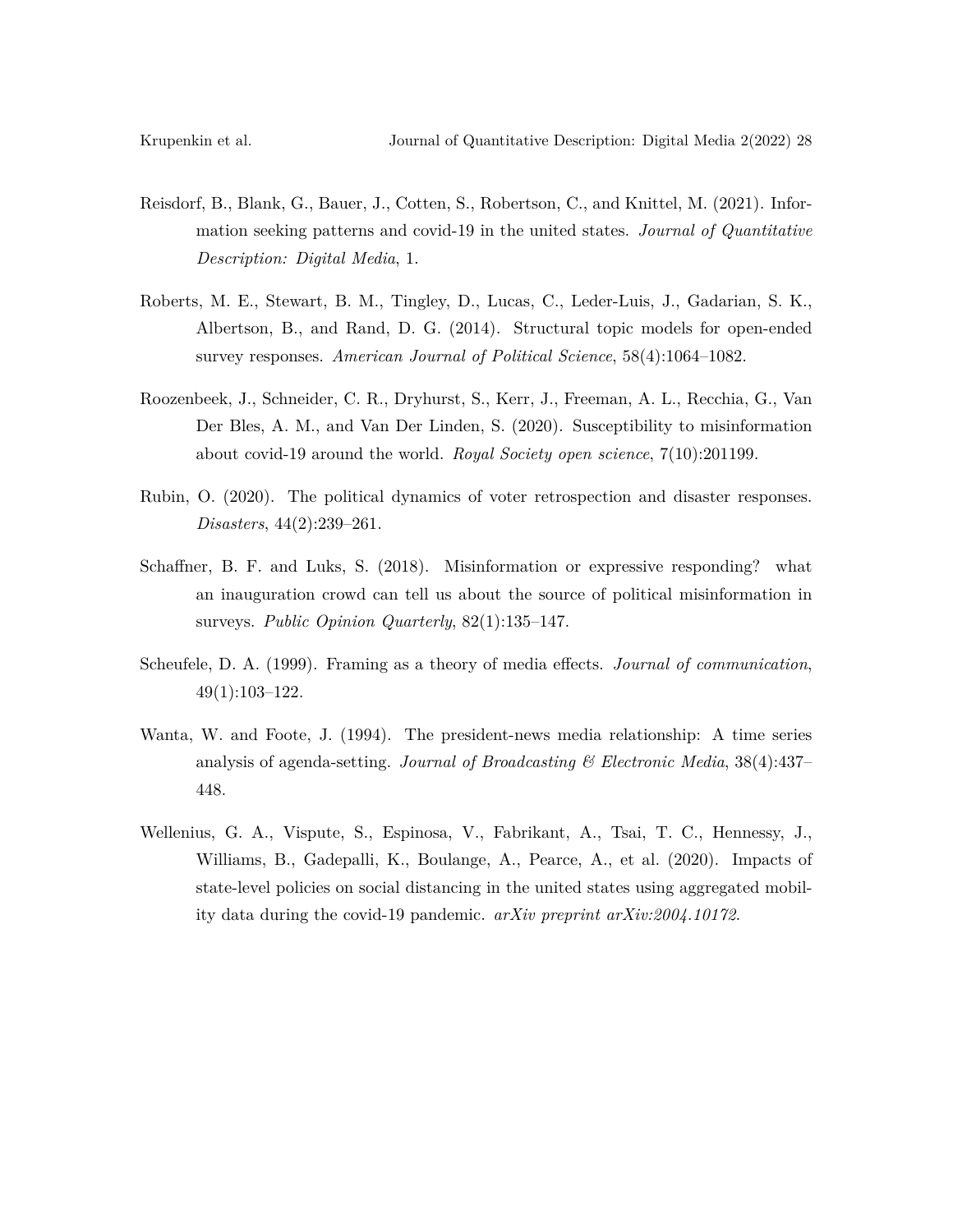Reisdorf, B., Blank, G., Bauer, J., Cotten, S., Robertson, C., and Knittel, M. (2021). Information seeking patterns and covid-19 in the united states. *Journal of Quantitative Description: Digital Media*, 1.

Roberts, M. E., Stewart, B. M., Tingley, D., Lucas, C., Leder-Luis, J., Gadarian, S. K., Albertson, B., and Rand, D. G. (2014). Structural topic models for open-ended survey responses. *American Journal of Political Science*, 58(4):1064–1082.

Roozenbeek, J., Schneider, C. R., Dryhurst, S., Kerr, J., Freeman, A. L., Recchia, G., Van Der Bles, A. M., and Van Der Linden, S. (2020). Susceptibility to misinformation about covid-19 around the world. *Royal Society open science*, 7(10):201199.

Rubin, O. (2020). The political dynamics of voter retrospection and disaster responses. *Disasters*, 44(2):239–261.

Schaffner, B. F. and Luks, S. (2018). Misinformation or expressive responding? what an inauguration crowd can tell us about the source of political misinformation in surveys. *Public Opinion Quarterly*, 82(1):135–147.

Scheufele, D. A. (1999). Framing as a theory of media effects. *Journal of communication*, 49(1):103–122.

Wanta, W. and Foote, J. (1994). The president-news media relationship: A time series analysis of agenda-setting. *Journal of Broadcasting & Electronic Media*, 38(4):437–448.

Wellenius, G. A., Vispute, S., Espinosa, V., Fabrikant, A., Tsai, T. C., Hennessy, J., Williams, B., Gadepalli, K., Boulange, A., Pearce, A., et al. (2020). Impacts of state-level policies on social distancing in the united states using aggregated mobility data during the covid-19 pandemic. *arXiv preprint arXiv:2004.10172*.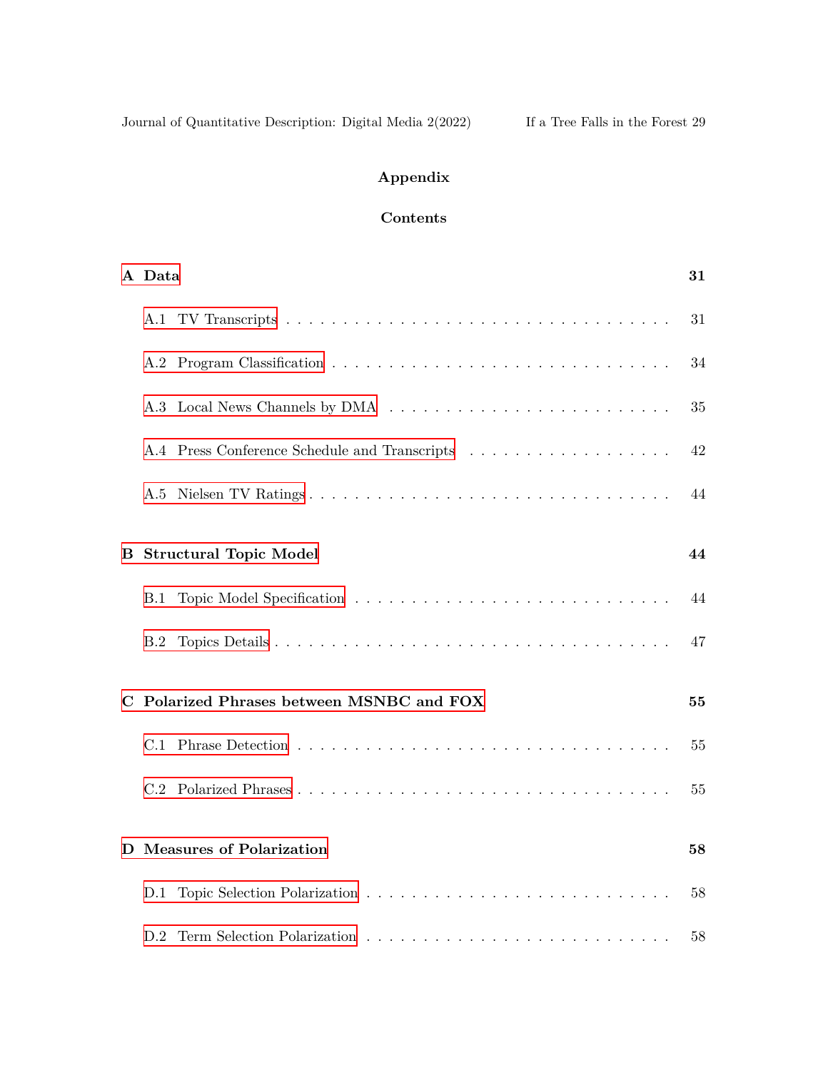## Appendix

### Contents

**A Data** **31**

- A.1 TV Transcripts . . . 31
- A.2 Program Classification . . . 34
- A.3 Local News Channels by DMA . . . 35
- A.4 Press Conference Schedule and Transcripts . . . 42
- A.5 Nielsen TV Ratings . . . 44

**B Structural Topic Model** **44**

- B.1 Topic Model Specification . . . 44
- B.2 Topics Details . . . 47

**C Polarized Phrases between MSNBC and FOX** **55**

- C.1 Phrase Detection . . . 55
- C.2 Polarized Phrases . . . 55

**D Measures of Polarization** **58**

- D.1 Topic Selection Polarization . . . 58
- D.2 Term Selection Polarization . . . 58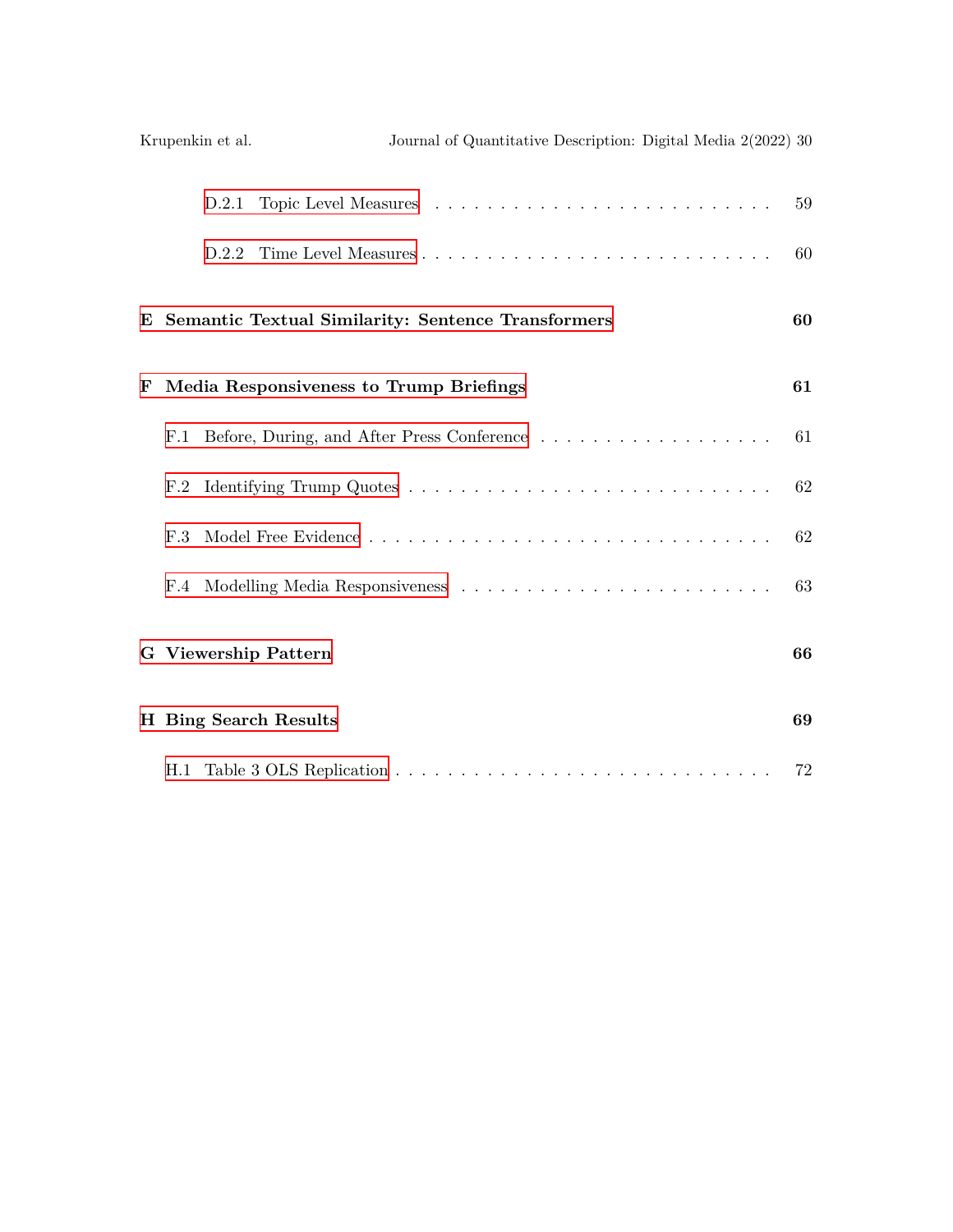D.2.1 Topic Level Measures . . . . . . . . . . . . . . . . . . . . . . . . . . . 59

D.2.2 Time Level Measures . . . . . . . . . . . . . . . . . . . . . . . . . . . 60

**E Semantic Textual Similarity: Sentence Transformers** **60**

**F Media Responsiveness to Trump Briefings** **61**

F.1 Before, During, and After Press Conference . . . . . . . . . . . . . . . . . . 61

F.2 Identifying Trump Quotes . . . . . . . . . . . . . . . . . . . . . . . . . . . 62

F.3 Model Free Evidence . . . . . . . . . . . . . . . . . . . . . . . . . . . . . 62

F.4 Modelling Media Responsiveness . . . . . . . . . . . . . . . . . . . . . . . 63

**G Viewership Pattern** **66**

**H Bing Search Results** **69**

H.1 Table 3 OLS Replication . . . . . . . . . . . . . . . . . . . . . . . . . . . 72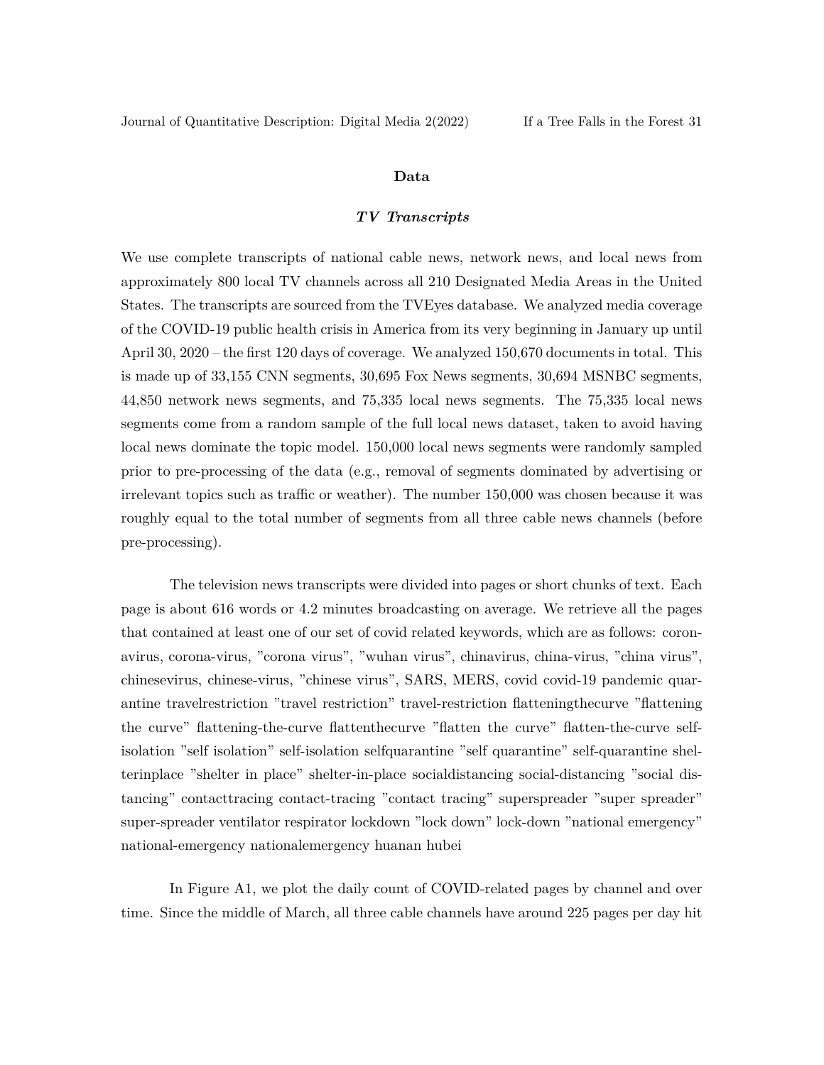## Data

### *TV Transcripts*

We use complete transcripts of national cable news, network news, and local news from approximately 800 local TV channels across all 210 Designated Media Areas in the United States. The transcripts are sourced from the TVEyes database. We analyzed media coverage of the COVID-19 public health crisis in America from its very beginning in January up until April 30, 2020 – the first 120 days of coverage. We analyzed 150,670 documents in total. This is made up of 33,155 CNN segments, 30,695 Fox News segments, 30,694 MSNBC segments, 44,850 network news segments, and 75,335 local news segments. The 75,335 local news segments come from a random sample of the full local news dataset, taken to avoid having local news dominate the topic model. 150,000 local news segments were randomly sampled prior to pre-processing of the data (e.g., removal of segments dominated by advertising or irrelevant topics such as traffic or weather). The number 150,000 was chosen because it was roughly equal to the total number of segments from all three cable news channels (before pre-processing).

The television news transcripts were divided into pages or short chunks of text. Each page is about 616 words or 4.2 minutes broadcasting on average. We retrieve all the pages that contained at least one of our set of covid related keywords, which are as follows: coronavirus, corona-virus, "corona virus", "wuhan virus", chinavirus, china-virus, "china virus", chinesevirus, chinese-virus, "chinese virus", SARS, MERS, covid covid-19 pandemic quarantine travelrestriction "travel restriction" travel-restriction flatteningthecurve "flattening the curve" flattening-the-curve flattenthecurve "flatten the curve" flatten-the-curve self-isolation "self isolation" self-isolation selfquarantine "self quarantine" self-quarantine shelterinplace "shelter in place" shelter-in-place socialdistancing social-distancing "social distancing" contacttracing contact-tracing "contact tracing" superspreader "super spreader" super-spreader ventilator respirator lockdown "lock down" lock-down "national emergency" national-emergency nationalemergency huanan hubei

In Figure A1, we plot the daily count of COVID-related pages by channel and over time. Since the middle of March, all three cable channels have around 225 pages per day hit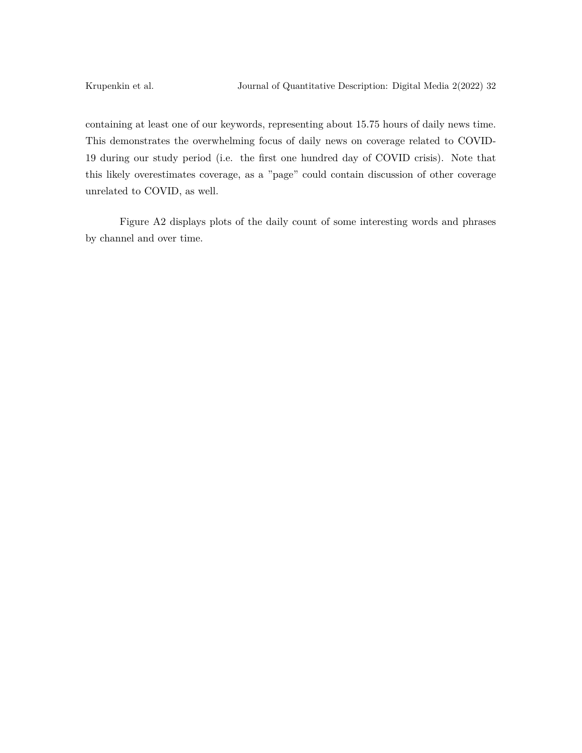containing at least one of our keywords, representing about 15.75 hours of daily news time. This demonstrates the overwhelming focus of daily news on coverage related to COVID-19 during our study period (i.e. the first one hundred day of COVID crisis). Note that this likely overestimates coverage, as a "page" could contain discussion of other coverage unrelated to COVID, as well.

Figure A2 displays plots of the daily count of some interesting words and phrases by channel and over time.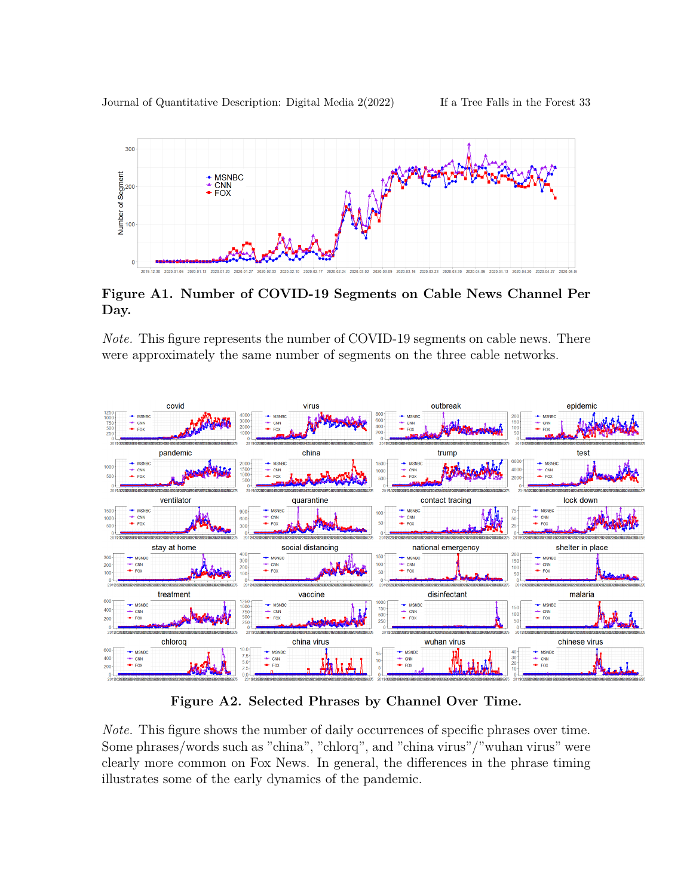**Figure A1. Number of COVID-19 Segments on Cable News Channel Per Day.**

*Note.* This figure represents the number of COVID-19 segments on cable news. There were approximately the same number of segments on the three cable networks.

**Figure A2. Selected Phrases by Channel Over Time.**

*Note.* This figure shows the number of daily occurrences of specific phrases over time. Some phrases/words such as "china", "chlorq", and "china virus"/"wuhan virus" were clearly more common on Fox News. In general, the differences in the phrase timing illustrates some of the early dynamics of the pandemic.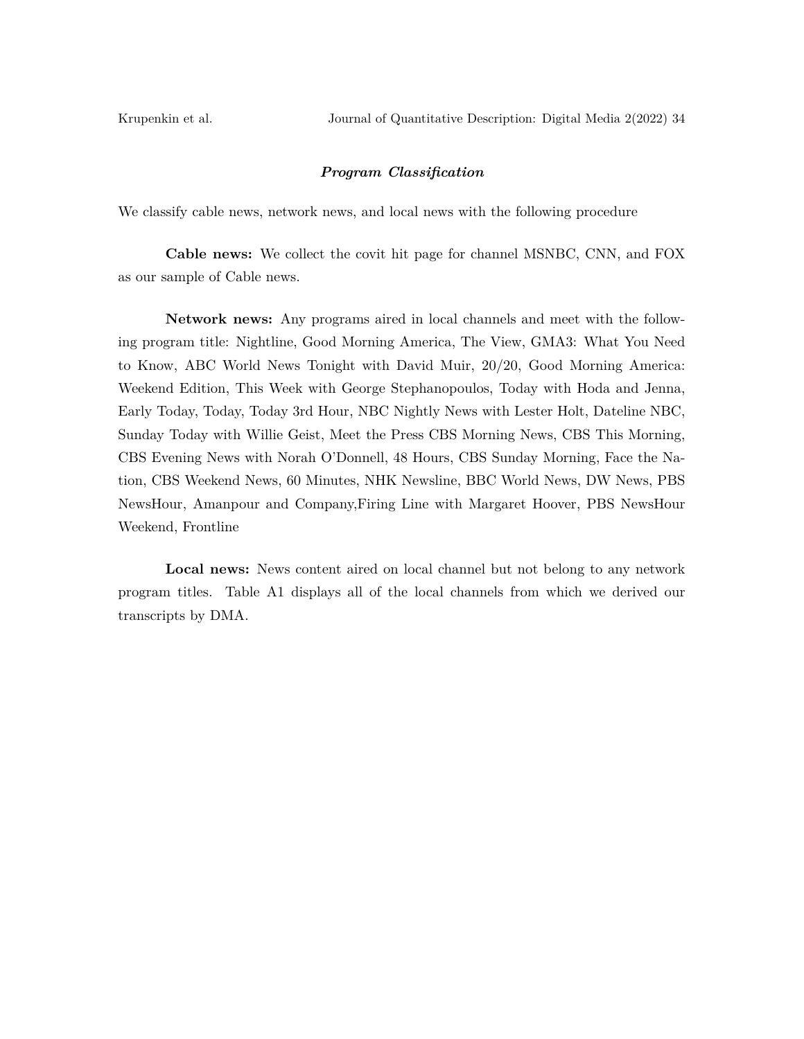### *Program Classification*

We classify cable news, network news, and local news with the following procedure

**Cable news:** We collect the covit hit page for channel MSNBC, CNN, and FOX as our sample of Cable news.

**Network news:** Any programs aired in local channels and meet with the following program title: Nightline, Good Morning America, The View, GMA3: What You Need to Know, ABC World News Tonight with David Muir, 20/20, Good Morning America: Weekend Edition, This Week with George Stephanopoulos, Today with Hoda and Jenna, Early Today, Today, Today 3rd Hour, NBC Nightly News with Lester Holt, Dateline NBC, Sunday Today with Willie Geist, Meet the Press CBS Morning News, CBS This Morning, CBS Evening News with Norah O'Donnell, 48 Hours, CBS Sunday Morning, Face the Nation, CBS Weekend News, 60 Minutes, NHK Newsline, BBC World News, DW News, PBS NewsHour, Amanpour and Company,Firing Line with Margaret Hoover, PBS NewsHour Weekend, Frontline

**Local news:** News content aired on local channel but not belong to any network program titles. Table A1 displays all of the local channels from which we derived our transcripts by DMA.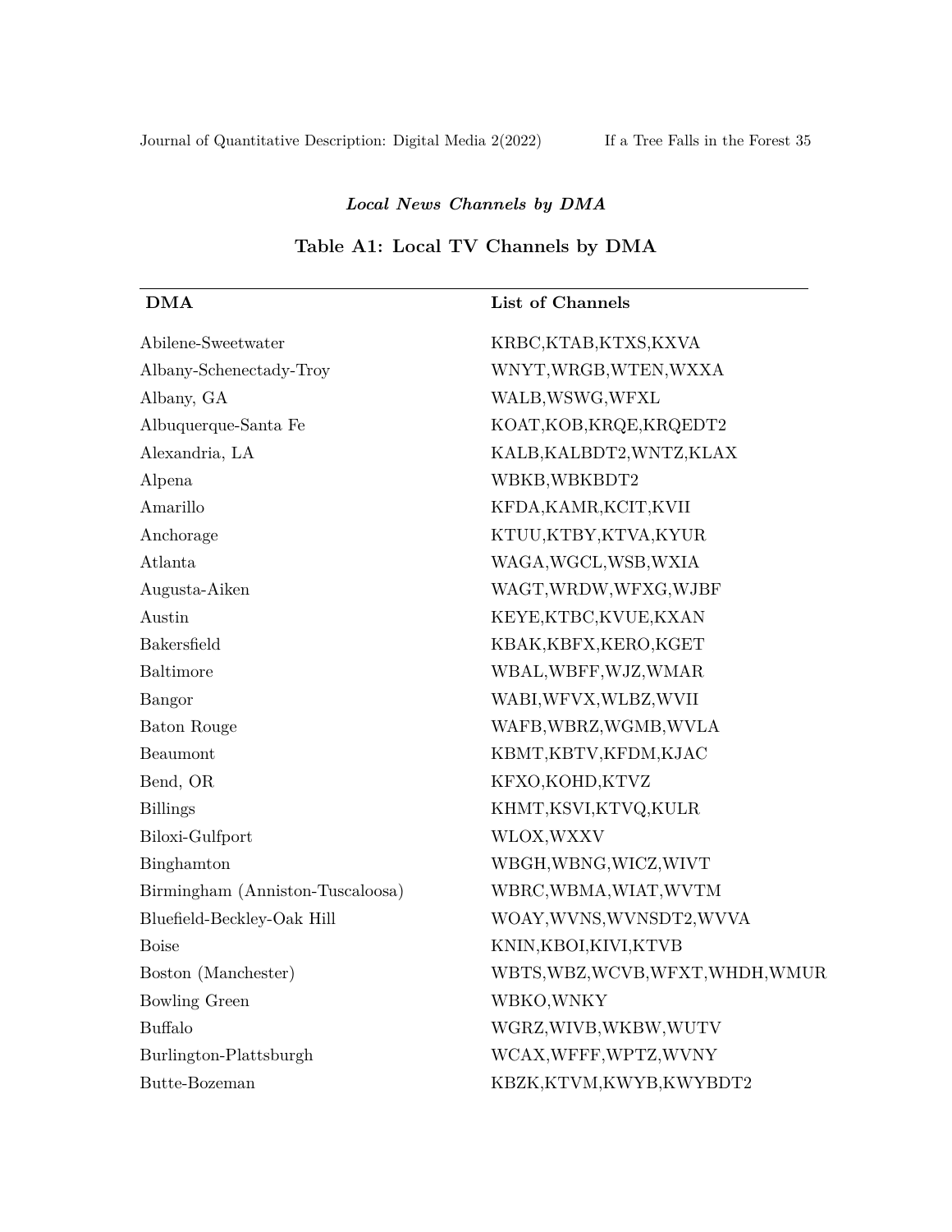***Local News Channels by DMA***

**Table A1: Local TV Channels by DMA**

| DMA | List of Channels |
|---|---|
| Abilene-Sweetwater | KRBC,KTAB,KTXS,KXVA |
| Albany-Schenectady-Troy | WNYT,WRGB,WTEN,WXXA |
| Albany, GA | WALB,WSWG,WFXL |
| Albuquerque-Santa Fe | KOAT,KOB,KRQE,KRQEDT2 |
| Alexandria, LA | KALB,KALBDT2,WNTZ,KLAX |
| Alpena | WBKB,WBKBDT2 |
| Amarillo | KFDA,KAMR,KCIT,KVII |
| Anchorage | KTUU,KTBY,KTVA,KYUR |
| Atlanta | WAGA,WGCL,WSB,WXIA |
| Augusta-Aiken | WAGT,WRDW,WFXG,WJBF |
| Austin | KEYE,KTBC,KVUE,KXAN |
| Bakersfield | KBAK,KBFX,KERO,KGET |
| Baltimore | WBAL,WBFF,WJZ,WMAR |
| Bangor | WABI,WFVX,WLBZ,WVII |
| Baton Rouge | WAFB,WBRZ,WGMB,WVLA |
| Beaumont | KBMT,KBTV,KFDM,KJAC |
| Bend, OR | KFXO,KOHD,KTVZ |
| Billings | KHMT,KSVI,KTVQ,KULR |
| Biloxi-Gulfport | WLOX,WXXV |
| Binghamton | WBGH,WBNG,WICZ,WIVT |
| Birmingham (Anniston-Tuscaloosa) | WBRC,WBMA,WIAT,WVTM |
| Bluefield-Beckley-Oak Hill | WOAY,WVNS,WVNSDT2,WVVA |
| Boise | KNIN,KBOI,KIVI,KTVB |
| Boston (Manchester) | WBTS,WBZ,WCVB,WFXT,WHDH,WMUR |
| Bowling Green | WBKO,WNKY |
| Buffalo | WGRZ,WIVB,WKBW,WUTV |
| Burlington-Plattsburgh | WCAX,WFFF,WPTZ,WVNY |
| Butte-Bozeman | KBZK,KTVM,KWYB,KWYBDT2 |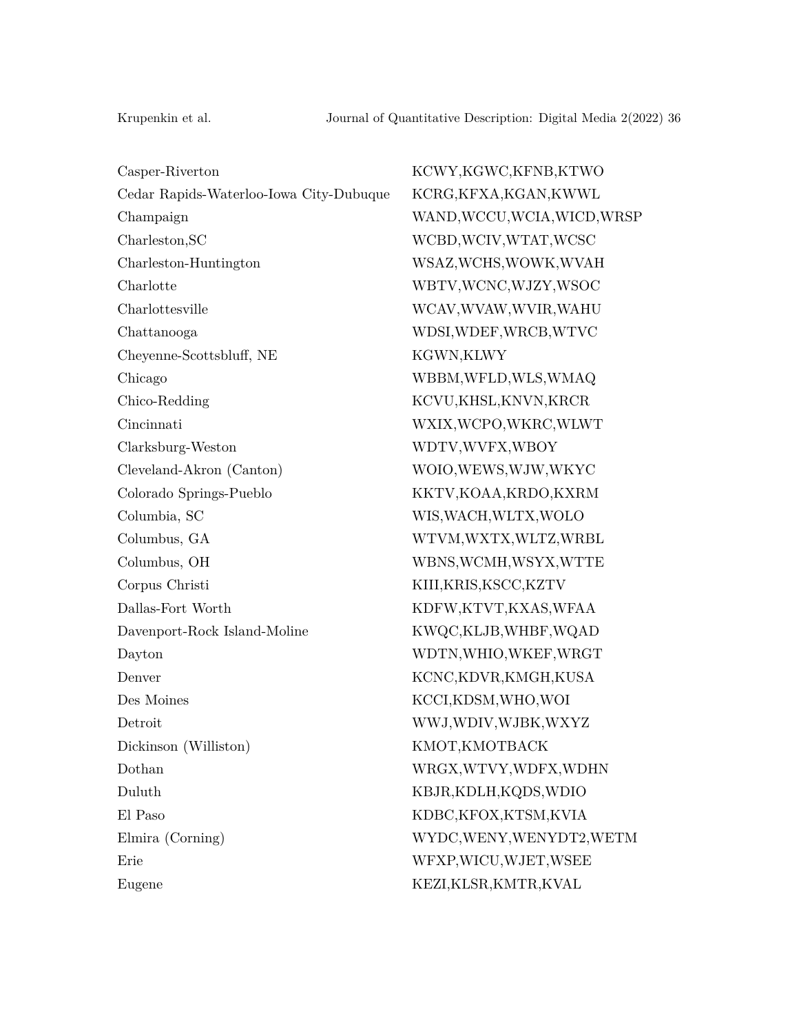| | |
|---|---|
| Casper-Riverton | KCWY,KGWC,KFNB,KTWO |
| Cedar Rapids-Waterloo-Iowa City-Dubuque | KCRG,KFXA,KGAN,KWWL |
| Champaign | WAND,WCCU,WCIA,WICD,WRSP |
| Charleston,SC | WCBD,WCIV,WTAT,WCSC |
| Charleston-Huntington | WSAZ,WCHS,WOWK,WVAH |
| Charlotte | WBTV,WCNC,WJZY,WSOC |
| Charlottesville | WCAV,WVAW,WVIR,WAHU |
| Chattanooga | WDSI,WDEF,WRCB,WTVC |
| Cheyenne-Scottsbluff, NE | KGWN,KLWY |
| Chicago | WBBM,WFLD,WLS,WMAQ |
| Chico-Redding | KCVU,KHSL,KNVN,KRCR |
| Cincinnati | WXIX,WCPO,WKRC,WLWT |
| Clarksburg-Weston | WDTV,WVFX,WBOY |
| Cleveland-Akron (Canton) | WOIO,WEWS,WJW,WKYC |
| Colorado Springs-Pueblo | KKTV,KOAA,KRDO,KXRM |
| Columbia, SC | WIS,WACH,WLTX,WOLO |
| Columbus, GA | WTVM,WXTX,WLTZ,WRBL |
| Columbus, OH | WBNS,WCMH,WSYX,WTTE |
| Corpus Christi | KIII,KRIS,KSCC,KZTV |
| Dallas-Fort Worth | KDFW,KTVT,KXAS,WFAA |
| Davenport-Rock Island-Moline | KWQC,KLJB,WHBF,WQAD |
| Dayton | WDTN,WHIO,WKEF,WRGT |
| Denver | KCNC,KDVR,KMGH,KUSA |
| Des Moines | KCCI,KDSM,WHO,WOI |
| Detroit | WWJ,WDIV,WJBK,WXYZ |
| Dickinson (Williston) | KMOT,KMOTBACK |
| Dothan | WRGX,WTVY,WDFX,WDHN |
| Duluth | KBJR,KDLH,KQDS,WDIO |
| El Paso | KDBC,KFOX,KTSM,KVIA |
| Elmira (Corning) | WYDC,WENY,WENYDT2,WETM |
| Erie | WFXP,WICU,WJET,WSEE |
| Eugene | KEZI,KLSR,KMTR,KVAL |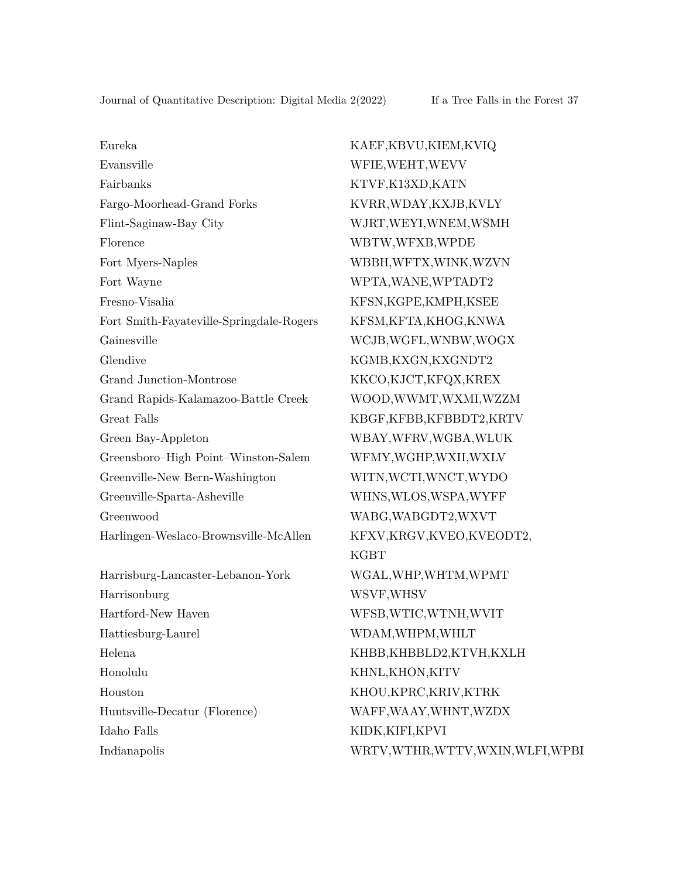| | |
|---|---|
| Eureka | KAEF,KBVU,KIEM,KVIQ |
| Evansville | WFIE,WEHT,WEVV |
| Fairbanks | KTVF,K13XD,KATN |
| Fargo-Moorhead-Grand Forks | KVRR,WDAY,KXJB,KVLY |
| Flint-Saginaw-Bay City | WJRT,WEYI,WNEM,WSMH |
| Florence | WBTW,WFXB,WPDE |
| Fort Myers-Naples | WBBH,WFTX,WINK,WZVN |
| Fort Wayne | WPTA,WANE,WPTADT2 |
| Fresno-Visalia | KFSN,KGPE,KMPH,KSEE |
| Fort Smith-Fayateville-Springdale-Rogers | KFSM,KFTA,KHOG,KNWA |
| Gainesville | WCJB,WGFL,WNBW,WOGX |
| Glendive | KGMB,KXGN,KXGNDT2 |
| Grand Junction-Montrose | KKCO,KJCT,KFQX,KREX |
| Grand Rapids-Kalamazoo-Battle Creek | WOOD,WWMT,WXMI,WZZM |
| Great Falls | KBGF,KFBB,KFBBDT2,KRTV |
| Green Bay-Appleton | WBAY,WFRV,WGBA,WLUK |
| Greensboro–High Point–Winston-Salem | WFMY,WGHP,WXII,WXLV |
| Greenville-New Bern-Washington | WITN,WCTI,WNCT,WYDO |
| Greenville-Sparta-Asheville | WHNS,WLOS,WSPA,WYFF |
| Greenwood | WABG,WABGDT2,WXVT |
| Harlingen-Weslaco-Brownsville-McAllen | KFXV,KRGV,KVEO,KVEODT2, KGBT |
| Harrisburg-Lancaster-Lebanon-York | WGAL,WHP,WHTM,WPMT |
| Harrisonburg | WSVF,WHSV |
| Hartford-New Haven | WFSB,WTIC,WTNH,WVIT |
| Hattiesburg-Laurel | WDAM,WHPM,WHLT |
| Helena | KHBB,KHBBLD2,KTVH,KXLH |
| Honolulu | KHNL,KHON,KITV |
| Houston | KHOU,KPRC,KRIV,KTRK |
| Huntsville-Decatur (Florence) | WAFF,WAAY,WHNT,WZDX |
| Idaho Falls | KIDK,KIFI,KPVI |
| Indianapolis | WRTV,WTHR,WTTV,WXIN,WLFI,WPBI |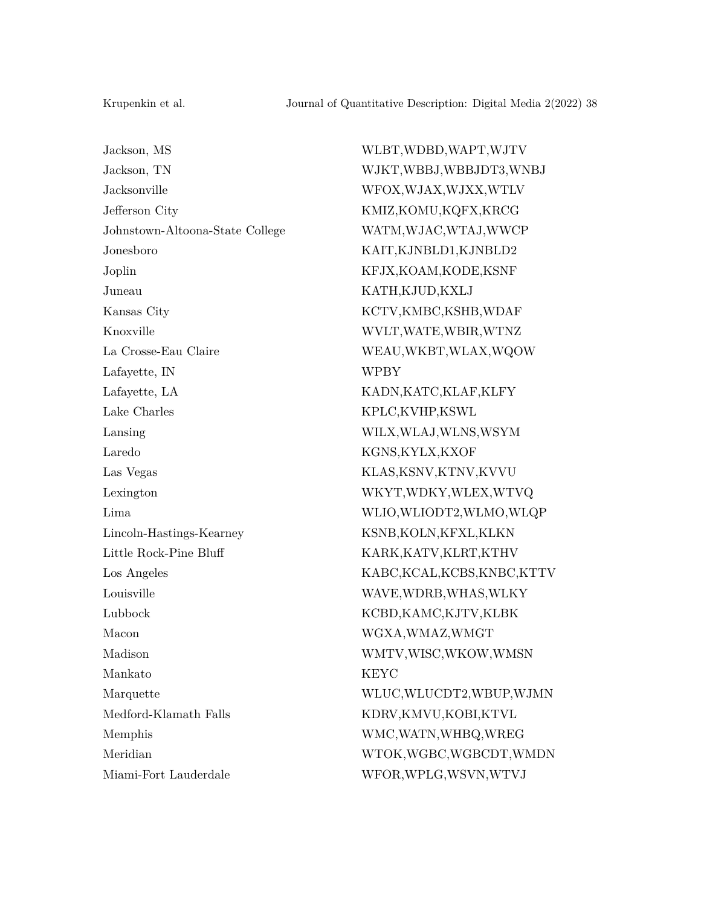| | |
|---|---|
| Jackson, MS | WLBT,WDBD,WAPT,WJTV |
| Jackson, TN | WJKT,WBBJ,WBBJDT3,WNBJ |
| Jacksonville | WFOX,WJAX,WJXX,WTLV |
| Jefferson City | KMIZ,KOMU,KQFX,KRCG |
| Johnstown-Altoona-State College | WATM,WJAC,WTAJ,WWCP |
| Jonesboro | KAIT,KJNBLD1,KJNBLD2 |
| Joplin | KFJX,KOAM,KODE,KSNF |
| Juneau | KATH,KJUD,KXLJ |
| Kansas City | KCTV,KMBC,KSHB,WDAF |
| Knoxville | WVLT,WATE,WBIR,WTNZ |
| La Crosse-Eau Claire | WEAU,WKBT,WLAX,WQOW |
| Lafayette, IN | WPBY |
| Lafayette, LA | KADN,KATC,KLAF,KLFY |
| Lake Charles | KPLC,KVHP,KSWL |
| Lansing | WILX,WLAJ,WLNS,WSYM |
| Laredo | KGNS,KYLX,KXOF |
| Las Vegas | KLAS,KSNV,KTNV,KVVU |
| Lexington | WKYT,WDKY,WLEX,WTVQ |
| Lima | WLIO,WLIODT2,WLMO,WLQP |
| Lincoln-Hastings-Kearney | KSNB,KOLN,KFXL,KLKN |
| Little Rock-Pine Bluff | KARK,KATV,KLRT,KTHV |
| Los Angeles | KABC,KCAL,KCBS,KNBC,KTTV |
| Louisville | WAVE,WDRB,WHAS,WLKY |
| Lubbock | KCBD,KAMC,KJTV,KLBK |
| Macon | WGXA,WMAZ,WMGT |
| Madison | WMTV,WISC,WKOW,WMSN |
| Mankato | KEYC |
| Marquette | WLUC,WLUCDT2,WBUP,WJMN |
| Medford-Klamath Falls | KDRV,KMVU,KOBI,KTVL |
| Memphis | WMC,WATN,WHBQ,WREG |
| Meridian | WTOK,WGBC,WGBCDT,WMDN |
| Miami-Fort Lauderdale | WFOR,WPLG,WSVN,WTVJ |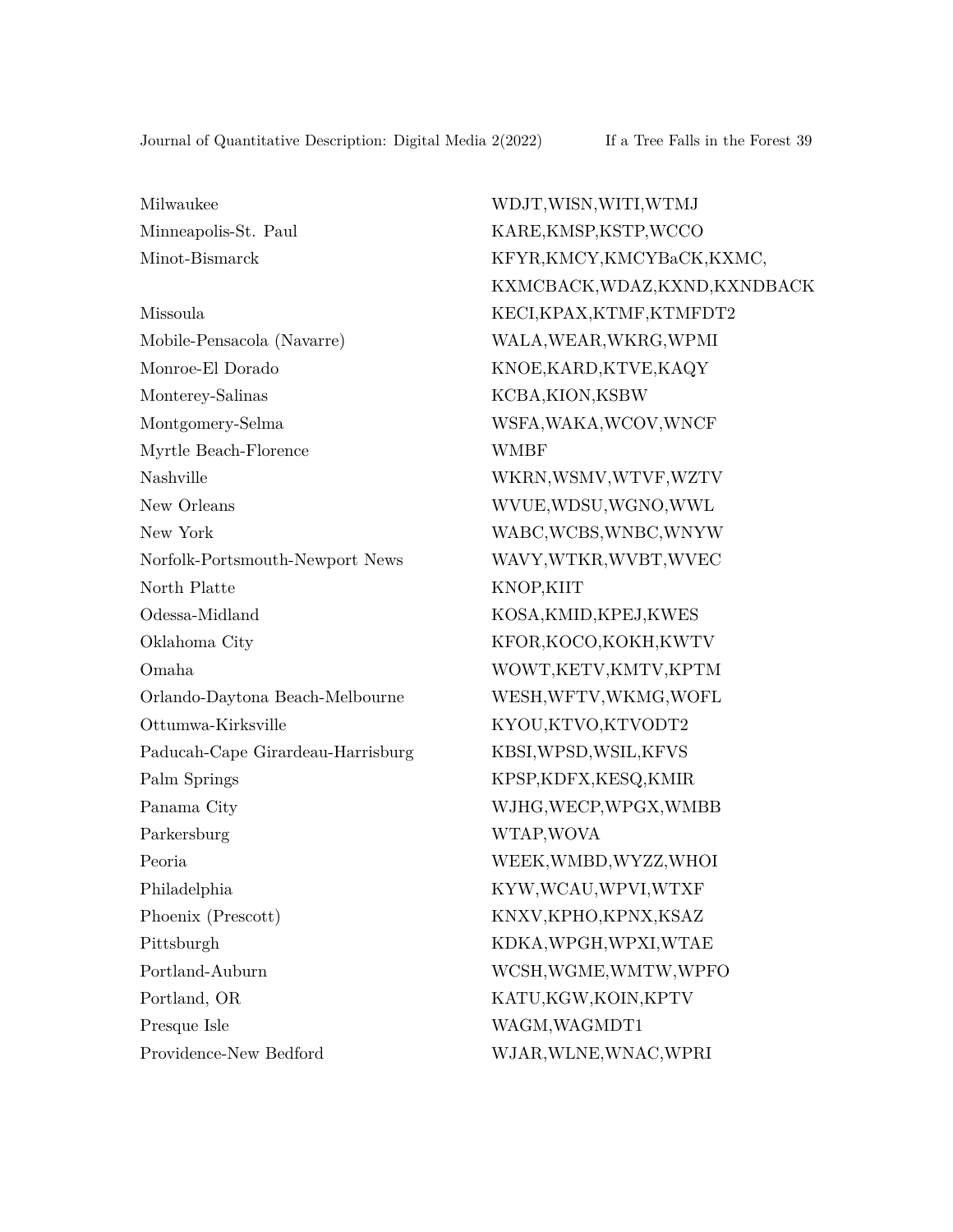| | |
|---|---|
| Milwaukee | WDJT,WISN,WITI,WTMJ |
| Minneapolis-St. Paul | KARE,KMSP,KSTP,WCCO |
| Minot-Bismarck | KFYR,KMCY,KMCYBaCK,KXMC, KXMCBACK,WDAZ,KXND,KXNDBACK |
| Missoula | KECI,KPAX,KTMF,KTMFDT2 |
| Mobile-Pensacola (Navarre) | WALA,WEAR,WKRG,WPMI |
| Monroe-El Dorado | KNOE,KARD,KTVE,KAQY |
| Monterey-Salinas | KCBA,KION,KSBW |
| Montgomery-Selma | WSFA,WAKA,WCOV,WNCF |
| Myrtle Beach-Florence | WMBF |
| Nashville | WKRN,WSMV,WTVF,WZTV |
| New Orleans | WVUE,WDSU,WGNO,WWL |
| New York | WABC,WCBS,WNBC,WNYW |
| Norfolk-Portsmouth-Newport News | WAVY,WTKR,WVBT,WVEC |
| North Platte | KNOP,KIIT |
| Odessa-Midland | KOSA,KMID,KPEJ,KWES |
| Oklahoma City | KFOR,KOCO,KOKH,KWTV |
| Omaha | WOWT,KETV,KMTV,KPTM |
| Orlando-Daytona Beach-Melbourne | WESH,WFTV,WKMG,WOFL |
| Ottumwa-Kirksville | KYOU,KTVO,KTVODT2 |
| Paducah-Cape Girardeau-Harrisburg | KBSI,WPSD,WSIL,KFVS |
| Palm Springs | KPSP,KDFX,KESQ,KMIR |
| Panama City | WJHG,WECP,WPGX,WMBB |
| Parkersburg | WTAP,WOVA |
| Peoria | WEEK,WMBD,WYZZ,WHOI |
| Philadelphia | KYW,WCAU,WPVI,WTXF |
| Phoenix (Prescott) | KNXV,KPHO,KPNX,KSAZ |
| Pittsburgh | KDKA,WPGH,WPXI,WTAE |
| Portland-Auburn | WCSH,WGME,WMTW,WPFO |
| Portland, OR | KATU,KGW,KOIN,KPTV |
| Presque Isle | WAGM,WAGMDT1 |
| Providence-New Bedford | WJAR,WLNE,WNAC,WPRI |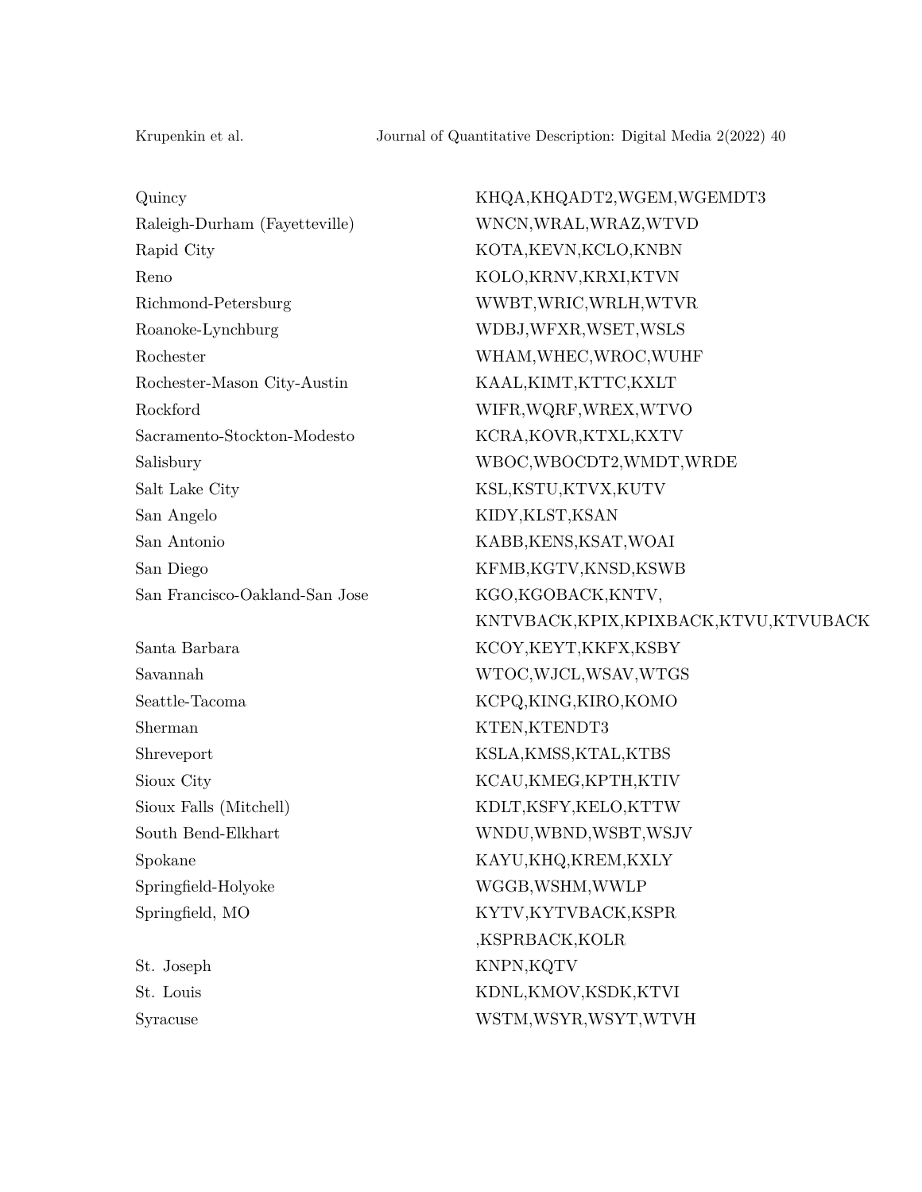| | |
|---|---|
| Quincy | KHQA,KHQADT2,WGEM,WGEMDT3 |
| Raleigh-Durham (Fayetteville) | WNCN,WRAL,WRAZ,WTVD |
| Rapid City | KOTA,KEVN,KCLO,KNBN |
| Reno | KOLO,KRNV,KRXI,KTVN |
| Richmond-Petersburg | WWBT,WRIC,WRLH,WTVR |
| Roanoke-Lynchburg | WDBJ,WFXR,WSET,WSLS |
| Rochester | WHAM,WHEC,WROC,WUHF |
| Rochester-Mason City-Austin | KAAL,KIMT,KTTC,KXLT |
| Rockford | WIFR,WQRF,WREX,WTVO |
| Sacramento-Stockton-Modesto | KCRA,KOVR,KTXL,KXTV |
| Salisbury | WBOC,WBOCDT2,WMDT,WRDE |
| Salt Lake City | KSL,KSTU,KTVX,KUTV |
| San Angelo | KIDY,KLST,KSAN |
| San Antonio | KABB,KENS,KSAT,WOAI |
| San Diego | KFMB,KGTV,KNSD,KSWB |
| San Francisco-Oakland-San Jose | KGO,KGOBACK,KNTV, KNTVBACK,KPIX,KPIXBACK,KTVU,KTVUBACK |
| Santa Barbara | KCOY,KEYT,KKFX,KSBY |
| Savannah | WTOC,WJCL,WSAV,WTGS |
| Seattle-Tacoma | KCPQ,KING,KIRO,KOMO |
| Sherman | KTEN,KTENDT3 |
| Shreveport | KSLA,KMSS,KTAL,KTBS |
| Sioux City | KCAU,KMEG,KPTH,KTIV |
| Sioux Falls (Mitchell) | KDLT,KSFY,KELO,KTTW |
| South Bend-Elkhart | WNDU,WBND,WSBT,WSJV |
| Spokane | KAYU,KHQ,KREM,KXLY |
| Springfield-Holyoke | WGGB,WSHM,WWLP |
| Springfield, MO | KYTV,KYTVBACK,KSPR ,KSPRBACK,KOLR |
| St. Joseph | KNPN,KQTV |
| St. Louis | KDNL,KMOV,KSDK,KTVI |
| Syracuse | WSTM,WSYR,WSYT,WTVH |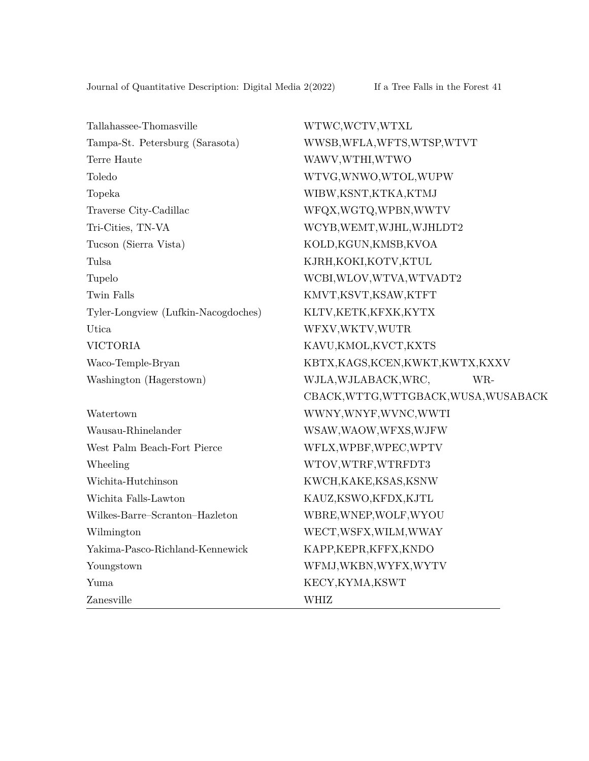| | |
|---|---|
| Tallahassee-Thomasville | WTWC,WCTV,WTXL |
| Tampa-St. Petersburg (Sarasota) | WWSB,WFLA,WFTS,WTSP,WTVT |
| Terre Haute | WAWV,WTHI,WTWO |
| Toledo | WTVG,WNWO,WTOL,WUPW |
| Topeka | WIBW,KSNT,KTKA,KTMJ |
| Traverse City-Cadillac | WFQX,WGTQ,WPBN,WWTV |
| Tri-Cities, TN-VA | WCYB,WEMT,WJHL,WJHLDT2 |
| Tucson (Sierra Vista) | KOLD,KGUN,KMSB,KVOA |
| Tulsa | KJRH,KOKI,KOTV,KTUL |
| Tupelo | WCBI,WLOV,WTVA,WTVADT2 |
| Twin Falls | KMVT,KSVT,KSAW,KTFT |
| Tyler-Longview (Lufkin-Nacogdoches) | KLTV,KETK,KFXK,KYTX |
| Utica | WFXV,WKTV,WUTR |
| VICTORIA | KAVU,KMOL,KVCT,KXTS |
| Waco-Temple-Bryan | KBTX,KAGS,KCEN,KWKT,KWTX,KXXV |
| Washington (Hagerstown) | WJLA,WJLABACK,WRC, WRCBACK,WTTG,WTTGBACK,WUSA,WUSABACK |
| Watertown | WWNY,WNYF,WVNC,WWTI |
| Wausau-Rhinelander | WSAW,WAOW,WFXS,WJFW |
| West Palm Beach-Fort Pierce | WFLX,WPBF,WPEC,WPTV |
| Wheeling | WTOV,WTRF,WTRFDT3 |
| Wichita-Hutchinson | KWCH,KAKE,KSAS,KSNW |
| Wichita Falls-Lawton | KAUZ,KSWO,KFDX,KJTL |
| Wilkes-Barre–Scranton–Hazleton | WBRE,WNEP,WOLF,WYOU |
| Wilmington | WECT,WSFX,WILM,WWAY |
| Yakima-Pasco-Richland-Kennewick | KAPP,KEPR,KFFX,KNDO |
| Youngstown | WFMJ,WKBN,WYFX,WYTV |
| Yuma | KECY,KYMA,KSWT |
| Zanesville | WHIZ |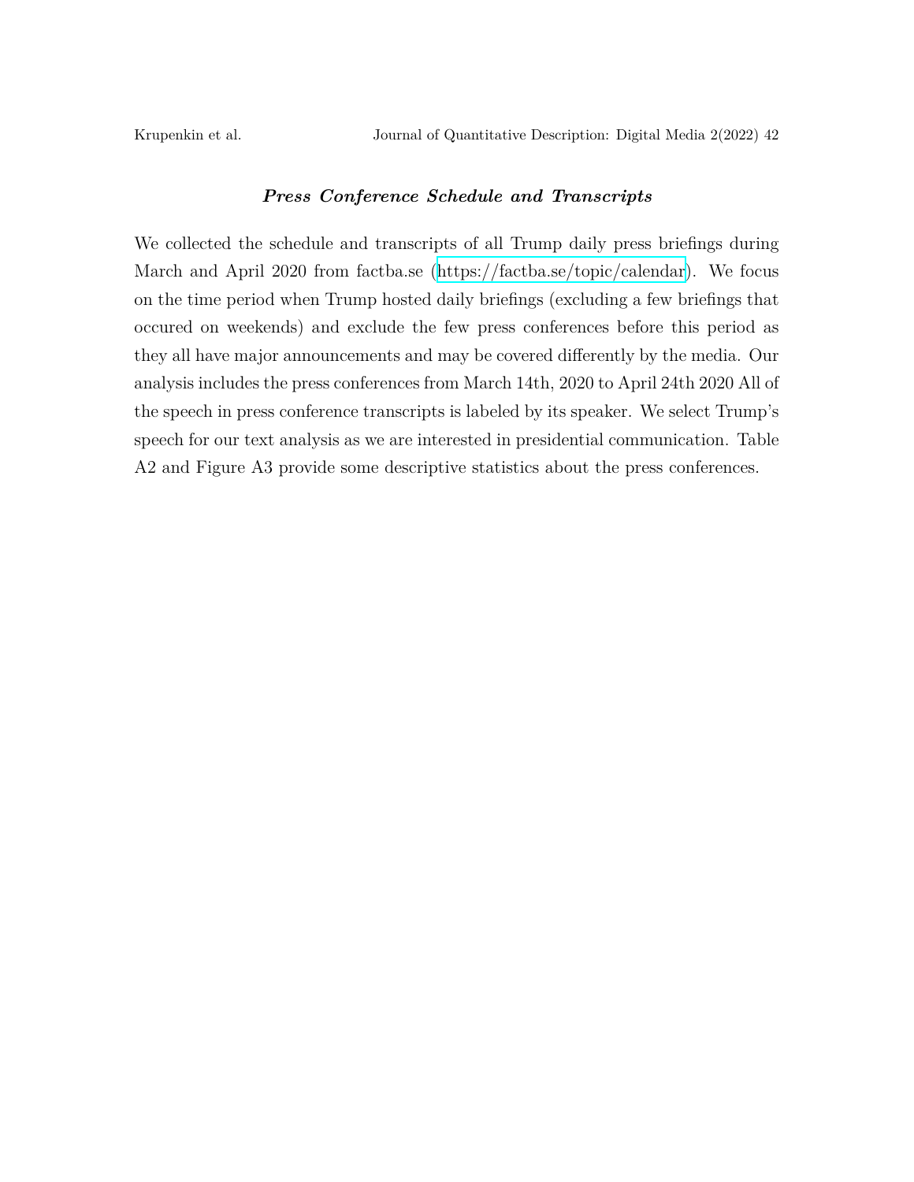### ***Press Conference Schedule and Transcripts***

We collected the schedule and transcripts of all Trump daily press briefings during March and April 2020 from factba.se (https://factba.se/topic/calendar). We focus on the time period when Trump hosted daily briefings (excluding a few briefings that occured on weekends) and exclude the few press conferences before this period as they all have major announcements and may be covered differently by the media. Our analysis includes the press conferences from March 14th, 2020 to April 24th 2020 All of the speech in press conference transcripts is labeled by its speaker. We select Trump's speech for our text analysis as we are interested in presidential communication. Table A2 and Figure A3 provide some descriptive statistics about the press conferences.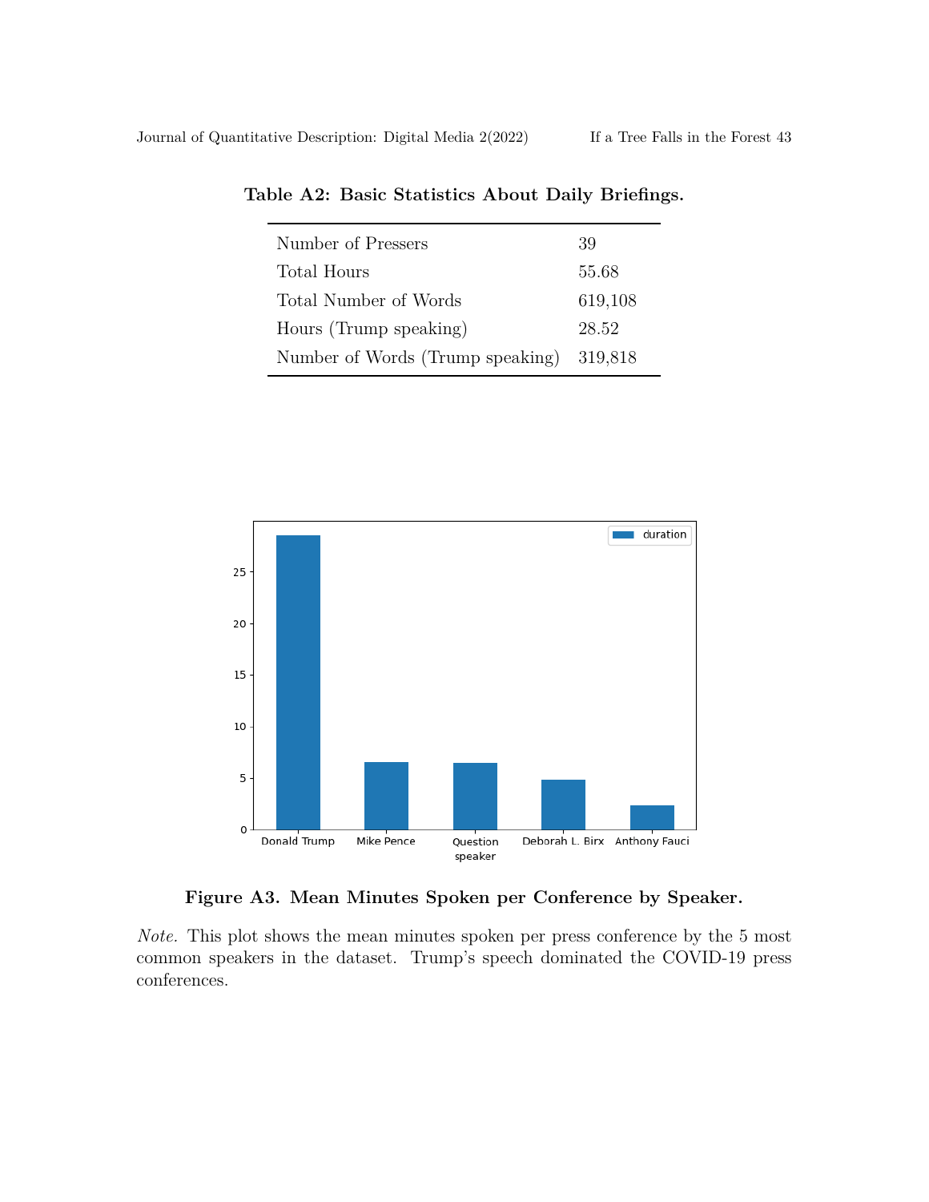**Table A2: Basic Statistics About Daily Briefings.**

| | |
|---|---|
| Number of Pressers | 39 |
| Total Hours | 55.68 |
| Total Number of Words | 619,108 |
| Hours (Trump speaking) | 28.52 |
| Number of Words (Trump speaking) | 319,818 |

**Figure A3. Mean Minutes Spoken per Conference by Speaker.**

*Note.* This plot shows the mean minutes spoken per press conference by the 5 most common speakers in the dataset. Trump's speech dominated the COVID-19 press conferences.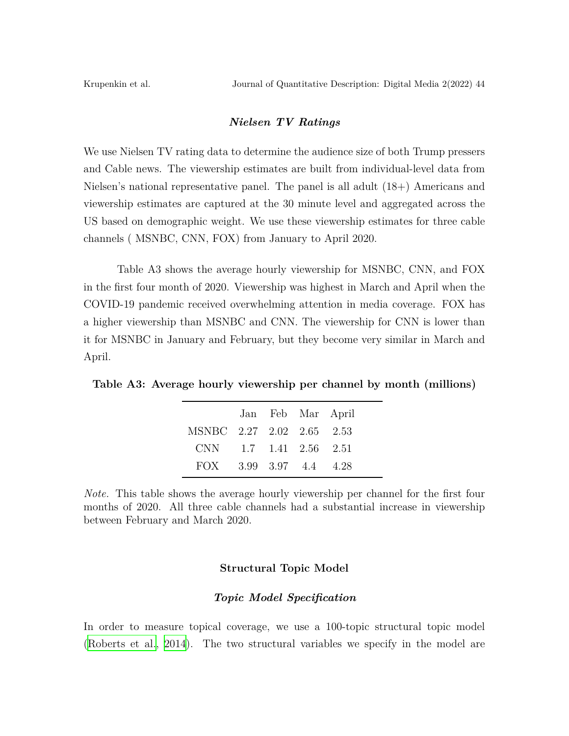### *Nielsen TV Ratings*

We use Nielsen TV rating data to determine the audience size of both Trump pressers and Cable news. The viewership estimates are built from individual-level data from Nielsen's national representative panel. The panel is all adult (18+) Americans and viewership estimates are captured at the 30 minute level and aggregated across the US based on demographic weight. We use these viewership estimates for three cable channels ( MSNBC, CNN, FOX) from January to April 2020.

Table A3 shows the average hourly viewership for MSNBC, CNN, and FOX in the first four month of 2020. Viewership was highest in March and April when the COVID-19 pandemic received overwhelming attention in media coverage. FOX has a higher viewership than MSNBC and CNN. The viewership for CNN is lower than it for MSNBC in January and February, but they become very similar in March and April.

**Table A3: Average hourly viewership per channel by month (millions)**

| | Jan | Feb | Mar | April |
|---|---|---|---|---|
| MSNBC | 2.27 | 2.02 | 2.65 | 2.53 |
| CNN | 1.7 | 1.41 | 2.56 | 2.51 |
| FOX | 3.99 | 3.97 | 4.4 | 4.28 |

*Note.* This table shows the average hourly viewership per channel for the first four months of 2020. All three cable channels had a substantial increase in viewership between February and March 2020.

## Structural Topic Model

### *Topic Model Specification*

In order to measure topical coverage, we use a 100-topic structural topic model (Roberts et al., 2014). The two structural variables we specify in the model are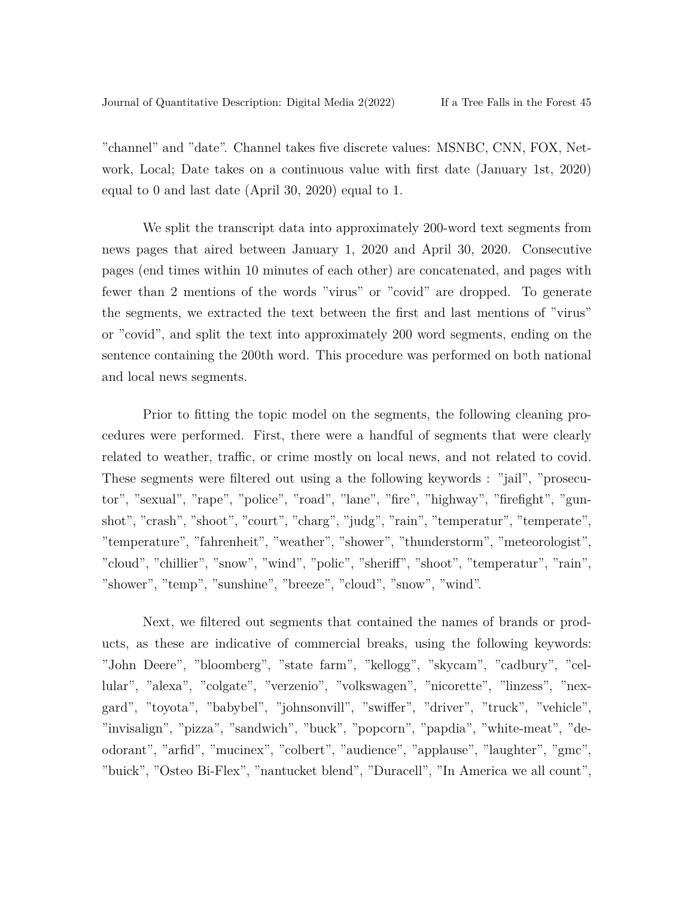"channel" and "date". Channel takes five discrete values: MSNBC, CNN, FOX, Network, Local; Date takes on a continuous value with first date (January 1st, 2020) equal to 0 and last date (April 30, 2020) equal to 1.

We split the transcript data into approximately 200-word text segments from news pages that aired between January 1, 2020 and April 30, 2020. Consecutive pages (end times within 10 minutes of each other) are concatenated, and pages with fewer than 2 mentions of the words "virus" or "covid" are dropped. To generate the segments, we extracted the text between the first and last mentions of "virus" or "covid", and split the text into approximately 200 word segments, ending on the sentence containing the 200th word. This procedure was performed on both national and local news segments.

Prior to fitting the topic model on the segments, the following cleaning procedures were performed. First, there were a handful of segments that were clearly related to weather, traffic, or crime mostly on local news, and not related to covid. These segments were filtered out using a the following keywords : "jail", "prosecutor", "sexual", "rape", "police", "road", "lane", "fire", "highway", "firefight", "gunshot", "crash", "shoot", "court", "charg", "judg", "rain", "temperatur", "temperate", "temperature", "fahrenheit", "weather", "shower", "thunderstorm", "meteorologist", "cloud", "chillier", "snow", "wind", "polic", "sheriff", "shoot", "temperatur", "rain", "shower", "temp", "sunshine", "breeze", "cloud", "snow", "wind".

Next, we filtered out segments that contained the names of brands or products, as these are indicative of commercial breaks, using the following keywords: "John Deere", "bloomberg", "state farm", "kellogg", "skycam", "cadbury", "cellular", "alexa", "colgate", "verzenio", "volkswagen", "nicorette", "linzess", "nexgard", "toyota", "babybel", "johnsonvill", "swiffer", "driver", "truck", "vehicle", "invisalign", "pizza", "sandwich", "buck", "popcorn", "papdia", "white-meat", "deodorant", "arfid", "mucinex", "colbert", "audience", "applause", "laughter", "gmc", "buick", "Osteo Bi-Flex", "nantucket blend", "Duracell", "In America we all count",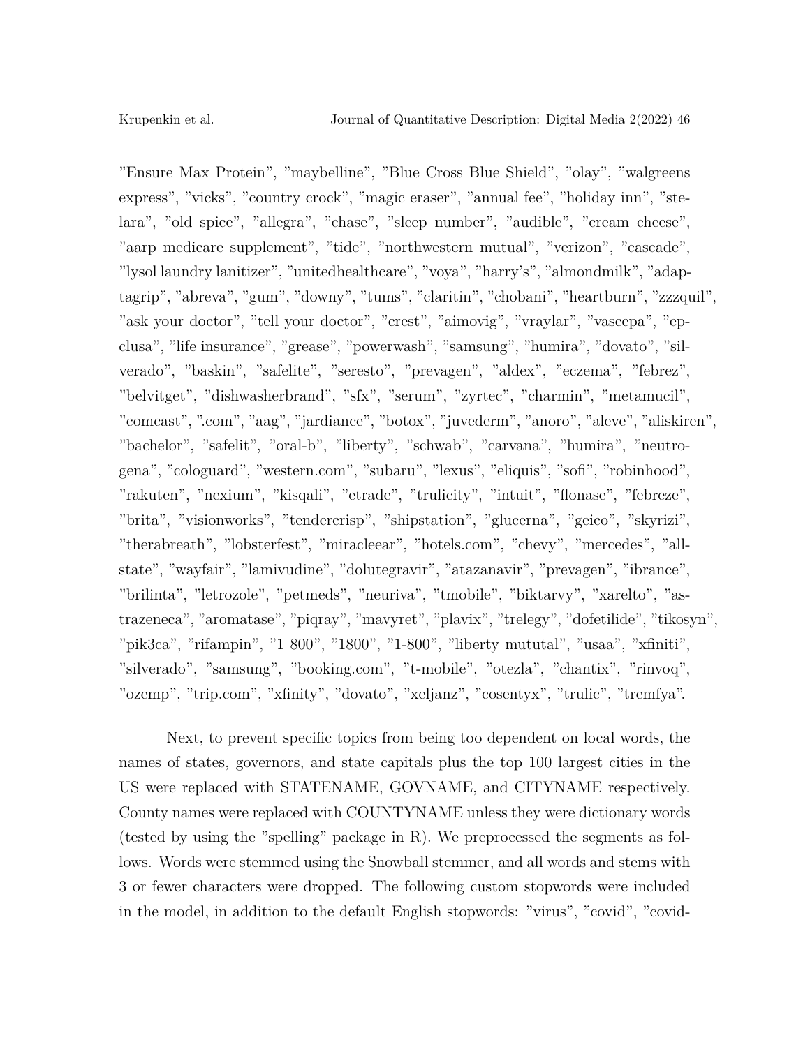"Ensure Max Protein", "maybelline", "Blue Cross Blue Shield", "olay", "walgreens express", "vicks", "country crock", "magic eraser", "annual fee", "holiday inn", "stelara", "old spice", "allegra", "chase", "sleep number", "audible", "cream cheese", "aarp medicare supplement", "tide", "northwestern mutual", "verizon", "cascade", "lysol laundry lanitizer", "unitedhealthcare", "voya", "harry's", "almondmilk", "adaptagrip", "abreva", "gum", "downy", "tums", "claritin", "chobani", "heartburn", "zzzquil", "ask your doctor", "tell your doctor", "crest", "aimovig", "vraylar", "vascepa", "epclusa", "life insurance", "grease", "powerwash", "samsung", "humira", "dovato", "silverado", "baskin", "safelite", "seresto", "prevagen", "aldex", "eczema", "febrez", "belvitget", "dishwasherbrand", "sfx", "serum", "zyrtec", "charmin", "metamucil", "comcast", ".com", "aag", "jardiance", "botox", "juvederm", "anoro", "aleve", "aliskiren", "bachelor", "safelit", "oral-b", "liberty", "schwab", "carvana", "humira", "neutrogena", "cologuard", "western.com", "subaru", "lexus", "eliquis", "sofi", "robinhood", "rakuten", "nexium", "kisqali", "etrade", "trulicity", "intuit", "flonase", "febreze", "brita", "visionworks", "tendercrisp", "shipstation", "glucerna", "geico", "skyrizi", "therabreath", "lobsterfest", "miracleear", "hotels.com", "chevy", "mercedes", "allstate", "wayfair", "lamivudine", "dolutegravir", "atazanavir", "prevagen", "ibrance", "brilinta", "letrozole", "petmeds", "neuriva", "tmobile", "biktarvy", "xarelto", "astrazeneca", "aromatase", "piqray", "mavyret", "plavix", "trelegy", "dofetilide", "tikosyn", "pik3ca", "rifampin", "1 800", "1800", "1-800", "liberty mututal", "usaa", "xfiniti", "silverado", "samsung", "booking.com", "t-mobile", "otezla", "chantix", "rinvoq", "ozemp", "trip.com", "xfinity", "dovato", "xeljanz", "cosentyx", "trulic", "tremfya".

Next, to prevent specific topics from being too dependent on local words, the names of states, governors, and state capitals plus the top 100 largest cities in the US were replaced with STATENAME, GOVNAME, and CITYNAME respectively. County names were replaced with COUNTYNAME unless they were dictionary words (tested by using the "spelling" package in R). We preprocessed the segments as follows. Words were stemmed using the Snowball stemmer, and all words and stems with 3 or fewer characters were dropped. The following custom stopwords were included in the model, in addition to the default English stopwords: "virus", "covid", "covid-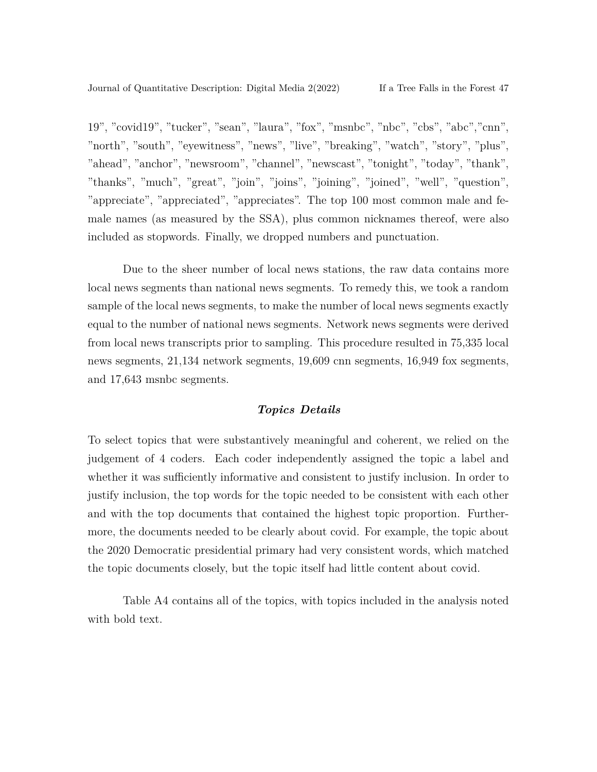19", "covid19", "tucker", "sean", "laura", "fox", "msnbc", "nbc", "cbs", "abc","cnn", "north", "south", "eyewitness", "news", "live", "breaking", "watch", "story", "plus", "ahead", "anchor", "newsroom", "channel", "newscast", "tonight", "today", "thank", "thanks", "much", "great", "join", "joins", "joining", "joined", "well", "question", "appreciate", "appreciated", "appreciates". The top 100 most common male and female names (as measured by the SSA), plus common nicknames thereof, were also included as stopwords. Finally, we dropped numbers and punctuation.

Due to the sheer number of local news stations, the raw data contains more local news segments than national news segments. To remedy this, we took a random sample of the local news segments, to make the number of local news segments exactly equal to the number of national news segments. Network news segments were derived from local news transcripts prior to sampling. This procedure resulted in 75,335 local news segments, 21,134 network segments, 19,609 cnn segments, 16,949 fox segments, and 17,643 msnbc segments.

### *Topics Details*

To select topics that were substantively meaningful and coherent, we relied on the judgement of 4 coders. Each coder independently assigned the topic a label and whether it was sufficiently informative and consistent to justify inclusion. In order to justify inclusion, the top words for the topic needed to be consistent with each other and with the top documents that contained the highest topic proportion. Furthermore, the documents needed to be clearly about covid. For example, the topic about the 2020 Democratic presidential primary had very consistent words, which matched the topic documents closely, but the topic itself had little content about covid.

Table A4 contains all of the topics, with topics included in the analysis noted with bold text.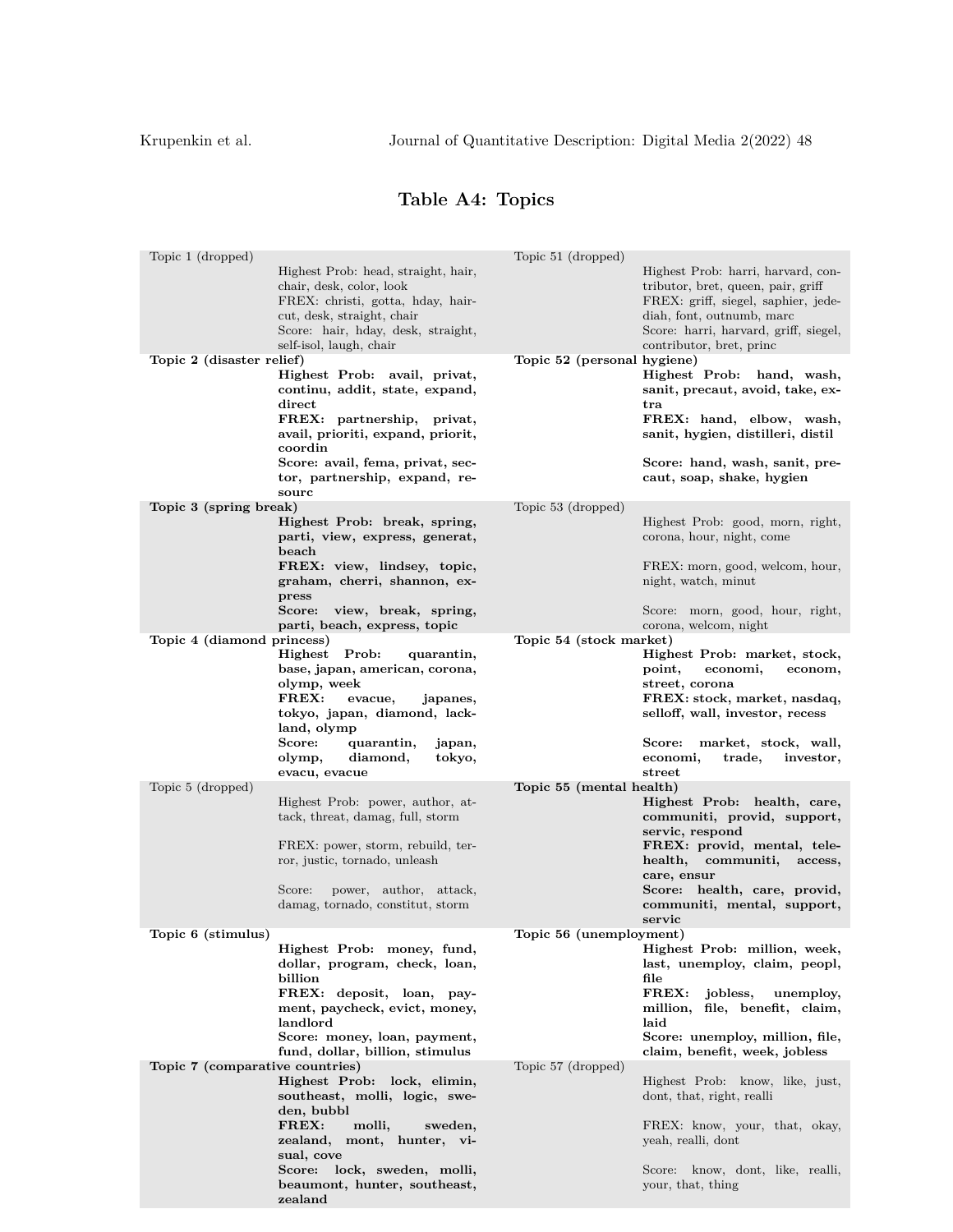## Table A4: Topics

| Topic | Words |
|---|---|
| Topic 1 (dropped) | Highest Prob: head, straight, hair, chair, desk, color, look<br>FREX: christi, gotta, hday, haircut, desk, straight, chair<br>Score: hair, hday, desk, straight, self-isol, laugh, chair |
| **Topic 2 (disaster relief)** | **Highest Prob: avail, privat, continu, addit, state, expand, direct**<br>**FREX: partnership, privat, avail, prioriti, expand, priorit, coordin**<br>**Score: avail, fema, privat, sector, partnership, expand, resourc** |
| **Topic 3 (spring break)** | **Highest Prob: break, spring, parti, view, express, generat, beach**<br>**FREX: view, lindsey, topic, graham, cherri, shannon, express**<br>**Score: view, break, spring, parti, beach, express, topic** |
| **Topic 4 (diamond princess)** | **Highest Prob: quarantin, base, japan, american, corona, olymp, week**<br>**FREX: evacue, japanes, tokyo, japan, diamond, lackland, olymp**<br>**Score: quarantin, japan, olymp, diamond, tokyo, evacu, evacue** |
| Topic 5 (dropped) | Highest Prob: power, author, attack, threat, damag, full, storm<br>FREX: power, storm, rebuild, terror, justic, tornado, unleash<br>Score: power, author, attack, damag, tornado, constitut, storm |
| **Topic 6 (stimulus)** | **Highest Prob: money, fund, dollar, program, check, loan, billion**<br>**FREX: deposit, loan, payment, paycheck, evict, money, landlord**<br>**Score: money, loan, payment, fund, dollar, billion, stimulus** |
| **Topic 7 (comparative countries)** | **Highest Prob: lock, elimin, southeast, molli, logic, sweden, bubbl**<br>**FREX: molli, sweden, zealand, mont, hunter, visual, cove**<br>**Score: lock, sweden, molli, beaumont, hunter, southeast, zealand** |
| Topic 51 (dropped) | Highest Prob: harri, harvard, contributor, bret, queen, pair, griff<br>FREX: griff, siegel, saphier, jedediah, font, outnumb, marc<br>Score: harri, harvard, griff, siegel, contributor, bret, princ |
| **Topic 52 (personal hygiene)** | **Highest Prob: hand, wash, sanit, precaut, avoid, take, extra**<br>**FREX: hand, elbow, wash, sanit, hygien, distilleri, distil**<br>**Score: hand, wash, sanit, precaut, soap, shake, hygien** |
| Topic 53 (dropped) | Highest Prob: good, morn, right, corona, hour, night, come<br>FREX: morn, good, welcom, hour, night, watch, minut<br>Score: morn, good, hour, right, corona, welcom, night |
| **Topic 54 (stock market)** | **Highest Prob: market, stock, point, economi, econom, street, corona**<br>**FREX: stock, market, nasdaq, selloff, wall, investor, recess**<br>**Score: market, stock, wall, economi, trade, investor, street** |
| **Topic 55 (mental health)** | **Highest Prob: health, care, communiti, provid, support, servic, respond**<br>**FREX: provid, mental, telehealth, communiti, access, care, ensur**<br>**Score: health, care, provid, communiti, mental, support, servic** |
| **Topic 56 (unemployment)** | **Highest Prob: million, week, last, unemploy, claim, peopl, file**<br>**FREX: jobless, unemploy, million, file, benefit, claim, laid**<br>**Score: unemploy, million, file, claim, benefit, week, jobless** |
| Topic 57 (dropped) | Highest Prob: know, like, just, dont, that, right, realli<br>FREX: know, your, that, okay, yeah, realli, dont<br>Score: know, dont, like, realli, your, that, thing |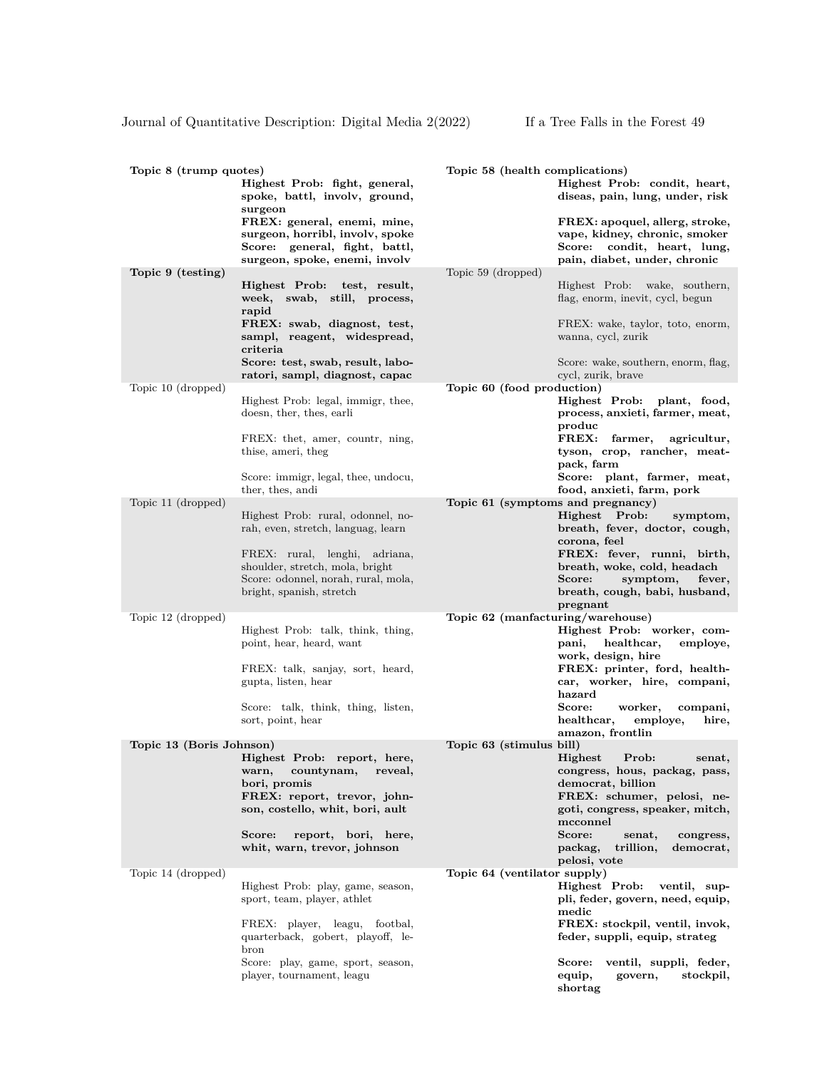**Topic 8 (trump quotes)**
**Highest Prob: fight, general, spoke, battl, involv, ground, surgeon**
**FREX: general, enemi, mine, surgeon, horribl, involv, spoke**
**Score: general, fight, battl, surgeon, spoke, enemi, involv**

**Topic 9 (testing)**
**Highest Prob: test, result, week, swab, still, process, rapid**
**FREX: swab, diagnost, test, sampl, reagent, widespread, criteria**
**Score: test, swab, result, laboratori, sampl, diagnost, capac**

Topic 10 (dropped)
Highest Prob: legal, immigr, thee, doesn, ther, thes, earli
FREX: thet, amer, countr, ning, thise, ameri, theg
Score: immigr, legal, thee, undocu, ther, thes, andi

Topic 11 (dropped)
Highest Prob: rural, odonnel, norah, even, stretch, languag, learn
FREX: rural, lenghi, adriana, shoulder, stretch, mola, bright
Score: odonnel, norah, rural, mola, bright, spanish, stretch

Topic 12 (dropped)
Highest Prob: talk, think, thing, point, hear, heard, want
FREX: talk, sanjay, sort, heard, gupta, listen, hear
Score: talk, think, thing, listen, sort, point, hear

**Topic 13 (Boris Johnson)**
**Highest Prob: report, here, warn, countynam, reveal, bori, promis**
**FREX: report, trevor, johnson, costello, whit, bori, ault**
**Score: report, bori, here, whit, warn, trevor, johnson**

Topic 14 (dropped)
Highest Prob: play, game, season, sport, team, player, athlet
FREX: player, leagu, footbal, quarterback, gobert, playoff, lebron
Score: play, game, sport, season, player, tournament, leagu

**Topic 58 (health complications)**
**Highest Prob: condit, heart, diseas, pain, lung, under, risk**
**FREX: apoquel, allerg, stroke, vape, kidney, chronic, smoker**
**Score: condit, heart, lung, pain, diabet, under, chronic**

Topic 59 (dropped)
Highest Prob: wake, southern, flag, enorm, inevit, cycl, begun
FREX: wake, taylor, toto, enorm, wanna, cycl, zurik
Score: wake, southern, enorm, flag, cycl, zurik, brave

**Topic 60 (food production)**
**Highest Prob: plant, food, process, anxieti, farmer, meat, produc**
**FREX: farmer, agricultur, tyson, crop, rancher, meatpack, farm**
**Score: plant, farmer, meat, food, anxieti, farm, pork**

**Topic 61 (symptoms and pregnancy)**
**Highest Prob: symptom, breath, fever, doctor, cough, corona, feel**
**FREX: fever, runni, birth, breath, woke, cold, headach**
**Score: symptom, fever, breath, cough, babi, husband, pregnant**

**Topic 62 (manfacturing/warehouse)**
**Highest Prob: worker, compani, healthcar, employe, work, design, hire**
**FREX: printer, ford, healthcar, worker, hire, compani, hazard**
**Score: worker, compani, healthcar, employe, hire, amazon, frontlin**

**Topic 63 (stimulus bill)**
**Highest Prob: senat, congress, hous, packag, pass, democrat, billion**
**FREX: schumer, pelosi, negoti, congress, speaker, mitch, mcconnel**
**Score: senat, congress, packag, trillion, democrat, pelosi, vote**

**Topic 64 (ventilator supply)**
**Highest Prob: ventil, suppli, feder, govern, need, equip, medic**
**FREX: stockpil, ventil, invok, feder, suppli, equip, strateg**
**Score: ventil, suppli, feder, equip, govern, stockpil, shortag**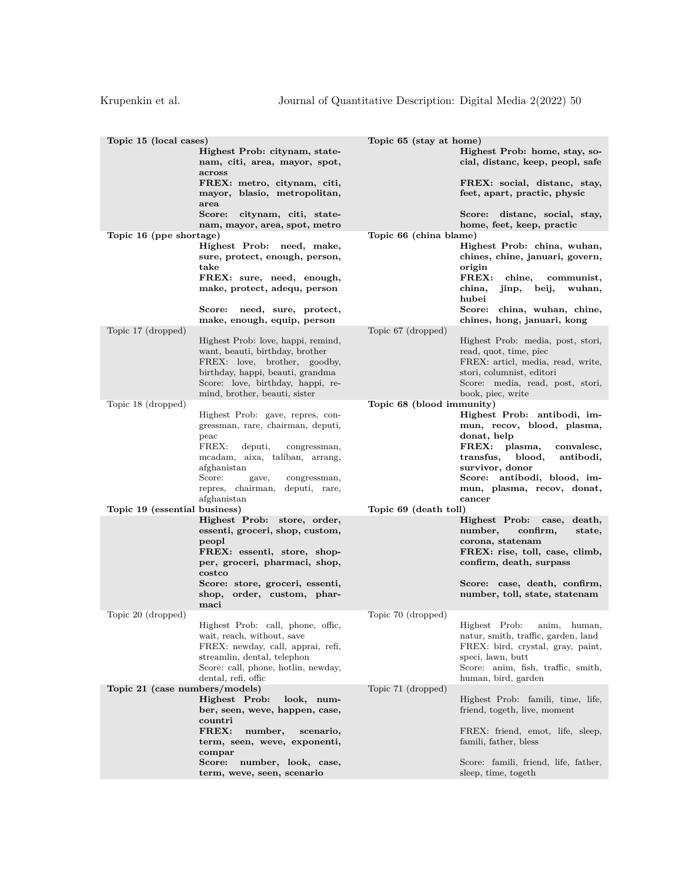| Topic | Words | Topic | Words |
| --- | --- | --- | --- |
| **Topic 15 (local cases)** | **Highest Prob: citynam, statenam, citi, area, mayor, spot, across** <br> **FREX: metro, citynam, citi, mayor, blasio, metropolitan, area** <br> **Score: citynam, citi, statenam, mayor, area, spot, metro** | **Topic 65 (stay at home)** | **Highest Prob: home, stay, social, distanc, keep, peopl, safe** <br> **FREX: social, distanc, stay, feet, apart, practic, physic** <br> **Score: distanc, social, stay, home, feet, keep, practic** |
| **Topic 16 (ppe shortage)** | **Highest Prob: need, make, sure, protect, enough, person, take** <br> **FREX: sure, need, enough, make, protect, adequ, person** <br> **Score: need, sure, protect, make, enough, equip, person** | **Topic 66 (china blame)** | **Highest Prob: china, wuhan, chines, chine, januari, govern, origin** <br> **FREX: chine, communist, china, jinp, beij, wuhan, hubei** <br> **Score: china, wuhan, chine, chines, hong, januari, kong** |
| Topic 17 (dropped) | Highest Prob: love, happi, remind, want, beauti, birthday, brother <br> FREX: love, brother, goodby, birthday, happi, beauti, grandma <br> Score: love, birthday, happi, remind, brother, beauti, sister | Topic 67 (dropped) | Highest Prob: media, post, stori, read, quot, time, piec <br> FREX: articl, media, read, write, stori, columnist, editori <br> Score: media, read, post, stori, book, piec, write |
| Topic 18 (dropped) | Highest Prob: gave, repres, congressman, rare, chairman, deputi, peac <br> FREX: deputi, congressman, mcadam, aixa, taliban, arrang, afghanistan <br> Score: gave, congressman, repres, chairman, deputi, rare, afghanistan | **Topic 68 (blood immunity)** | **Highest Prob: antibodi, immun, recov, blood, plasma, donat, help** <br> **FREX: plasma, convalesc, transfus, blood, antibodi, survivor, donor** <br> **Score: antibodi, blood, immun, plasma, recov, donat, cancer** |
| **Topic 19 (essential business)** | **Highest Prob: store, order, essenti, groceri, shop, custom, peopl** <br> **FREX: essenti, store, shopper, groceri, pharmaci, shop, costco** <br> **Score: store, groceri, essenti, shop, order, custom, pharmaci** | **Topic 69 (death toll)** | **Highest Prob: case, death, number, confirm, state, corona, statenam** <br> **FREX: rise, toll, case, climb, confirm, death, surpass** <br> **Score: case, death, confirm, number, toll, state, statenam** |
| Topic 20 (dropped) | Highest Prob: call, phone, offic, wait, reach, without, save <br> FREX: newday, call, apprai, refi, streamlin, dental, telephon <br> Score: call, phone, hotlin, newday, dental, refi, offic | Topic 70 (dropped) | Highest Prob: anim, human, natur, smith, traffic, garden, land <br> FREX: bird, crystal, gray, paint, speci, lawn, butt <br> Score: anim, fish, traffic, smith, human, bird, garden |
| **Topic 21 (case numbers/models)** | **Highest Prob: look, number, seen, weve, happen, case, countri** <br> **FREX: number, scenario, term, seen, weve, exponenti, compar** <br> **Score: number, look, case, term, weve, seen, scenario** | Topic 71 (dropped) | Highest Prob: famili, time, life, friend, togeth, live, moment <br> FREX: friend, emot, life, sleep, famili, father, bless <br> Score: famili, friend, life, father, sleep, time, togeth |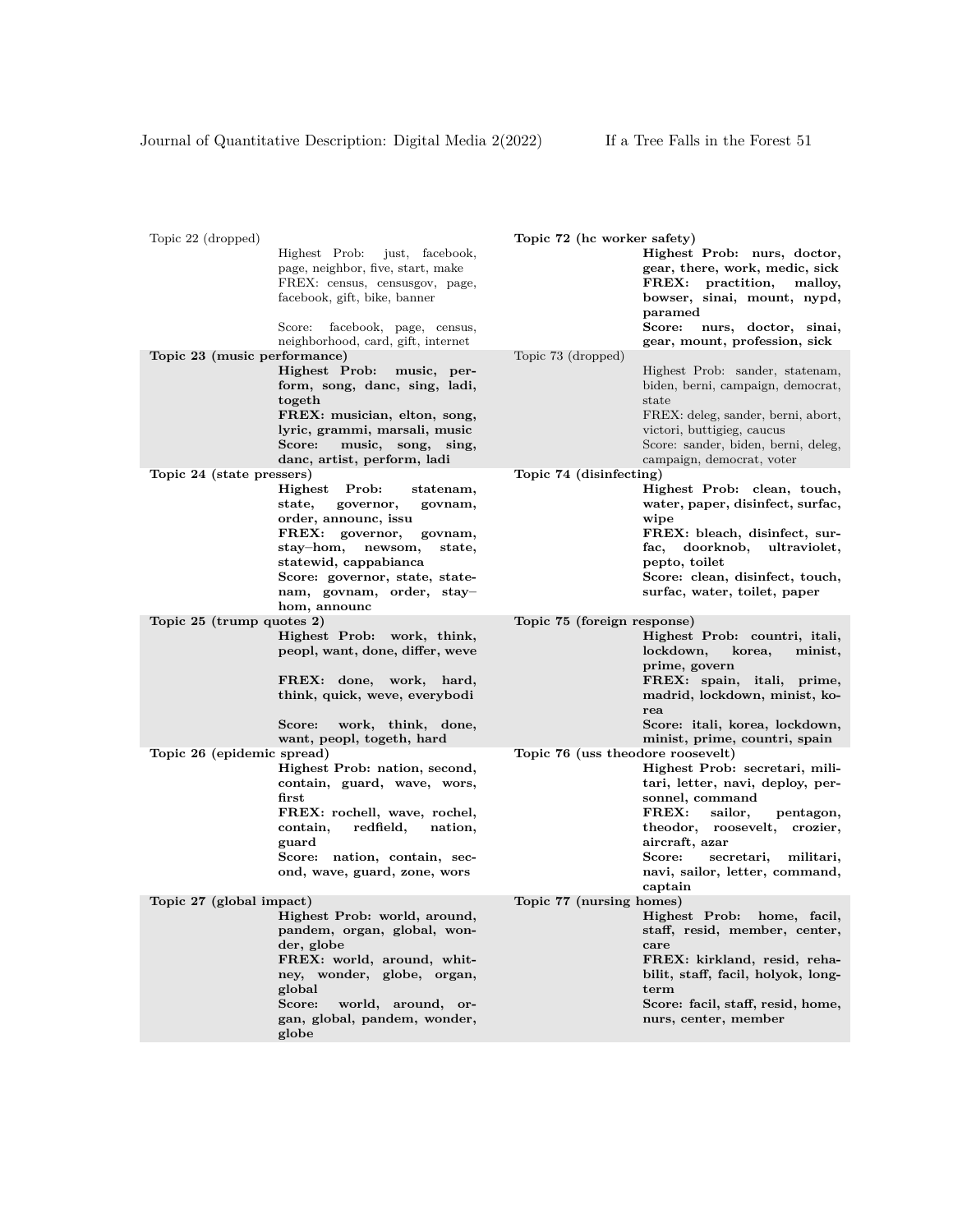Topic 22 (dropped)
Highest Prob: just, facebook, page, neighbor, five, start, make
FREX: census, censusgov, page, facebook, gift, bike, banner
Score: facebook, page, census, neighborhood, card, gift, internet

**Topic 23 (music performance)**
**Highest Prob: music, perform, song, danc, sing, ladi, togeth**
**FREX: musician, elton, song, lyric, grammi, marsali, music**
**Score: music, song, sing, danc, artist, perform, ladi**

**Topic 24 (state pressers)**
**Highest Prob: statenam, state, governor, govnam, order, announc, issu**
**FREX: governor, govnam, stay–hom, newsom, state, statewid, cappabianca**
**Score: governor, state, statenam, govnam, order, stay–hom, announc**

**Topic 25 (trump quotes 2)**
**Highest Prob: work, think, peopl, want, done, differ, weve**
**FREX: done, work, hard, think, quick, weve, everybodi**
**Score: work, think, done, want, peopl, togeth, hard**

**Topic 26 (epidemic spread)**
**Highest Prob: nation, second, contain, guard, wave, wors, first**
**FREX: rochell, wave, rochel, contain, redfield, nation, guard**
**Score: nation, contain, second, wave, guard, zone, wors**

**Topic 27 (global impact)**
**Highest Prob: world, around, pandem, organ, global, wonder, globe**
**FREX: world, around, whitney, wonder, globe, organ, global**
**Score: world, around, organ, global, pandem, wonder, globe**

**Topic 72 (hc worker safety)**
**Highest Prob: nurs, doctor, gear, there, work, medic, sick**
**FREX: practition, malloy, bowser, sinai, mount, nypd, paramed**
**Score: nurs, doctor, sinai, gear, mount, profession, sick**

Topic 73 (dropped)
Highest Prob: sander, statenam, biden, berni, campaign, democrat, state
FREX: deleg, sander, berni, abort, victori, buttigieg, caucus
Score: sander, biden, berni, deleg, campaign, democrat, voter

**Topic 74 (disinfecting)**
**Highest Prob: clean, touch, water, paper, disinfect, surfac, wipe**
**FREX: bleach, disinfect, surfac, doorknob, ultraviolet, pepto, toilet**
**Score: clean, disinfect, touch, surfac, water, toilet, paper**

**Topic 75 (foreign response)**
**Highest Prob: countri, itali, lockdown, korea, minist, prime, govern**
**FREX: spain, itali, prime, madrid, lockdown, minist, korea**
**Score: itali, korea, lockdown, minist, prime, countri, spain**

**Topic 76 (uss theodore roosevelt)**
**Highest Prob: secretari, militari, letter, navi, deploy, personnel, command**
**FREX: sailor, pentagon, theodor, roosevelt, crozier, aircraft, azar**
**Score: secretari, militari, navi, sailor, letter, command, captain**

**Topic 77 (nursing homes)**
**Highest Prob: home, facil, staff, resid, member, center, care**
**FREX: kirkland, resid, rehabilit, staff, facil, holyok, longterm**
**Score: facil, staff, resid, home, nurs, center, member**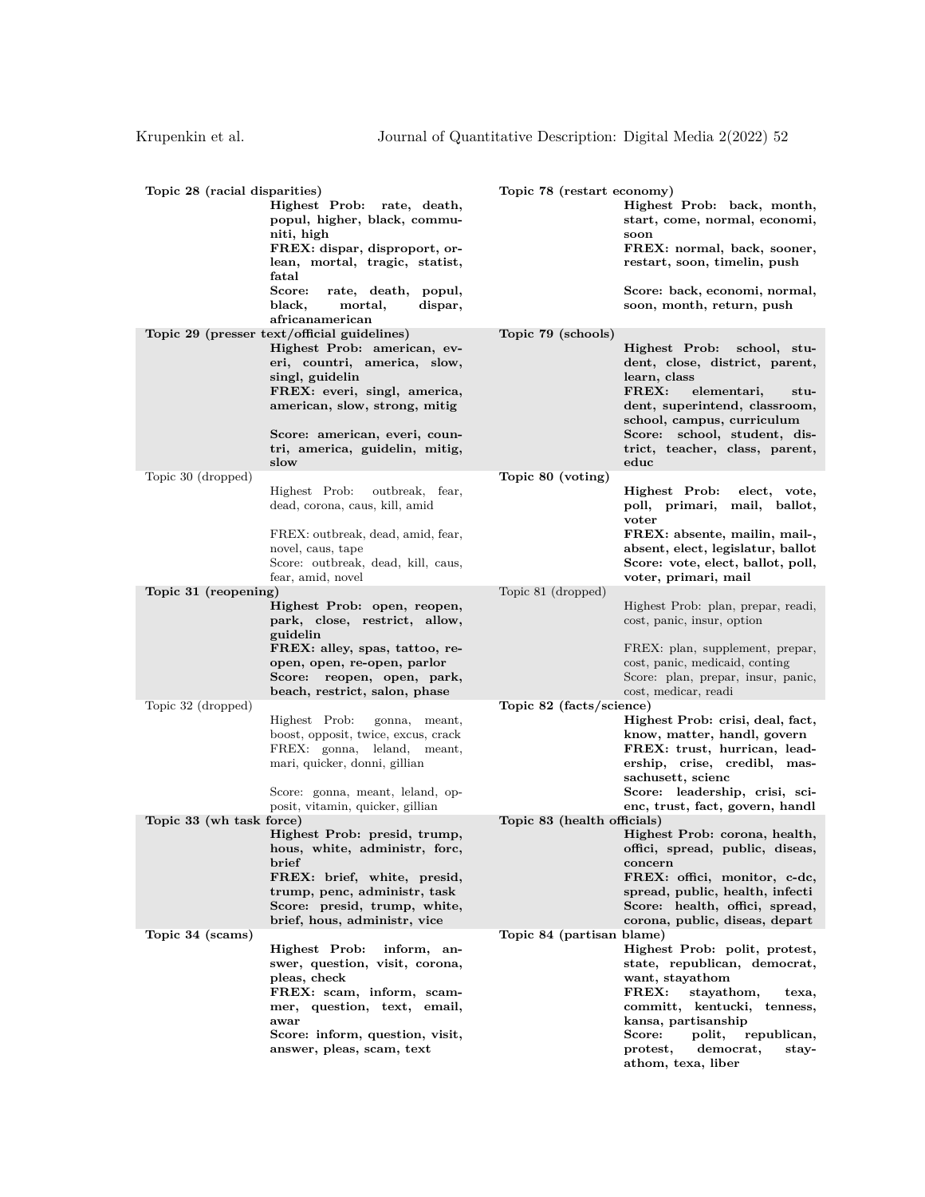**Topic 28 (racial disparities)**
**Highest Prob: rate, death, popul, higher, black, communiti, high**
**FREX: dispar, disproport, orlean, mortal, tragic, statist, fatal**
**Score: rate, death, popul, black, mortal, dispar, africanamerican**

**Topic 29 (presser text/official guidelines)**
**Highest Prob: american, everi, countri, america, slow, singl, guidelin**
**FREX: everi, singl, america, american, slow, strong, mitig**
**Score: american, everi, countri, america, guidelin, mitig, slow**

Topic 30 (dropped)
Highest Prob: outbreak, fear, dead, corona, caus, kill, amid
FREX: outbreak, dead, amid, fear, novel, caus, tape
Score: outbreak, dead, kill, caus, fear, amid, novel

**Topic 31 (reopening)**
**Highest Prob: open, reopen, park, close, restrict, allow, guidelin**
**FREX: alley, spas, tattoo, reopen, open, re-open, parlor**
**Score: reopen, open, park, beach, restrict, salon, phase**

Topic 32 (dropped)
Highest Prob: gonna, meant, boost, opposit, twice, excus, crack
FREX: gonna, leland, meant, mari, quicker, donni, gillian
Score: gonna, meant, leland, opposit, vitamin, quicker, gillian

**Topic 33 (wh task force)**
**Highest Prob: presid, trump, hous, white, administr, forc, brief**
**FREX: brief, white, presid, trump, penc, administr, task**
**Score: presid, trump, white, brief, hous, administr, vice**

**Topic 34 (scams)**
**Highest Prob: inform, answer, question, visit, corona, pleas, check**
**FREX: scam, inform, scammer, question, text, email, awar**
**Score: inform, question, visit, answer, pleas, scam, text**

**Topic 78 (restart economy)**
**Highest Prob: back, month, start, come, normal, economi, soon**
**FREX: normal, back, sooner, restart, soon, timelin, push**
**Score: back, economi, normal, soon, month, return, push**

**Topic 79 (schools)**
**Highest Prob: school, student, close, district, parent, learn, class**
**FREX: elementari, student, superintend, classroom, school, campus, curriculum**
**Score: school, student, district, teacher, class, parent, educ**

**Topic 80 (voting)**
**Highest Prob: elect, vote, poll, primari, mail, ballot, voter**
**FREX: absente, mailin, mail-, absent, elect, legislatur, ballot**
**Score: vote, elect, ballot, poll, voter, primari, mail**

Topic 81 (dropped)
Highest Prob: plan, prepar, readi, cost, panic, insur, option
FREX: plan, supplement, prepar, cost, panic, medicaid, conting
Score: plan, prepar, insur, panic, cost, medicar, readi

**Topic 82 (facts/science)**
**Highest Prob: crisi, deal, fact, know, matter, handl, govern**
**FREX: trust, hurrican, leadership, crise, credibl, massachusett, scienc**
**Score: leadership, crisi, scienc, trust, fact, govern, handl**

**Topic 83 (health officials)**
**Highest Prob: corona, health, offici, spread, public, diseas, concern**
**FREX: offici, monitor, c-dc, spread, public, health, infecti**
**Score: health, offici, spread, corona, public, diseas, depart**

**Topic 84 (partisan blame)**
**Highest Prob: polit, protest, state, republican, democrat, want, stayathom**
**FREX: stayathom, texa, committ, kentucki, tenness, kansa, partisanship**
**Score: polit, republican, protest, democrat, stayathom, texa, liber**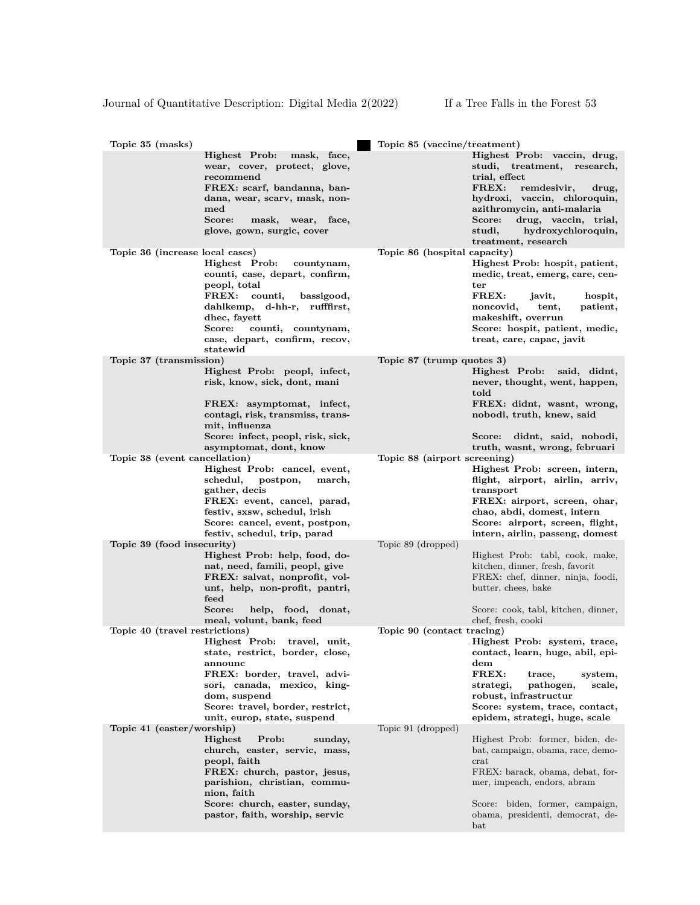**Topic 35 (masks)**
**Highest Prob: mask, face, wear, cover, protect, glove, recommend**
**FREX: scarf, bandanna, bandana, wear, scarv, mask, nonmed**
**Score: mask, wear, face, glove, gown, surgic, cover**

**Topic 36 (increase local cases)**
**Highest Prob: countynam, counti, case, depart, confirm, peopl, total**
**FREX: counti, bassigood, dahlkemp, d-hh-r, rufffirst, dhec, fayett**
**Score: counti, countynam, case, depart, confirm, recov, statewid**

**Topic 37 (transmission)**
**Highest Prob: peopl, infect, risk, know, sick, dont, mani**
**FREX: asymptomat, infect, contagi, risk, transmiss, transmit, influenza**
**Score: infect, peopl, risk, sick, asymptomat, dont, know**

**Topic 38 (event cancellation)**
**Highest Prob: cancel, event, schedul, postpon, march, gather, decis**
**FREX: event, cancel, parad, festiv, sxsw, schedul, irish**
**Score: cancel, event, postpon, festiv, schedul, trip, parad**

**Topic 39 (food insecurity)**
**Highest Prob: help, food, donat, need, famili, peopl, give**
**FREX: salvat, nonprofit, volunt, help, non-profit, pantri, feed**
**Score: help, food, donat, meal, volunt, bank, feed**

**Topic 40 (travel restrictions)**
**Highest Prob: travel, unit, state, restrict, border, close, announc**
**FREX: border, travel, advisori, canada, mexico, kingdom, suspend**
**Score: travel, border, restrict, unit, europ, state, suspend**

**Topic 41 (easter/worship)**
**Highest Prob: sunday, church, easter, servic, mass, peopl, faith**
**FREX: church, pastor, jesus, parishion, christian, communion, faith**
**Score: church, easter, sunday, pastor, faith, worship, servic**

**Topic 85 (vaccine/treatment)**
**Highest Prob: vaccin, drug, studi, treatment, research, trial, effect**
**FREX: remdesivir, drug, hydroxi, vaccin, chloroquin, azithromycin, anti-malaria**
**Score: drug, vaccin, trial, studi, hydroxychloroquin, treatment, research**

**Topic 86 (hospital capacity)**
**Highest Prob: hospit, patient, medic, treat, emerg, care, center**
**FREX: javit, hospit, noncovid, tent, patient, makeshift, overrun**
**Score: hospit, patient, medic, treat, care, capac, javit**

**Topic 87 (trump quotes 3)**
**Highest Prob: said, didnt, never, thought, went, happen, told**
**FREX: didnt, wasnt, wrong, nobodi, truth, knew, said**
**Score: didnt, said, nobodi, truth, wasnt, wrong, februari**

**Topic 88 (airport screening)**
**Highest Prob: screen, intern, flight, airport, airlin, arriv, transport**
**FREX: airport, screen, ohar, chao, abdi, domest, intern**
**Score: airport, screen, flight, intern, airlin, passeng, domest**

Topic 89 (dropped)
Highest Prob: tabl, cook, make, kitchen, dinner, fresh, favorit
FREX: chef, dinner, ninja, foodi, butter, chees, bake
Score: cook, tabl, kitchen, dinner, chef, fresh, cooki

**Topic 90 (contact tracing)**
**Highest Prob: system, trace, contact, learn, huge, abil, epidem**
**FREX: trace, system, strategi, pathogen, scale, robust, infrastructur**
**Score: system, trace, contact, epidem, strategi, huge, scale**

Topic 91 (dropped)
Highest Prob: former, biden, debat, campaign, obama, race, democrat
FREX: barack, obama, debat, former, impeach, endors, abram
Score: biden, former, campaign, obama, presidenti, democrat, debat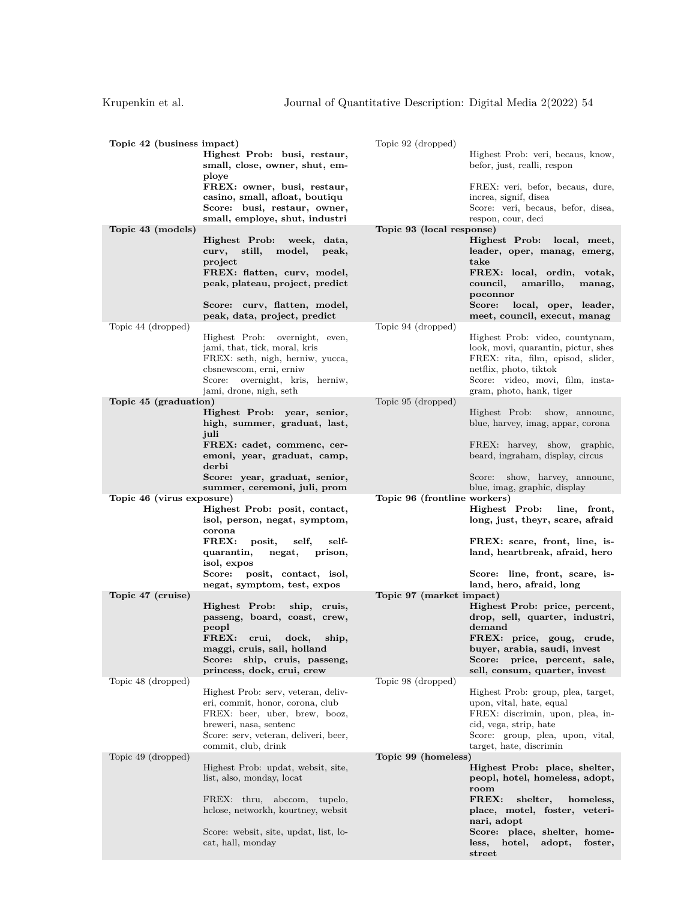| Topic | Terms | Topic | Terms |
|---|---|---|---|
| **Topic 42 (business impact)** | **Highest Prob: busi, restaur, small, close, owner, shut, employe**<br>**FREX: owner, busi, restaur, casino, small, afloat, boutiqu**<br>**Score: busi, restaur, owner, small, employe, shut, industri** | Topic 92 (dropped) | Highest Prob: veri, becaus, know, befor, just, realli, respon<br>FREX: veri, befor, becaus, dure, increa, signif, disea<br>Score: veri, becaus, befor, disea, respon, cour, deci |
| **Topic 43 (models)** | **Highest Prob: week, data, curv, still, model, peak, project**<br>**FREX: flatten, curv, model, peak, plateau, project, predict**<br>**Score: curv, flatten, model, peak, data, project, predict** | **Topic 93 (local response)** | **Highest Prob: local, meet, leader, oper, manag, emerg, take**<br>**FREX: local, ordin, votak, council, amarillo, manag, poconnor**<br>**Score: local, oper, leader, meet, council, execut, manag** |
| Topic 44 (dropped) | Highest Prob: overnight, even, jami, that, tick, moral, kris<br>FREX: seth, nigh, herniw, yucca, cbsnewscom, erni, erniw<br>Score: overnight, kris, herniw, jami, drone, nigh, seth | Topic 94 (dropped) | Highest Prob: video, countynam, look, movi, quarantin, pictur, shes<br>FREX: rita, film, episod, slider, netflix, photo, tiktok<br>Score: video, movi, film, instagram, photo, hank, tiger |
| **Topic 45 (graduation)** | **Highest Prob: year, senior, high, summer, graduat, last, juli**<br>**FREX: cadet, commenc, ceremoni, year, graduat, camp, derbi**<br>**Score: year, graduat, senior, summer, ceremoni, juli, prom** | Topic 95 (dropped) | Highest Prob: show, announc, blue, harvey, imag, appar, corona<br>FREX: harvey, show, graphic, beard, ingraham, display, circus<br>Score: show, harvey, announc, blue, imag, graphic, display |
| **Topic 46 (virus exposure)** | **Highest Prob: posit, contact, isol, person, negat, symptom, corona**<br>**FREX: posit, self, self-quarantin, negat, prison, isol, expos**<br>**Score: posit, contact, isol, negat, symptom, test, expos** | **Topic 96 (frontline workers)** | **Highest Prob: line, front, long, just, theyr, scare, afraid**<br>**FREX: scare, front, line, island, heartbreak, afraid, hero**<br>**Score: line, front, scare, island, hero, afraid, long** |
| **Topic 47 (cruise)** | **Highest Prob: ship, cruis, passeng, board, coast, crew, peopl**<br>**FREX: crui, dock, ship, maggi, cruis, sail, holland**<br>**Score: ship, cruis, passeng, princess, dock, crui, crew** | **Topic 97 (market impact)** | **Highest Prob: price, percent, drop, sell, quarter, industri, demand**<br>**FREX: price, goug, crude, buyer, arabia, saudi, invest**<br>**Score: price, percent, sale, sell, consum, quarter, invest** |
| Topic 48 (dropped) | Highest Prob: serv, veteran, deliveri, commit, honor, corona, club<br>FREX: beer, uber, brew, booz, breweri, nasa, sentenc<br>Score: serv, veteran, deliveri, beer, commit, club, drink | Topic 98 (dropped) | Highest Prob: group, plea, target, upon, vital, hate, equal<br>FREX: discrimin, upon, plea, incid, vega, strip, hate<br>Score: group, plea, upon, vital, target, hate, discrimin |
| Topic 49 (dropped) | Highest Prob: updat, websit, site, list, also, monday, locat<br>FREX: thru, abccom, tupelo, hclose, networkh, kourtney, websit<br>Score: websit, site, updat, list, locat, hall, monday | **Topic 99 (homeless)** | **Highest Prob: place, shelter, peopl, hotel, homeless, adopt, room**<br>**FREX: shelter, homeless, place, motel, foster, veterinari, adopt**<br>**Score: place, shelter, homeless, hotel, adopt, foster, street** |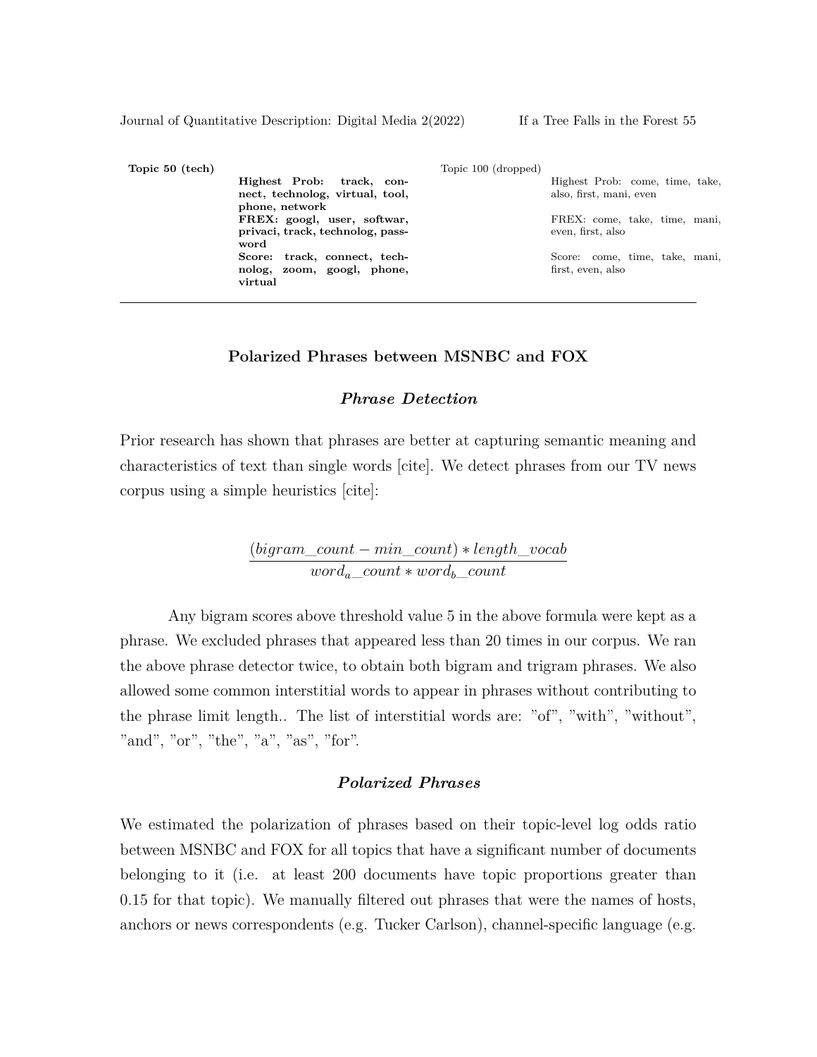| **Topic 50 (tech)** | **Highest Prob: track, connect, technolog, virtual, tool, phone, network**<br>**FREX: googl, user, softwar, privaci, track, technolog, password**<br>**Score: track, connect, technolog, zoom, googl, phone, virtual** | Topic 100 (dropped) | Highest Prob: come, time, take, also, first, mani, even<br>FREX: come, take, time, mani, even, first, also<br>Score: come, time, take, mani, first, even, also |
|---|---|---|---|

### Polarized Phrases between MSNBC and FOX

#### *Phrase Detection*

Prior research has shown that phrases are better at capturing semantic meaning and characteristics of text than single words [cite]. We detect phrases from our TV news corpus using a simple heuristics [cite]:

$$\frac{(bigram\_count - min\_count) * length\_vocab}{word_a\_count * word_b\_count}$$

Any bigram scores above threshold value 5 in the above formula were kept as a phrase. We excluded phrases that appeared less than 20 times in our corpus. We ran the above phrase detector twice, to obtain both bigram and trigram phrases. We also allowed some common interstitial words to appear in phrases without contributing to the phrase limit length.. The list of interstitial words are: "of", "with", "without", "and", "or", "the", "a", "as", "for".

#### *Polarized Phrases*

We estimated the polarization of phrases based on their topic-level log odds ratio between MSNBC and FOX for all topics that have a significant number of documents belonging to it (i.e. at least 200 documents have topic proportions greater than 0.15 for that topic). We manually filtered out phrases that were the names of hosts, anchors or news correspondents (e.g. Tucker Carlson), channel-specific language (e.g.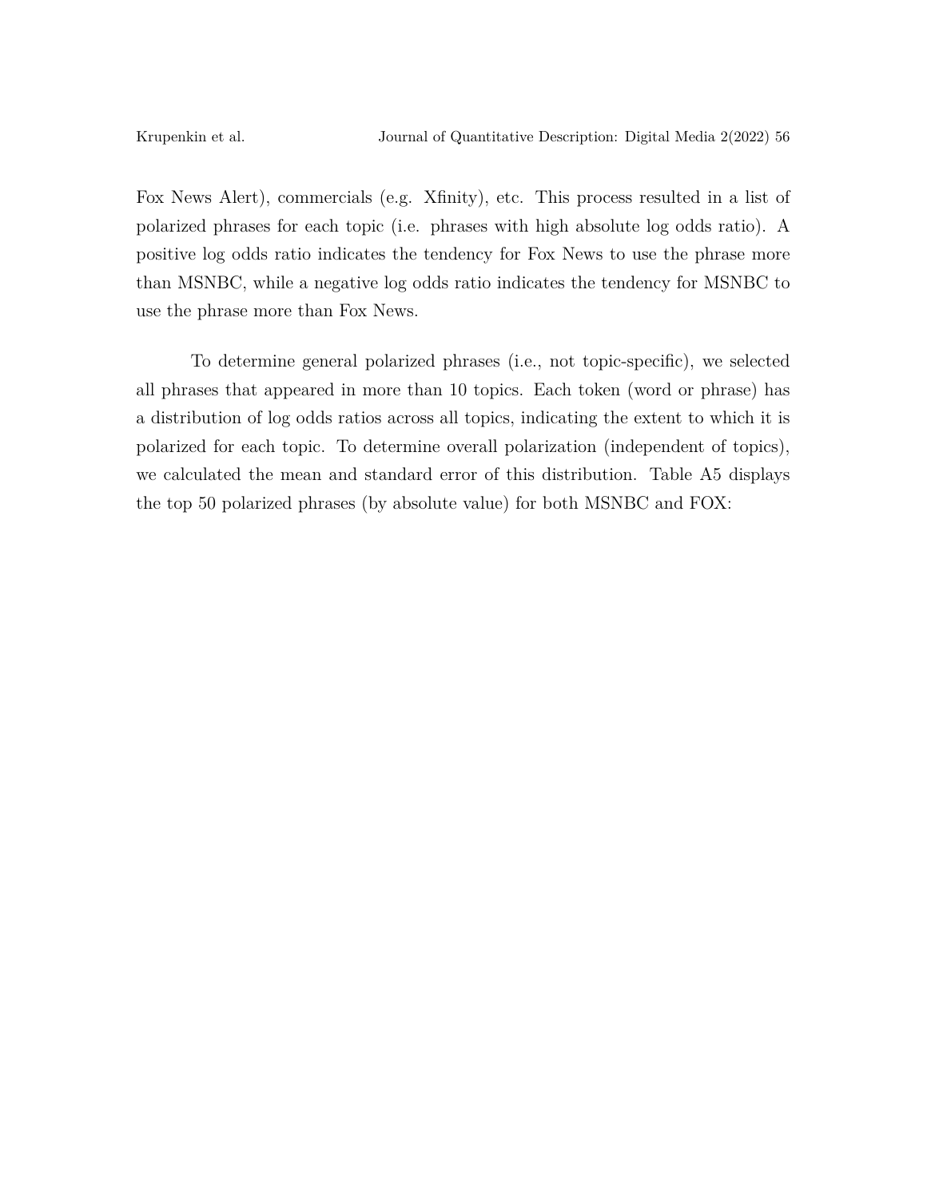Fox News Alert), commercials (e.g. Xfinity), etc. This process resulted in a list of polarized phrases for each topic (i.e. phrases with high absolute log odds ratio). A positive log odds ratio indicates the tendency for Fox News to use the phrase more than MSNBC, while a negative log odds ratio indicates the tendency for MSNBC to use the phrase more than Fox News.

To determine general polarized phrases (i.e., not topic-specific), we selected all phrases that appeared in more than 10 topics. Each token (word or phrase) has a distribution of log odds ratios across all topics, indicating the extent to which it is polarized for each topic. To determine overall polarization (independent of topics), we calculated the mean and standard error of this distribution. Table A5 displays the top 50 polarized phrases (by absolute value) for both MSNBC and FOX: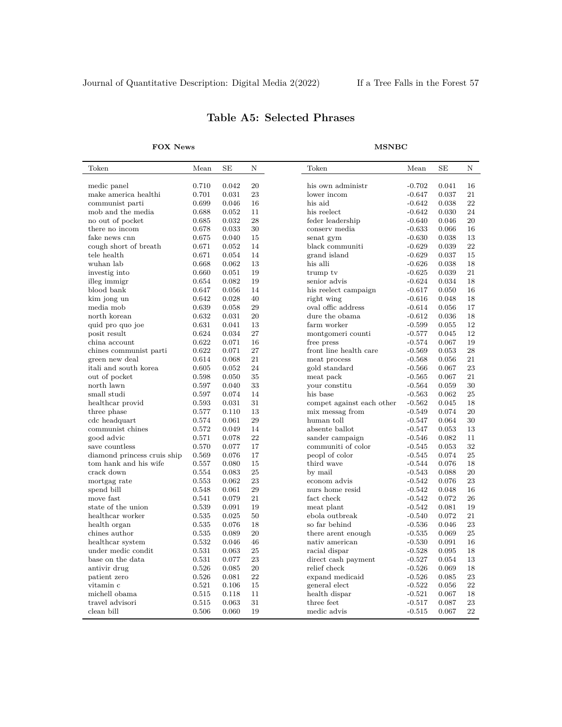## Table A5: Selected Phrases

**FOX News**

| Token | Mean | SE | N |
|---|---|---|---|
| medic panel | 0.710 | 0.042 | 20 |
| make america healthi | 0.701 | 0.031 | 23 |
| communist parti | 0.699 | 0.046 | 16 |
| mob and the media | 0.688 | 0.052 | 11 |
| no out of pocket | 0.685 | 0.032 | 28 |
| there no incom | 0.678 | 0.033 | 30 |
| fake news cnn | 0.675 | 0.040 | 15 |
| cough short of breath | 0.671 | 0.052 | 14 |
| tele health | 0.671 | 0.054 | 14 |
| wuhan lab | 0.668 | 0.062 | 13 |
| investig into | 0.660 | 0.051 | 19 |
| illeg immigr | 0.654 | 0.082 | 19 |
| blood bank | 0.647 | 0.056 | 14 |
| kim jong un | 0.642 | 0.028 | 40 |
| media mob | 0.639 | 0.058 | 29 |
| north korean | 0.632 | 0.031 | 20 |
| quid pro quo joe | 0.631 | 0.041 | 13 |
| posit result | 0.624 | 0.034 | 27 |
| china account | 0.622 | 0.071 | 16 |
| chines communist parti | 0.622 | 0.071 | 27 |
| green new deal | 0.614 | 0.068 | 21 |
| itali and south korea | 0.605 | 0.052 | 24 |
| out of pocket | 0.598 | 0.050 | 35 |
| north lawn | 0.597 | 0.040 | 33 |
| small studi | 0.597 | 0.074 | 14 |
| healthcar provid | 0.593 | 0.031 | 31 |
| three phase | 0.577 | 0.110 | 13 |
| cdc headquart | 0.574 | 0.061 | 29 |
| communist chines | 0.572 | 0.049 | 14 |
| good advic | 0.571 | 0.078 | 22 |
| save countless | 0.570 | 0.077 | 17 |
| diamond princess cruis ship | 0.569 | 0.076 | 17 |
| tom hank and his wife | 0.557 | 0.080 | 15 |
| crack down | 0.554 | 0.083 | 25 |
| mortgag rate | 0.553 | 0.062 | 23 |
| spend bill | 0.548 | 0.061 | 29 |
| move fast | 0.541 | 0.079 | 21 |
| state of the union | 0.539 | 0.091 | 19 |
| healthcar worker | 0.535 | 0.025 | 50 |
| health organ | 0.535 | 0.076 | 18 |
| chines author | 0.535 | 0.089 | 20 |
| healthcar system | 0.532 | 0.046 | 46 |
| under medic condit | 0.531 | 0.063 | 25 |
| base on the data | 0.531 | 0.077 | 23 |
| antivir drug | 0.526 | 0.085 | 20 |
| patient zero | 0.526 | 0.081 | 22 |
| vitamin c | 0.521 | 0.106 | 15 |
| michell obama | 0.515 | 0.118 | 11 |
| travel advisori | 0.515 | 0.063 | 31 |
| clean bill | 0.506 | 0.060 | 19 |

**MSNBC**

| Token | Mean | SE | N |
|---|---|---|---|
| his own administr | -0.702 | 0.041 | 16 |
| lower incom | -0.647 | 0.037 | 21 |
| his aid | -0.642 | 0.038 | 22 |
| his reelect | -0.642 | 0.030 | 24 |
| feder leadership | -0.640 | 0.046 | 20 |
| conserv media | -0.633 | 0.066 | 16 |
| senat gym | -0.630 | 0.038 | 13 |
| black communiti | -0.629 | 0.039 | 22 |
| grand island | -0.629 | 0.037 | 15 |
| his alli | -0.626 | 0.038 | 18 |
| trump tv | -0.625 | 0.039 | 21 |
| senior advis | -0.624 | 0.034 | 18 |
| his reelect campaign | -0.617 | 0.050 | 16 |
| right wing | -0.616 | 0.048 | 18 |
| oval offic address | -0.614 | 0.056 | 17 |
| dure the obama | -0.612 | 0.036 | 18 |
| farm worker | -0.599 | 0.055 | 12 |
| montgomeri counti | -0.577 | 0.045 | 12 |
| free press | -0.574 | 0.067 | 19 |
| front line health care | -0.569 | 0.053 | 28 |
| meat process | -0.568 | 0.056 | 21 |
| gold standard | -0.566 | 0.067 | 23 |
| meat pack | -0.565 | 0.067 | 21 |
| your constitu | -0.564 | 0.059 | 30 |
| his base | -0.563 | 0.062 | 25 |
| compet against each other | -0.562 | 0.045 | 18 |
| mix messag from | -0.549 | 0.074 | 20 |
| human toll | -0.547 | 0.064 | 30 |
| absente ballot | -0.547 | 0.053 | 13 |
| sander campaign | -0.546 | 0.082 | 11 |
| communiti of color | -0.545 | 0.053 | 32 |
| peopl of color | -0.545 | 0.074 | 25 |
| third wave | -0.544 | 0.076 | 18 |
| by mail | -0.543 | 0.088 | 20 |
| econom advis | -0.542 | 0.076 | 23 |
| nurs home resid | -0.542 | 0.048 | 16 |
| fact check | -0.542 | 0.072 | 26 |
| meat plant | -0.542 | 0.081 | 19 |
| ebola outbreak | -0.540 | 0.072 | 21 |
| so far behind | -0.536 | 0.046 | 23 |
| there arent enough | -0.535 | 0.069 | 25 |
| nativ american | -0.530 | 0.091 | 16 |
| racial dispar | -0.528 | 0.095 | 18 |
| direct cash payment | -0.527 | 0.054 | 13 |
| relief check | -0.526 | 0.069 | 18 |
| expand medicaid | -0.526 | 0.085 | 23 |
| general elect | -0.522 | 0.056 | 22 |
| health dispar | -0.521 | 0.067 | 18 |
| three feet | -0.517 | 0.087 | 23 |
| medic advis | -0.515 | 0.067 | 22 |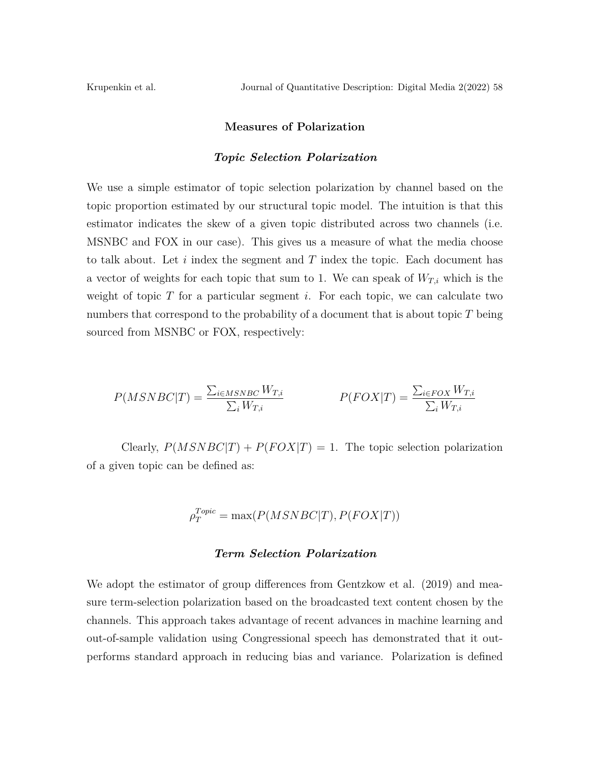## Measures of Polarization

### *Topic Selection Polarization*

We use a simple estimator of topic selection polarization by channel based on the topic proportion estimated by our structural topic model. The intuition is that this estimator indicates the skew of a given topic distributed across two channels (i.e. MSNBC and FOX in our case). This gives us a measure of what the media choose to talk about. Let $i$ index the segment and $T$ index the topic. Each document has a vector of weights for each topic that sum to 1. We can speak of $W_{T,i}$ which is the weight of topic $T$ for a particular segment $i$. For each topic, we can calculate two numbers that correspond to the probability of a document that is about topic $T$ being sourced from MSNBC or FOX, respectively:

$$P(MSNBC|T) = \frac{\sum_{i \in MSNBC} W_{T,i}}{\sum_i W_{T,i}} \qquad P(FOX|T) = \frac{\sum_{i \in FOX} W_{T,i}}{\sum_i W_{T,i}}$$

Clearly, $P(MSNBC|T) + P(FOX|T) = 1$. The topic selection polarization of a given topic can be defined as:

$$\rho_T^{Topic} = \max(P(MSNBC|T), P(FOX|T))$$

### *Term Selection Polarization*

We adopt the estimator of group differences from Gentzkow et al. (2019) and measure term-selection polarization based on the broadcasted text content chosen by the channels. This approach takes advantage of recent advances in machine learning and out-of-sample validation using Congressional speech has demonstrated that it outperforms standard approach in reducing bias and variance. Polarization is defined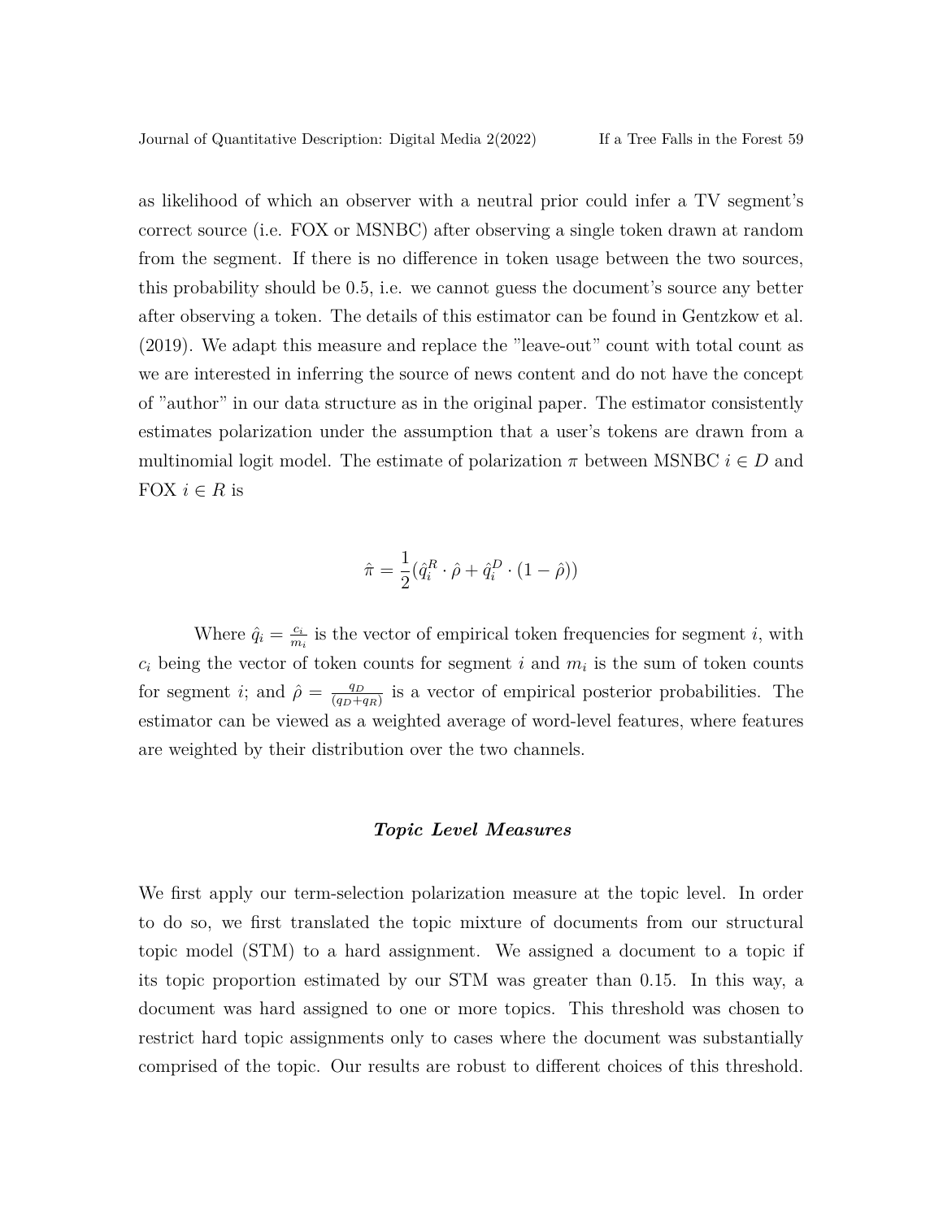as likelihood of which an observer with a neutral prior could infer a TV segment's correct source (i.e. FOX or MSNBC) after observing a single token drawn at random from the segment. If there is no difference in token usage between the two sources, this probability should be 0.5, i.e. we cannot guess the document's source any better after observing a token. The details of this estimator can be found in Gentzkow et al. (2019). We adapt this measure and replace the "leave-out" count with total count as we are interested in inferring the source of news content and do not have the concept of "author" in our data structure as in the original paper. The estimator consistently estimates polarization under the assumption that a user's tokens are drawn from a multinomial logit model. The estimate of polarization $\pi$ between MSNBC $i \in D$ and FOX $i \in R$ is

$$\hat{\pi} = \frac{1}{2}(\hat{q}_i^R \cdot \hat{\rho} + \hat{q}_i^D \cdot (1 - \hat{\rho}))$$

Where $\hat{q}_i = \frac{c_i}{m_i}$ is the vector of empirical token frequencies for segment $i$, with $c_i$ being the vector of token counts for segment $i$ and $m_i$ is the sum of token counts for segment $i$; and $\hat{\rho} = \frac{q_D}{(q_D+q_R)}$ is a vector of empirical posterior probabilities. The estimator can be viewed as a weighted average of word-level features, where features are weighted by their distribution over the two channels.

### *Topic Level Measures*

We first apply our term-selection polarization measure at the topic level. In order to do so, we first translated the topic mixture of documents from our structural topic model (STM) to a hard assignment. We assigned a document to a topic if its topic proportion estimated by our STM was greater than 0.15. In this way, a document was hard assigned to one or more topics. This threshold was chosen to restrict hard topic assignments only to cases where the document was substantially comprised of the topic. Our results are robust to different choices of this threshold.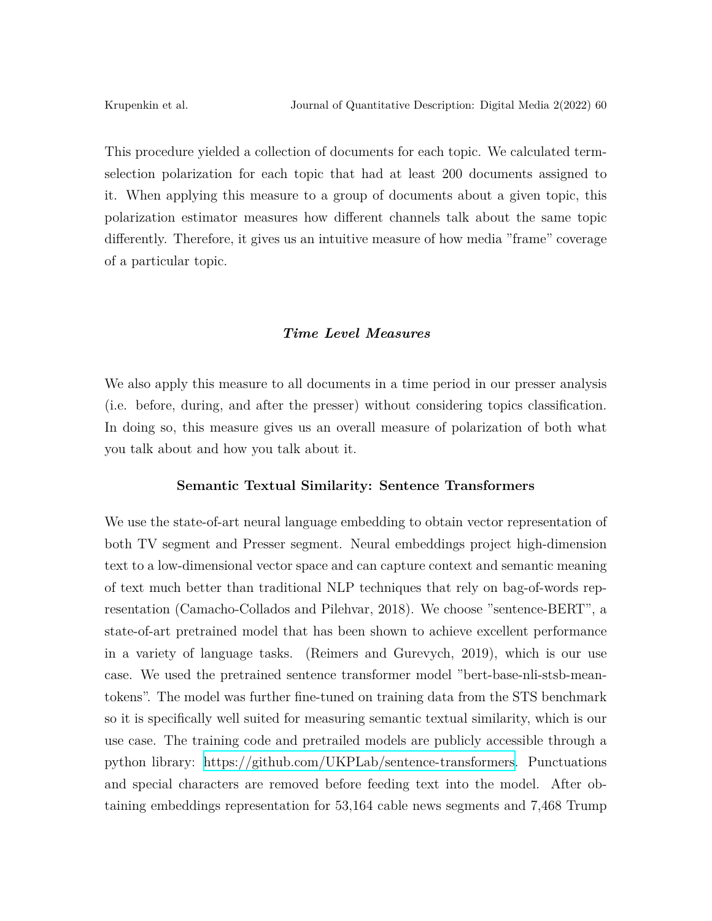This procedure yielded a collection of documents for each topic. We calculated term-selection polarization for each topic that had at least 200 documents assigned to it. When applying this measure to a group of documents about a given topic, this polarization estimator measures how different channels talk about the same topic differently. Therefore, it gives us an intuitive measure of how media "frame" coverage of a particular topic.

### *Time Level Measures*

We also apply this measure to all documents in a time period in our presser analysis (i.e. before, during, and after the presser) without considering topics classification. In doing so, this measure gives us an overall measure of polarization of both what you talk about and how you talk about it.

## Semantic Textual Similarity: Sentence Transformers

We use the state-of-art neural language embedding to obtain vector representation of both TV segment and Presser segment. Neural embeddings project high-dimension text to a low-dimensional vector space and can capture context and semantic meaning of text much better than traditional NLP techniques that rely on bag-of-words representation (Camacho-Collados and Pilehvar, 2018). We choose "sentence-BERT", a state-of-art pretrained model that has been shown to achieve excellent performance in a variety of language tasks. (Reimers and Gurevych, 2019), which is our use case. We used the pretrained sentence transformer model "bert-base-nli-stsb-mean-tokens". The model was further fine-tuned on training data from the STS benchmark so it is specifically well suited for measuring semantic textual similarity, which is our use case. The training code and pretrailed models are publicly accessible through a python library: https://github.com/UKPLab/sentence-transformers. Punctuations and special characters are removed before feeding text into the model. After obtaining embeddings representation for 53,164 cable news segments and 7,468 Trump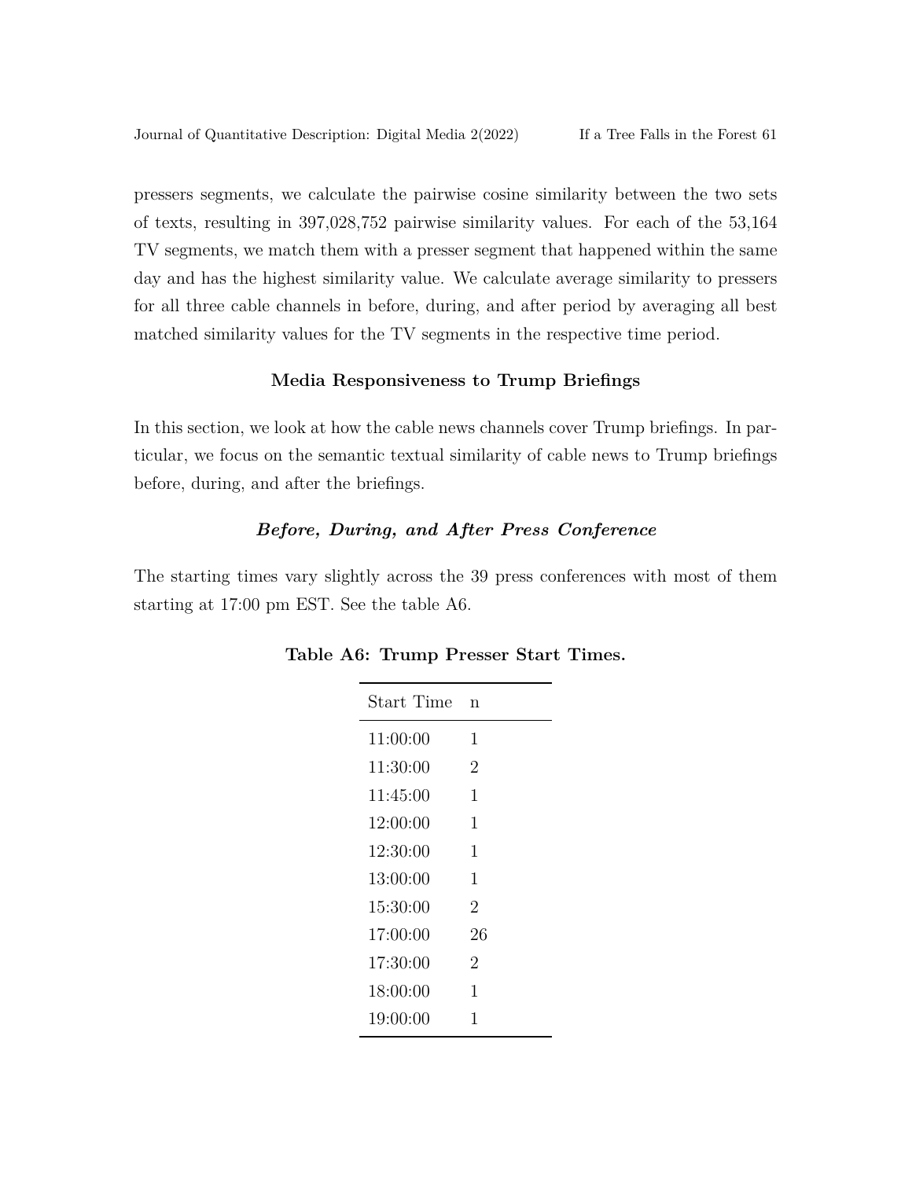pressers segments, we calculate the pairwise cosine similarity between the two sets of texts, resulting in 397,028,752 pairwise similarity values. For each of the 53,164 TV segments, we match them with a presser segment that happened within the same day and has the highest similarity value. We calculate average similarity to pressers for all three cable channels in before, during, and after period by averaging all best matched similarity values for the TV segments in the respective time period.

### Media Responsiveness to Trump Briefings

In this section, we look at how the cable news channels cover Trump briefings. In particular, we focus on the semantic textual similarity of cable news to Trump briefings before, during, and after the briefings.

#### *Before, During, and After Press Conference*

The starting times vary slightly across the 39 press conferences with most of them starting at 17:00 pm EST. See the table A6.

**Table A6: Trump Presser Start Times.**

| Start Time | n |
|---|---|
| 11:00:00 | 1 |
| 11:30:00 | 2 |
| 11:45:00 | 1 |
| 12:00:00 | 1 |
| 12:30:00 | 1 |
| 13:00:00 | 1 |
| 15:30:00 | 2 |
| 17:00:00 | 26 |
| 17:30:00 | 2 |
| 18:00:00 | 1 |
| 19:00:00 | 1 |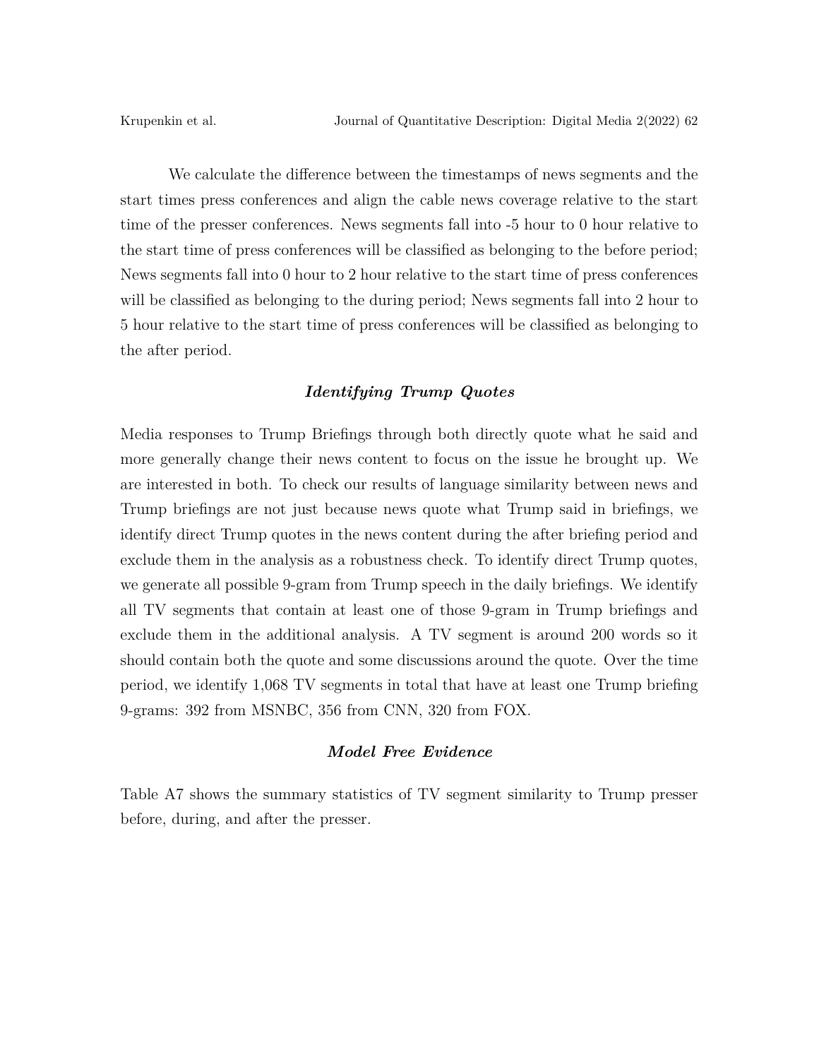We calculate the difference between the timestamps of news segments and the start times press conferences and align the cable news coverage relative to the start time of the presser conferences. News segments fall into -5 hour to 0 hour relative to the start time of press conferences will be classified as belonging to the before period; News segments fall into 0 hour to 2 hour relative to the start time of press conferences will be classified as belonging to the during period; News segments fall into 2 hour to 5 hour relative to the start time of press conferences will be classified as belonging to the after period.

### *Identifying Trump Quotes*

Media responses to Trump Briefings through both directly quote what he said and more generally change their news content to focus on the issue he brought up. We are interested in both. To check our results of language similarity between news and Trump briefings are not just because news quote what Trump said in briefings, we identify direct Trump quotes in the news content during the after briefing period and exclude them in the analysis as a robustness check. To identify direct Trump quotes, we generate all possible 9-gram from Trump speech in the daily briefings. We identify all TV segments that contain at least one of those 9-gram in Trump briefings and exclude them in the additional analysis. A TV segment is around 200 words so it should contain both the quote and some discussions around the quote. Over the time period, we identify 1,068 TV segments in total that have at least one Trump briefing 9-grams: 392 from MSNBC, 356 from CNN, 320 from FOX.

### *Model Free Evidence*

Table A7 shows the summary statistics of TV segment similarity to Trump presser before, during, and after the presser.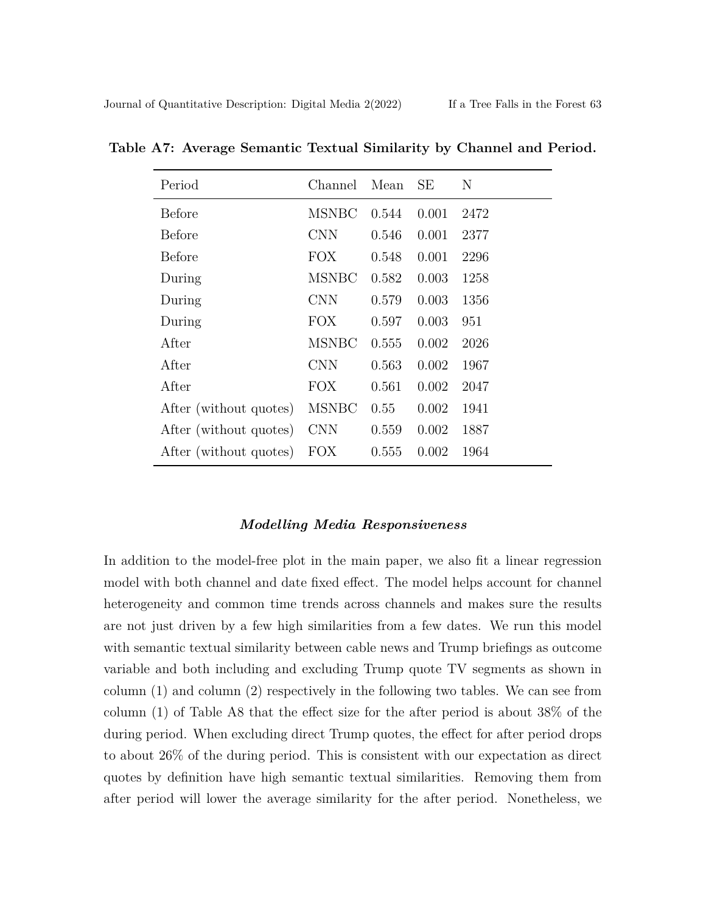**Table A7: Average Semantic Textual Similarity by Channel and Period.**

| Period | Channel | Mean | SE | N |
|---|---|---|---|---|
| Before | MSNBC | 0.544 | 0.001 | 2472 |
| Before | CNN | 0.546 | 0.001 | 2377 |
| Before | FOX | 0.548 | 0.001 | 2296 |
| During | MSNBC | 0.582 | 0.003 | 1258 |
| During | CNN | 0.579 | 0.003 | 1356 |
| During | FOX | 0.597 | 0.003 | 951 |
| After | MSNBC | 0.555 | 0.002 | 2026 |
| After | CNN | 0.563 | 0.002 | 1967 |
| After | FOX | 0.561 | 0.002 | 2047 |
| After (without quotes) | MSNBC | 0.55 | 0.002 | 1941 |
| After (without quotes) | CNN | 0.559 | 0.002 | 1887 |
| After (without quotes) | FOX | 0.555 | 0.002 | 1964 |

### *Modelling Media Responsiveness*

In addition to the model-free plot in the main paper, we also fit a linear regression model with both channel and date fixed effect. The model helps account for channel heterogeneity and common time trends across channels and makes sure the results are not just driven by a few high similarities from a few dates. We run this model with semantic textual similarity between cable news and Trump briefings as outcome variable and both including and excluding Trump quote TV segments as shown in column (1) and column (2) respectively in the following two tables. We can see from column (1) of Table A8 that the effect size for the after period is about 38% of the during period. When excluding direct Trump quotes, the effect for after period drops to about 26% of the during period. This is consistent with our expectation as direct quotes by definition have high semantic textual similarities. Removing them from after period will lower the average similarity for the after period. Nonetheless, we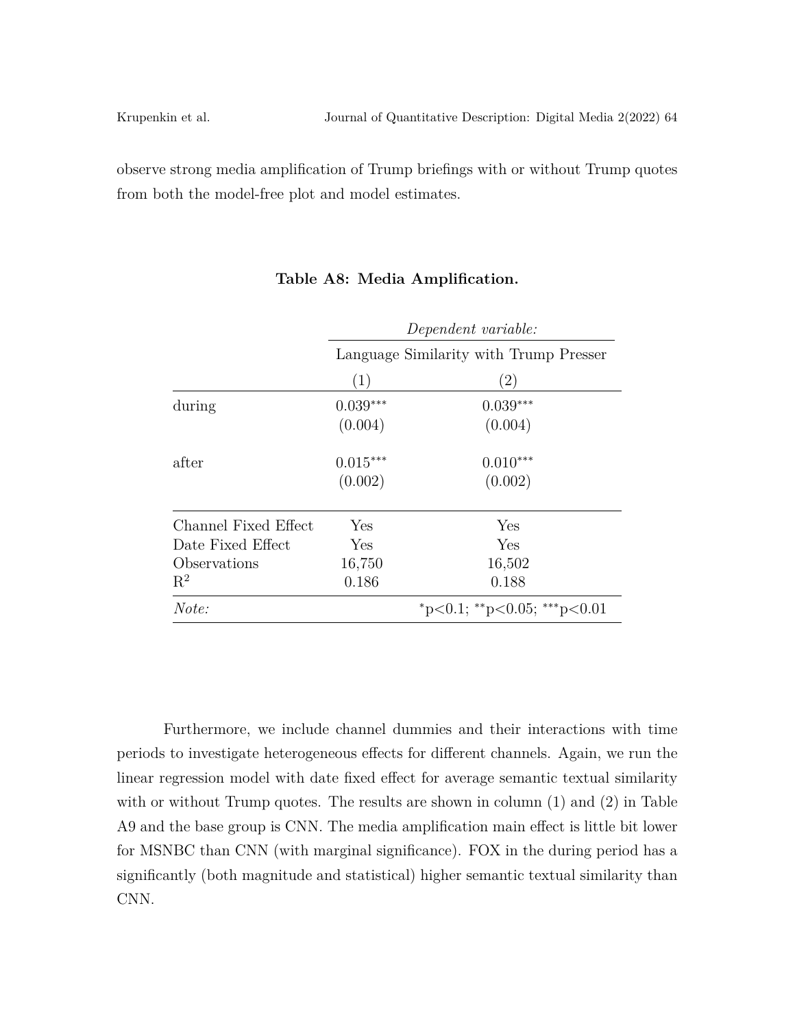observe strong media amplification of Trump briefings with or without Trump quotes from both the model-free plot and model estimates.

**Table A8: Media Amplification.**

| | *Dependent variable:* | |
|---|---|---|
| | Language Similarity with Trump Presser | |
| | (1) | (2) |
| during | 0.039*** | 0.039*** |
| | (0.004) | (0.004) |
| after | 0.015*** | 0.010*** |
| | (0.002) | (0.002) |
| Channel Fixed Effect | Yes | Yes |
| Date Fixed Effect | Yes | Yes |
| Observations | 16,750 | 16,502 |
| $R^2$ | 0.186 | 0.188 |
| *Note:* | | *p<0.1; **p<0.05; ***p<0.01 |

Furthermore, we include channel dummies and their interactions with time periods to investigate heterogeneous effects for different channels. Again, we run the linear regression model with date fixed effect for average semantic textual similarity with or without Trump quotes. The results are shown in column (1) and (2) in Table A9 and the base group is CNN. The media amplification main effect is little bit lower for MSNBC than CNN (with marginal significance). FOX in the during period has a significantly (both magnitude and statistical) higher semantic textual similarity than CNN.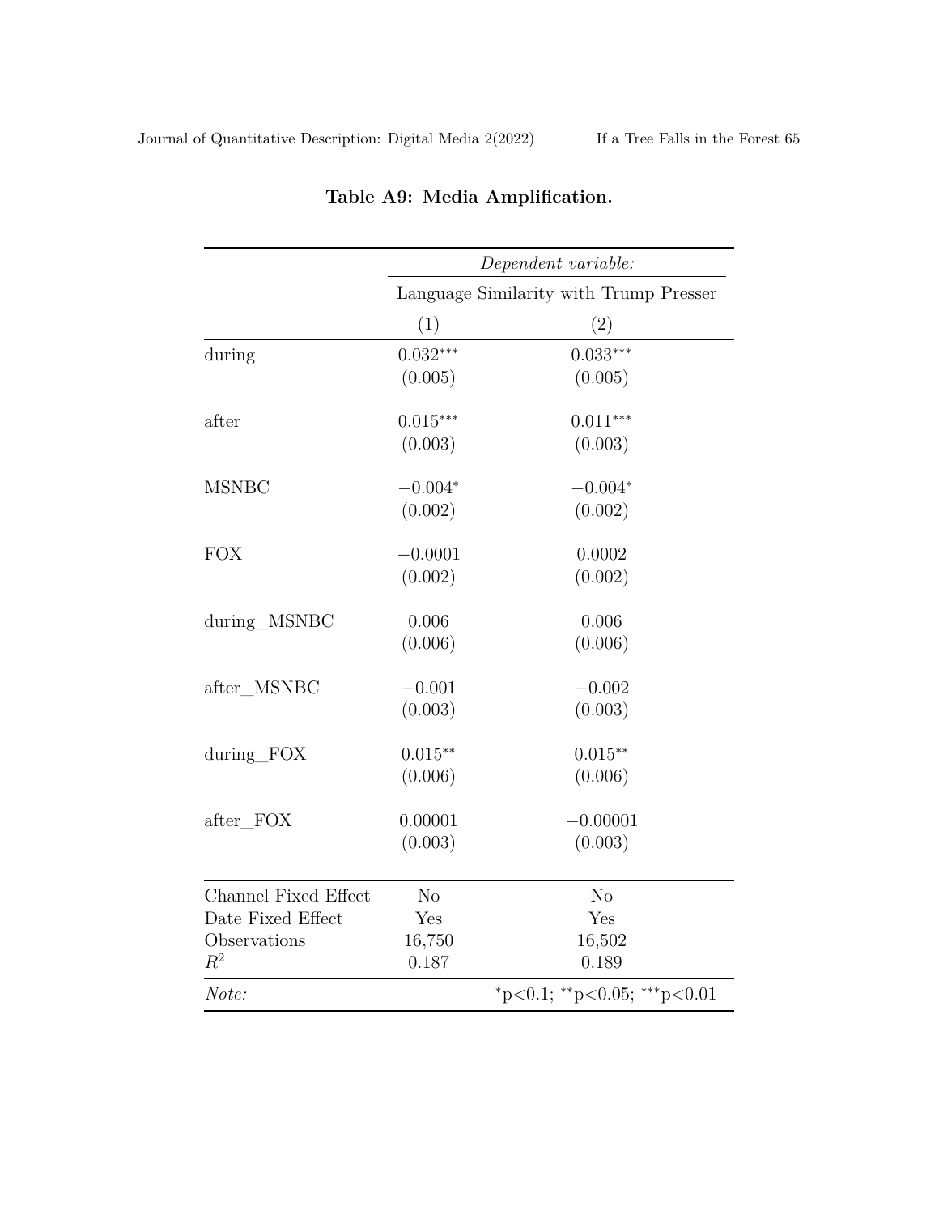**Table A9: Media Amplification.**

| | *Dependent variable:* | |
|---|---|---|
| | Language Similarity with Trump Presser | |
| | (1) | (2) |
| during | 0.032*** | 0.033*** |
| | (0.005) | (0.005) |
| after | 0.015*** | 0.011*** |
| | (0.003) | (0.003) |
| MSNBC | −0.004* | −0.004* |
| | (0.002) | (0.002) |
| FOX | −0.0001 | 0.0002 |
| | (0.002) | (0.002) |
| during_MSNBC | 0.006 | 0.006 |
| | (0.006) | (0.006) |
| after_MSNBC | −0.001 | −0.002 |
| | (0.003) | (0.003) |
| during_FOX | 0.015** | 0.015** |
| | (0.006) | (0.006) |
| after_FOX | 0.00001 | −0.00001 |
| | (0.003) | (0.003) |
| Channel Fixed Effect | No | No |
| Date Fixed Effect | Yes | Yes |
| Observations | 16,750 | 16,502 |
| $R^2$ | 0.187 | 0.189 |

*Note:* *p<0.1; **p<0.05; ***p<0.01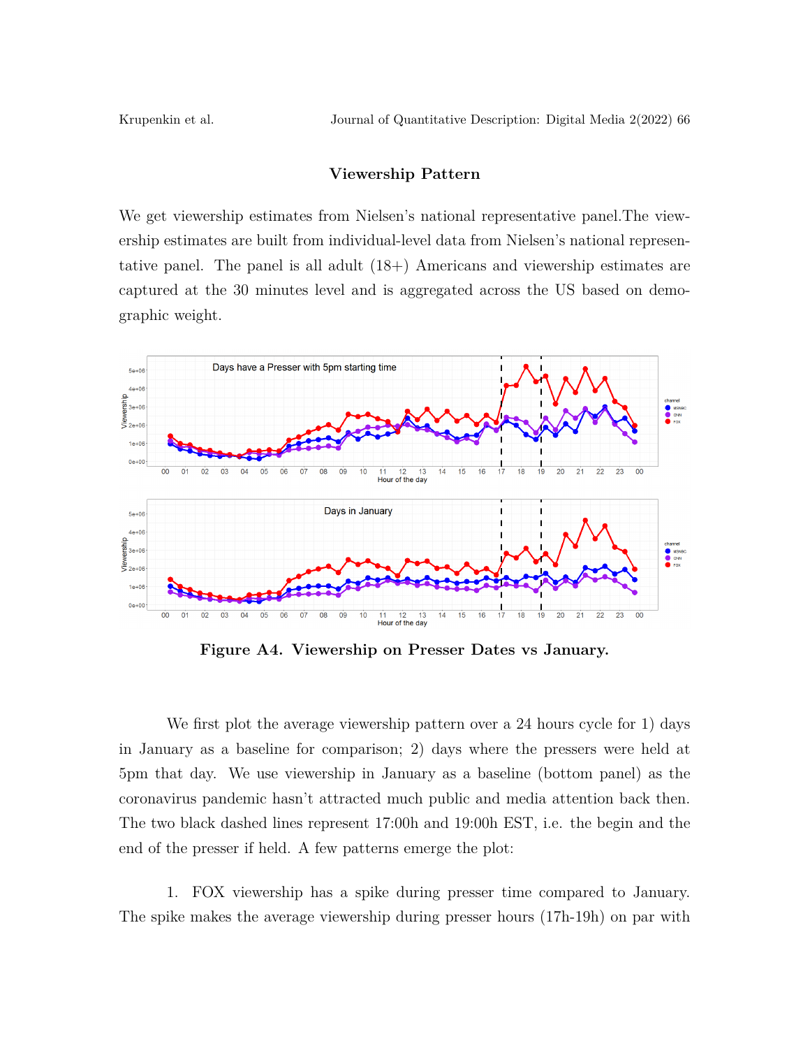## Viewership Pattern

We get viewership estimates from Nielsen's national representative panel.The viewership estimates are built from individual-level data from Nielsen's national representative panel. The panel is all adult (18+) Americans and viewership estimates are captured at the 30 minutes level and is aggregated across the US based on demographic weight.

**Figure A4. Viewership on Presser Dates vs January.**

We first plot the average viewership pattern over a 24 hours cycle for 1) days in January as a baseline for comparison; 2) days where the pressers were held at 5pm that day. We use viewership in January as a baseline (bottom panel) as the coronavirus pandemic hasn't attracted much public and media attention back then. The two black dashed lines represent 17:00h and 19:00h EST, i.e. the begin and the end of the presser if held. A few patterns emerge the plot:

1. FOX viewership has a spike during presser time compared to January. The spike makes the average viewership during presser hours (17h-19h) on par with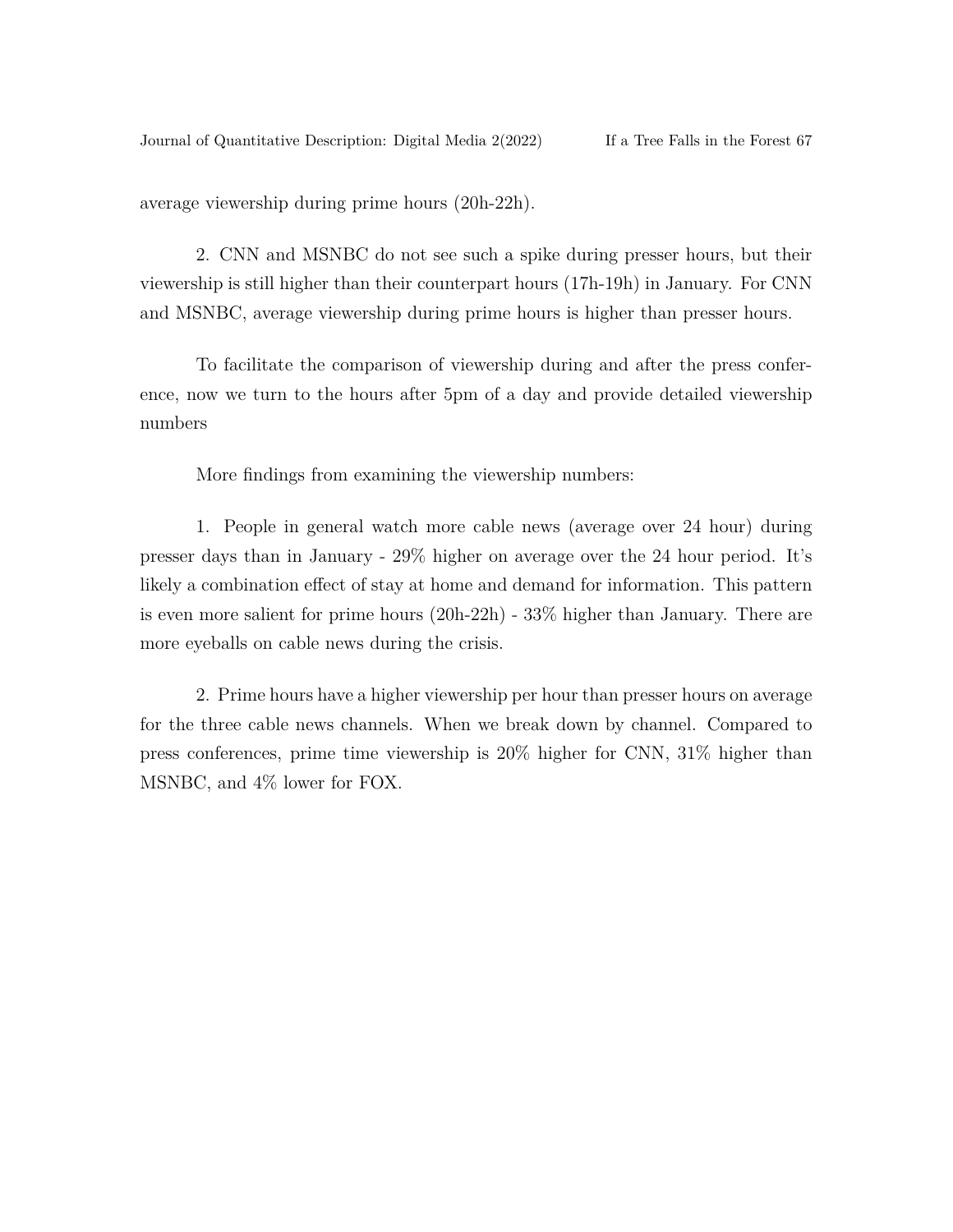average viewership during prime hours (20h-22h).

2. CNN and MSNBC do not see such a spike during presser hours, but their viewership is still higher than their counterpart hours (17h-19h) in January. For CNN and MSNBC, average viewership during prime hours is higher than presser hours.

To facilitate the comparison of viewership during and after the press conference, now we turn to the hours after 5pm of a day and provide detailed viewership numbers

More findings from examining the viewership numbers:

1. People in general watch more cable news (average over 24 hour) during presser days than in January - 29% higher on average over the 24 hour period. It's likely a combination effect of stay at home and demand for information. This pattern is even more salient for prime hours (20h-22h) - 33% higher than January. There are more eyeballs on cable news during the crisis.

2. Prime hours have a higher viewership per hour than presser hours on average for the three cable news channels. When we break down by channel. Compared to press conferences, prime time viewership is 20% higher for CNN, 31% higher than MSNBC, and 4% lower for FOX.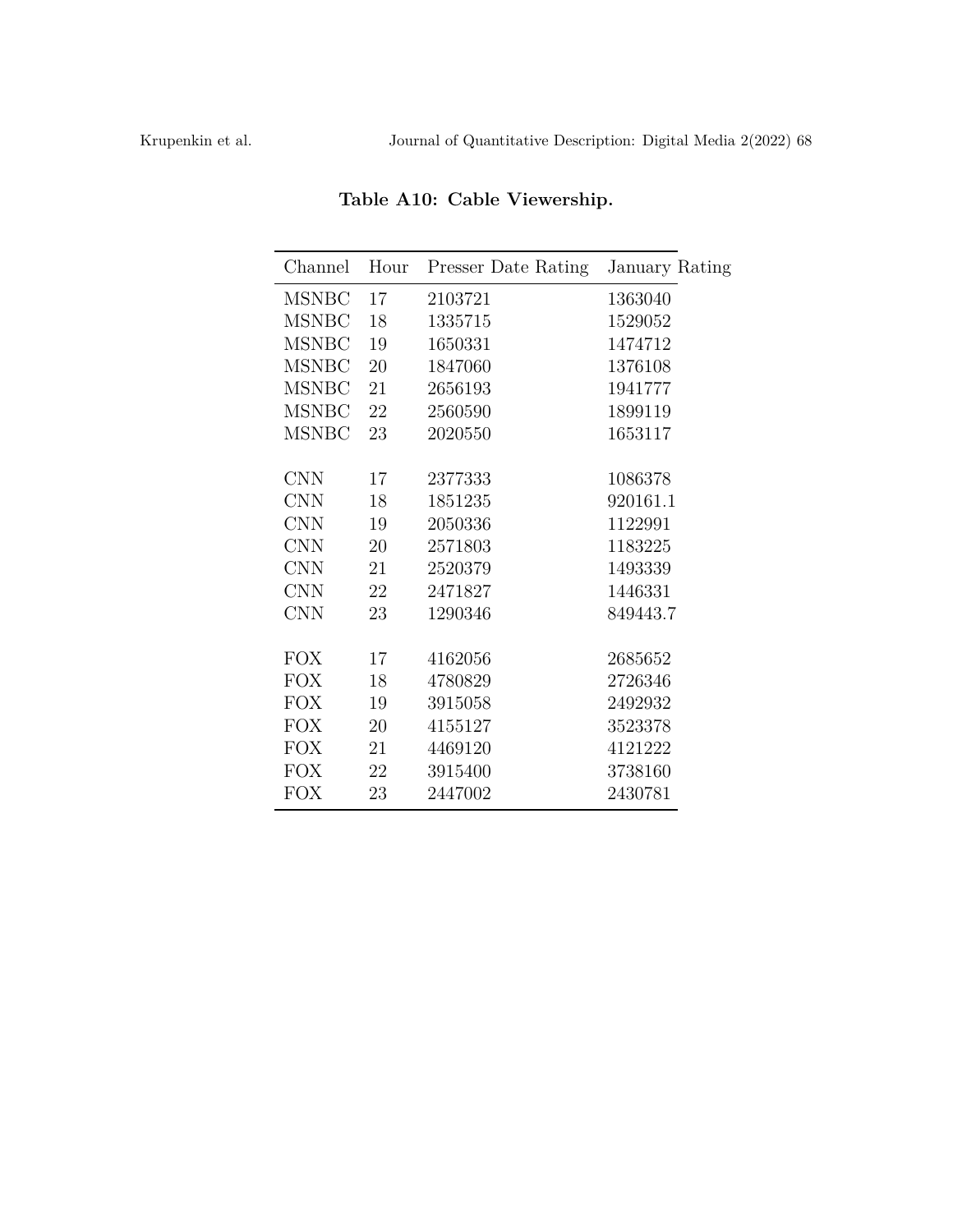**Table A10: Cable Viewership.**

| Channel | Hour | Presser Date Rating | January Rating |
|---|---|---|---|
| MSNBC | 17 | 2103721 | 1363040 |
| MSNBC | 18 | 1335715 | 1529052 |
| MSNBC | 19 | 1650331 | 1474712 |
| MSNBC | 20 | 1847060 | 1376108 |
| MSNBC | 21 | 2656193 | 1941777 |
| MSNBC | 22 | 2560590 | 1899119 |
| MSNBC | 23 | 2020550 | 1653117 |
| | | | |
| CNN | 17 | 2377333 | 1086378 |
| CNN | 18 | 1851235 | 920161.1 |
| CNN | 19 | 2050336 | 1122991 |
| CNN | 20 | 2571803 | 1183225 |
| CNN | 21 | 2520379 | 1493339 |
| CNN | 22 | 2471827 | 1446331 |
| CNN | 23 | 1290346 | 849443.7 |
| | | | |
| FOX | 17 | 4162056 | 2685652 |
| FOX | 18 | 4780829 | 2726346 |
| FOX | 19 | 3915058 | 2492932 |
| FOX | 20 | 4155127 | 3523378 |
| FOX | 21 | 4469120 | 4121222 |
| FOX | 22 | 3915400 | 3738160 |
| FOX | 23 | 2447002 | 2430781 |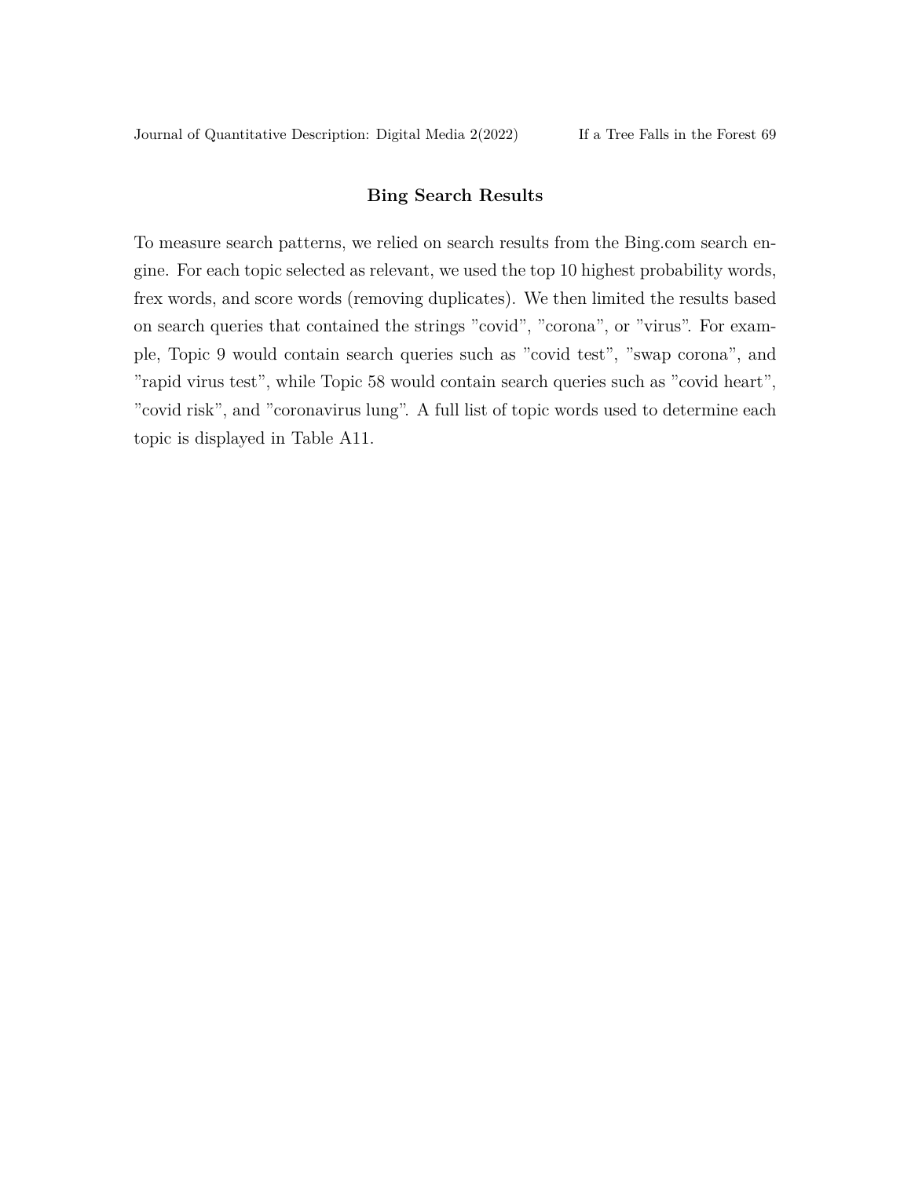## Bing Search Results

To measure search patterns, we relied on search results from the Bing.com search engine. For each topic selected as relevant, we used the top 10 highest probability words, frex words, and score words (removing duplicates). We then limited the results based on search queries that contained the strings "covid", "corona", or "virus". For example, Topic 9 would contain search queries such as "covid test", "swap corona", and "rapid virus test", while Topic 58 would contain search queries such as "covid heart", "covid risk", and "coronavirus lung". A full list of topic words used to determine each topic is displayed in Table A11.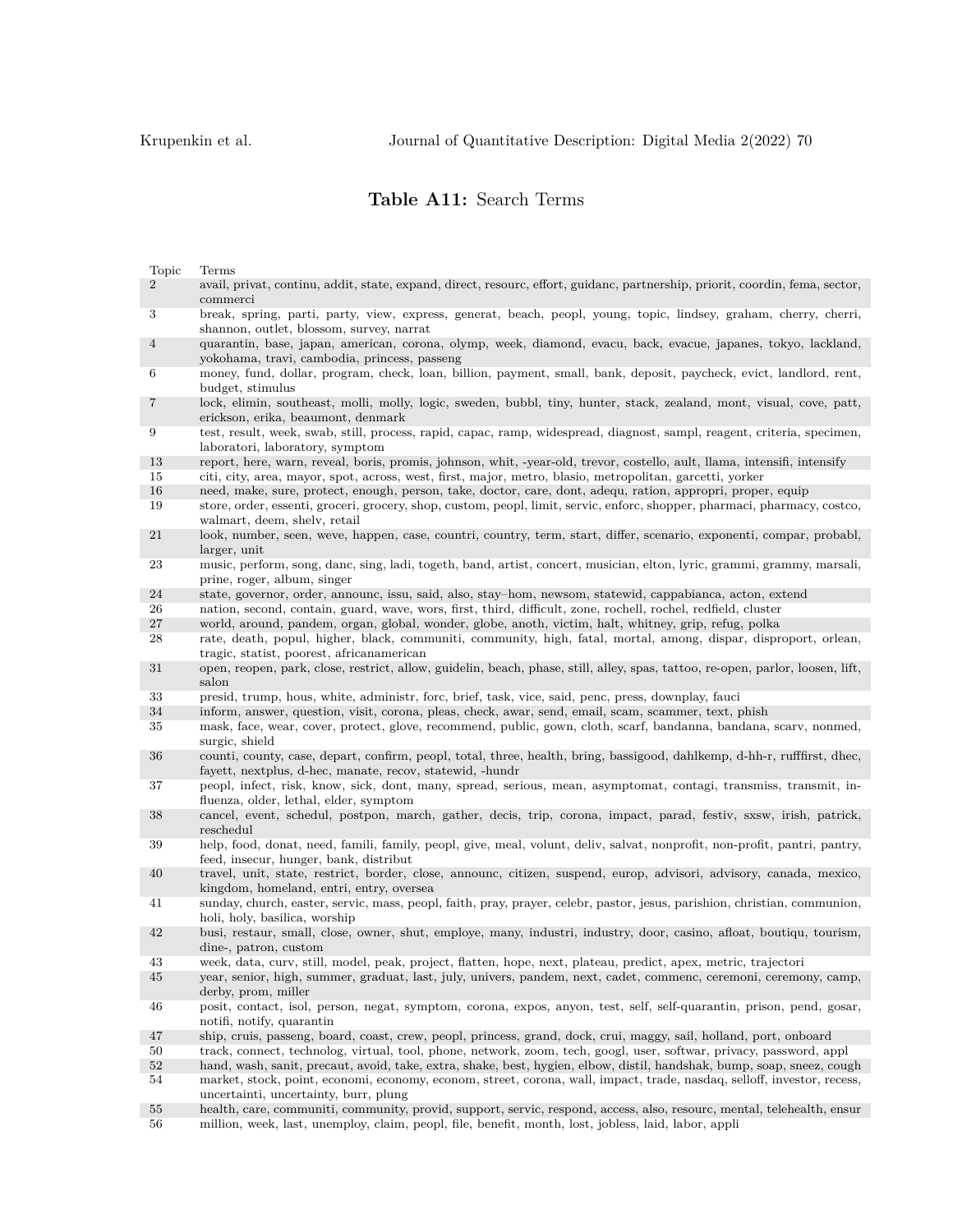**Table A11:** Search Terms

| Topic | Terms |
|---|---|
| 2 | avail, privat, continu, addit, state, expand, direct, resourc, effort, guidanc, partnership, priorit, coordin, fema, sector, commerci |
| 3 | break, spring, parti, party, view, express, generat, beach, peopl, young, topic, lindsey, graham, cherry, cherri, shannon, outlet, blossom, survey, narrat |
| 4 | quarantin, base, japan, american, corona, olymp, week, diamond, evacu, back, evacue, japanes, tokyo, lackland, yokohama, travi, cambodia, princess, passeng |
| 6 | money, fund, dollar, program, check, loan, billion, payment, small, bank, deposit, paycheck, evict, landlord, rent, budget, stimulus |
| 7 | lock, elimin, southeast, molli, molly, logic, sweden, bubbl, tiny, hunter, stack, zealand, mont, visual, cove, patt, erickson, erika, beaumont, denmark |
| 9 | test, result, week, swab, still, process, rapid, capac, ramp, widespread, diagnost, sampl, reagent, criteria, specimen, laboratori, laboratory, symptom |
| 13 | report, here, warn, reveal, boris, promis, johnson, whit, -year-old, trevor, costello, ault, llama, intensifi, intensify |
| 15 | citi, city, area, mayor, spot, across, west, first, major, metro, blasio, metropolitan, garcetti, yorker |
| 16 | need, make, sure, protect, enough, person, take, doctor, care, dont, adequ, ration, appropri, proper, equip |
| 19 | store, order, essenti, groceri, grocery, shop, custom, peopl, limit, servic, enforc, shopper, pharmaci, pharmacy, costco, walmart, deem, shelv, retail |
| 21 | look, number, seen, weve, happen, case, countri, country, term, start, differ, scenario, exponenti, compar, probabl, larger, unit |
| 23 | music, perform, song, danc, sing, ladi, togeth, band, artist, concert, musician, elton, lyric, grammi, grammy, marsali, prine, roger, album, singer |
| 24 | state, governor, order, announc, issu, said, also, stay–hom, newsom, statewid, cappabianca, acton, extend |
| 26 | nation, second, contain, guard, wave, wors, first, third, difficult, zone, rochell, rochel, redfield, cluster |
| 27 | world, around, pandem, organ, global, wonder, globe, anoth, victim, halt, whitney, grip, refug, polka |
| 28 | rate, death, popul, higher, black, communiti, community, high, fatal, mortal, among, dispar, disproport, orlean, tragic, statist, poorest, africanamerican |
| 31 | open, reopen, park, close, restrict, allow, guidelin, beach, phase, still, alley, spas, tattoo, re-open, parlor, loosen, lift, salon |
| 33 | presid, trump, hous, white, administr, forc, brief, task, vice, said, penc, press, downplay, fauci |
| 34 | inform, answer, question, visit, corona, pleas, check, awar, send, email, scam, scammer, text, phish |
| 35 | mask, face, wear, cover, protect, glove, recommend, public, gown, cloth, scarf, bandanna, bandana, scarv, nonmed, surgic, shield |
| 36 | counti, county, case, depart, confirm, peopl, total, three, health, bring, bassigood, dahlkemp, d-hh-r, rufffirst, dhec, fayett, nextplus, d-hec, manate, recov, statewid, -hundr |
| 37 | peopl, infect, risk, know, sick, dont, many, spread, serious, mean, asymptomat, contagi, transmiss, transmit, influenza, older, lethal, elder, symptom |
| 38 | cancel, event, schedul, postpon, march, gather, decis, trip, corona, impact, parad, festiv, sxsw, irish, patrick, reschedul |
| 39 | help, food, donat, need, famili, family, peopl, give, meal, volunt, deliv, salvat, nonprofit, non-profit, pantri, pantry, feed, insecur, hunger, bank, distribut |
| 40 | travel, unit, state, restrict, border, close, announc, citizen, suspend, europ, advisori, advisory, canada, mexico, kingdom, homeland, entri, entry, oversea |
| 41 | sunday, church, easter, servic, mass, peopl, faith, pray, prayer, celebr, pastor, jesus, parishion, christian, communion, holi, holy, basilica, worship |
| 42 | busi, restaur, small, close, owner, shut, employe, many, industri, industry, door, casino, afloat, boutiqu, tourism, dine-, patron, custom |
| 43 | week, data, curv, still, model, peak, project, flatten, hope, next, plateau, predict, apex, metric, trajectori |
| 45 | year, senior, high, summer, graduat, last, july, univers, pandem, next, cadet, commenc, ceremoni, ceremony, camp, derby, prom, miller |
| 46 | posit, contact, isol, person, negat, symptom, corona, expos, anyon, test, self, self-quarantin, prison, pend, gosar, notifi, notify, quarantin |
| 47 | ship, cruis, passeng, board, coast, crew, peopl, princess, grand, dock, crui, maggy, sail, holland, port, onboard |
| 50 | track, connect, technolog, virtual, tool, phone, network, zoom, tech, googl, user, softwar, privacy, password, appl |
| 52 | hand, wash, sanit, precaut, avoid, take, extra, shake, best, hygien, elbow, distil, handshak, bump, soap, sneez, cough |
| 54 | market, stock, point, economi, economy, econom, street, corona, wall, impact, trade, nasdaq, selloff, investor, recess, uncertainti, uncertainty, burr, plung |
| 55 | health, care, communiti, community, provid, support, servic, respond, access, also, resourc, mental, telehealth, ensur |
| 56 | million, week, last, unemploy, claim, peopl, file, benefit, month, lost, jobless, laid, labor, appli |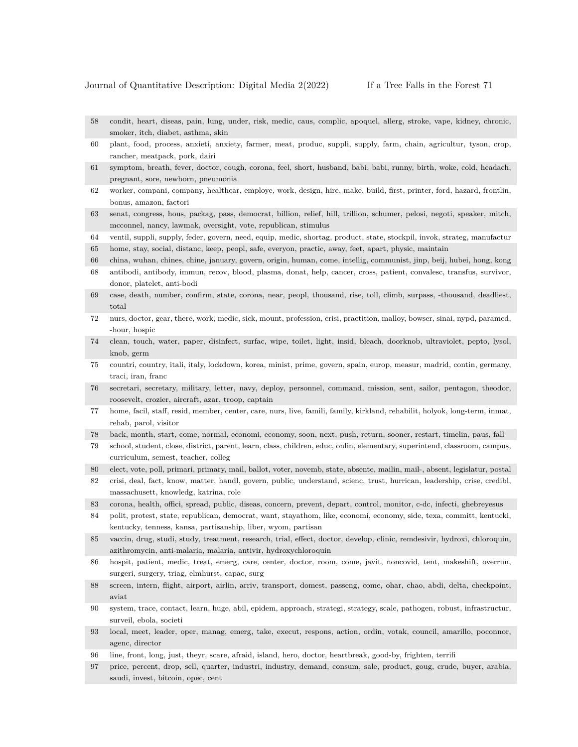| | |
|---|---|
| 58 | condit, heart, diseas, pain, lung, under, risk, medic, caus, complic, apoquel, allerg, stroke, vape, kidney, chronic, smoker, itch, diabet, asthma, skin |
| 60 | plant, food, process, anxieti, anxiety, farmer, meat, produc, suppli, supply, farm, chain, agricultur, tyson, crop, rancher, meatpack, pork, dairi |
| 61 | symptom, breath, fever, doctor, cough, corona, feel, short, husband, babi, babi, runny, birth, woke, cold, headach, pregnant, sore, newborn, pneumonia |
| 62 | worker, compani, company, healthcar, employe, work, design, hire, make, build, first, printer, ford, hazard, frontlin, bonus, amazon, factori |
| 63 | senat, congress, hous, packag, pass, democrat, billion, relief, hill, trillion, schumer, pelosi, negoti, speaker, mitch, mcconnel, nancy, lawmak, oversight, vote, republican, stimulus |
| 64 | ventil, suppli, supply, feder, govern, need, equip, medic, shortag, product, state, stockpil, invok, strateg, manufactur |
| 65 | home, stay, social, distanc, keep, peopl, safe, everyon, practic, away, feet, apart, physic, maintain |
| 66 | china, wuhan, chines, chine, january, govern, origin, human, come, intellig, communist, jinp, beij, hubei, hong, kong |
| 68 | antibodi, antibody, immun, recov, blood, plasma, donat, help, cancer, cross, patient, convalesc, transfus, survivor, donor, platelet, anti-bodi |
| 69 | case, death, number, confirm, state, corona, near, peopl, thousand, rise, toll, climb, surpass, -thousand, deadliest, total |
| 72 | nurs, doctor, gear, there, work, medic, sick, mount, profession, crisi, practition, malloy, bowser, sinai, nypd, paramed, -hour, hospic |
| 74 | clean, touch, water, paper, disinfect, surfac, wipe, toilet, light, insid, bleach, doorknob, ultraviolet, pepto, lysol, knob, germ |
| 75 | countri, country, itali, italy, lockdown, korea, minist, prime, govern, spain, europ, measur, madrid, contin, germany, traci, iran, franc |
| 76 | secretari, secretary, military, letter, navy, deploy, personnel, command, mission, sent, sailor, pentagon, theodor, roosevelt, crozier, aircraft, azar, troop, captain |
| 77 | home, facil, staff, resid, member, center, care, nurs, live, famili, family, kirkland, rehabilit, holyok, long-term, inmat, rehab, parol, visitor |
| 78 | back, month, start, come, normal, economi, economy, soon, next, push, return, sooner, restart, timelin, paus, fall |
| 79 | school, student, close, district, parent, learn, class, children, educ, onlin, elementary, superintend, classroom, campus, curriculum, semest, teacher, colleg |
| 80 | elect, vote, poll, primari, primary, mail, ballot, voter, novemb, state, absente, mailin, mail-, absent, legislatur, postal |
| 82 | crisi, deal, fact, know, matter, handl, govern, public, understand, scienc, trust, hurrican, leadership, crise, credibl, massachusett, knowledg, katrina, role |
| 83 | corona, health, offici, spread, public, diseas, concern, prevent, depart, control, monitor, c-dc, infecti, ghebreyesus |
| 84 | polit, protest, state, republican, democrat, want, stayathom, like, economi, economy, side, texa, committ, kentucki, kentucky, tenness, kansa, partisanship, liber, wyom, partisan |
| 85 | vaccin, drug, studi, study, treatment, research, trial, effect, doctor, develop, clinic, remdesivir, hydroxi, chloroquin, azithromycin, anti-malaria, malaria, antivir, hydroxychloroquin |
| 86 | hospit, patient, medic, treat, emerg, care, center, doctor, room, come, javit, noncovid, tent, makeshift, overrun, surgeri, surgery, triag, elmhurst, capac, surg |
| 88 | screen, intern, flight, airport, airlin, arriv, transport, domest, passeng, come, ohar, chao, abdi, delta, checkpoint, aviat |
| 90 | system, trace, contact, learn, huge, abil, epidem, approach, strategi, strategy, scale, pathogen, robust, infrastructur, surveil, ebola, societi |
| 93 | local, meet, leader, oper, manag, emerg, take, execut, respons, action, ordin, votak, council, amarillo, poconnor, agenc, director |
| 96 | line, front, long, just, theyr, scare, afraid, island, hero, doctor, heartbreak, good-by, frighten, terrifi |
| 97 | price, percent, drop, sell, quarter, industri, industry, demand, consum, sale, product, goug, crude, buyer, arabia, saudi, invest, bitcoin, opec, cent |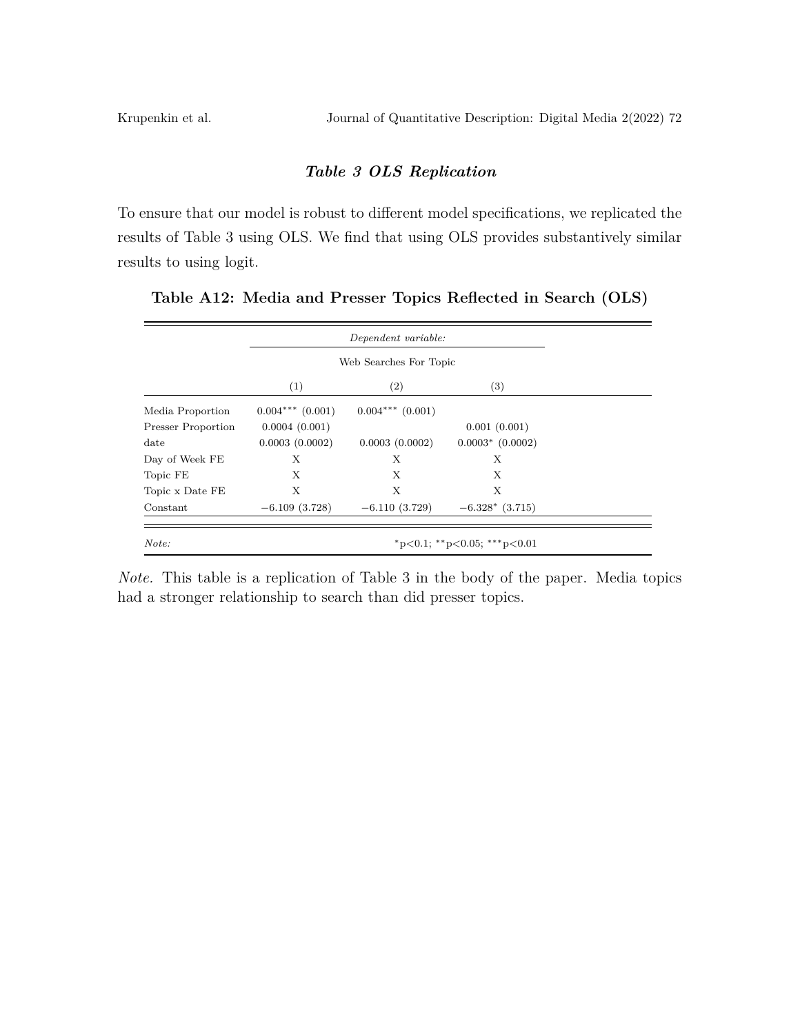### *Table 3 OLS Replication*

To ensure that our model is robust to different model specifications, we replicated the results of Table 3 using OLS. We find that using OLS provides substantively similar results to using logit.

**Table A12: Media and Presser Topics Reflected in Search (OLS)**

| | *Dependent variable:* | | |
|---|---|---|---|
| | Web Searches For Topic | | |
| | (1) | (2) | (3) |
| Media Proportion | $0.004^{***}$ (0.001) | $0.004^{***}$ (0.001) | |
| Presser Proportion | 0.0004 (0.001) | | 0.001 (0.001) |
| date | 0.0003 (0.0002) | 0.0003 (0.0002) | $0.0003^{*}$ (0.0002) |
| Day of Week FE | X | X | X |
| Topic FE | X | X | X |
| Topic x Date FE | X | X | X |
| Constant | −6.109 (3.728) | −6.110 (3.729) | $-6.328^{*}$ (3.715) |
| *Note:* | | | $^{*}$p<0.1; $^{**}$p<0.05; $^{***}$p<0.01 |

*Note.* This table is a replication of Table 3 in the body of the paper. Media topics had a stronger relationship to search than did presser topics.